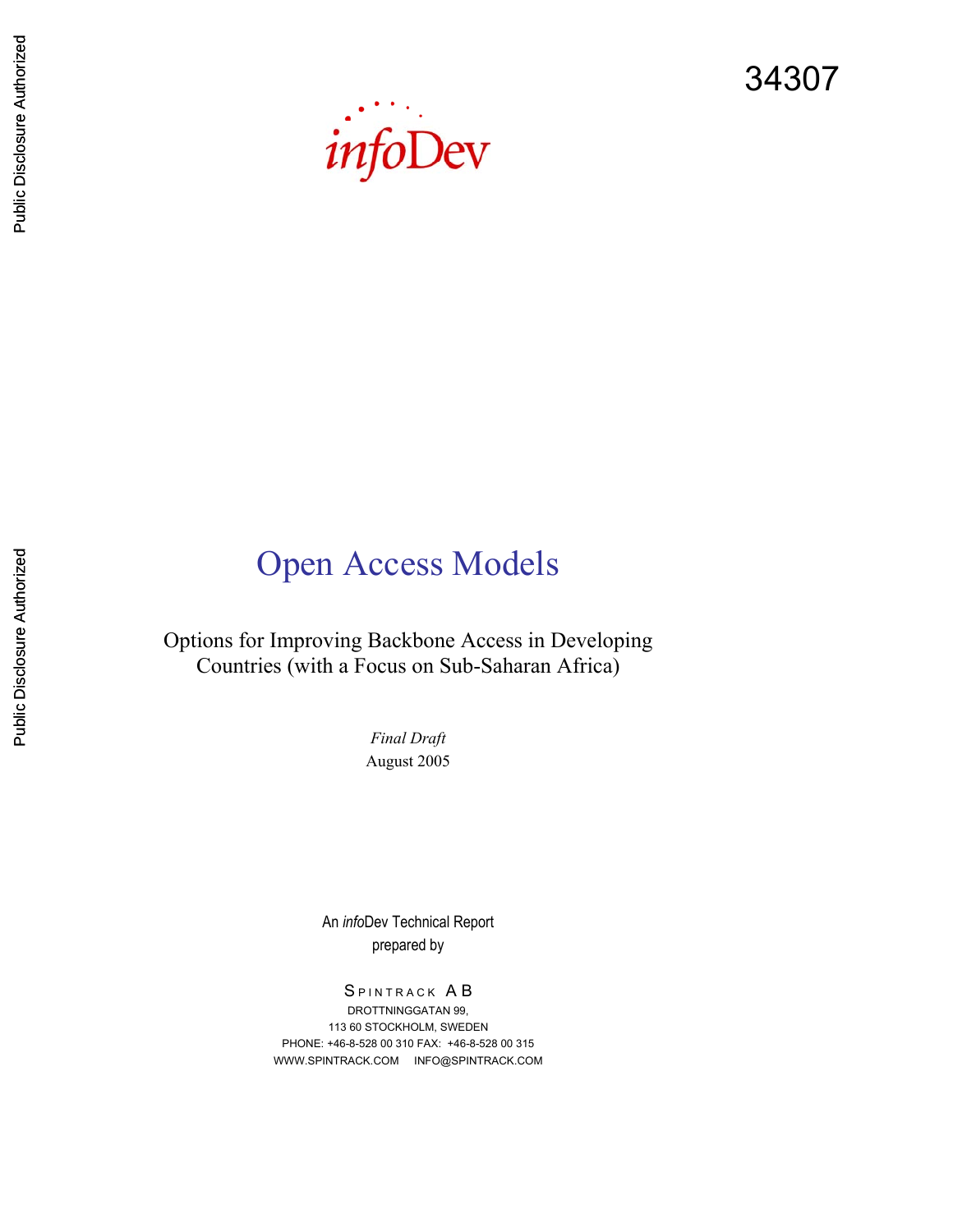34307

*info*Dev

# Open Access Models

Options for Improving Backbone Access in Developing Countries (with a Focus on Sub-Saharan Africa)

*Final Draft*

August 2005

An *info*Dev Technical Report

prepared by

SPINTRACK AB

DROTTNINGGATAN 99,

113 60 STOCKHOLM, SWEDEN

PHONE: +46-8-528 00 310 FAX: +46-8-528 00 315

WWW.SPINTRACK.COM INFO@SPINTRACK.COM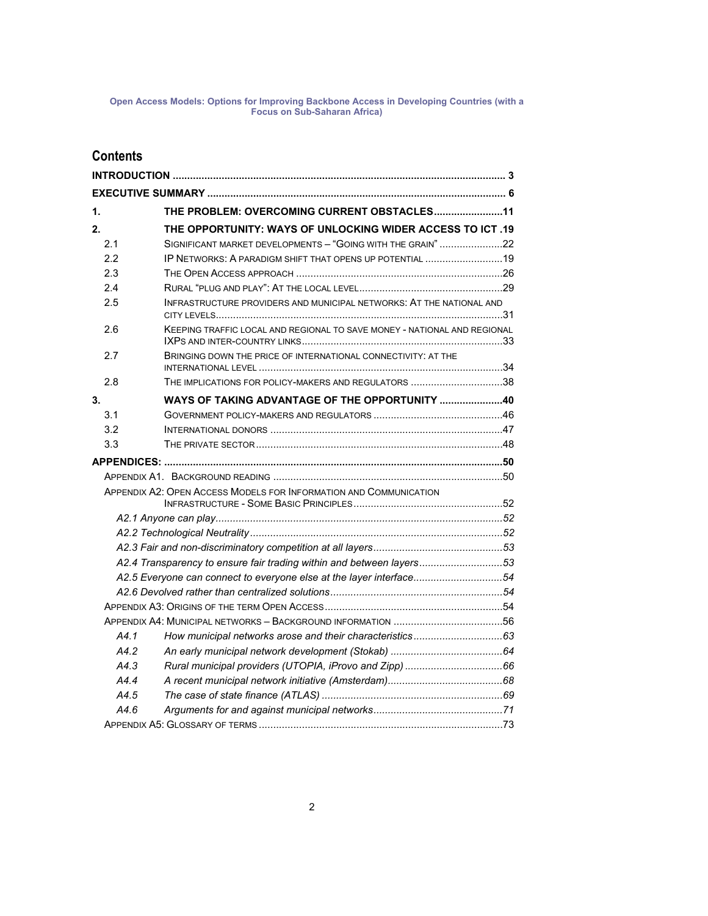## Contents

**INTRODUCTION** .................................................................................................................. 3

**EXECUTIVE SUMMARY** ...................................................................................................... 6

**1. THE PROBLEM: OVERCOMING CURRENT OBSTACLES** ........................11

**2. THE OPPORTUNITY: WAYS OF UNLOCKING WIDER ACCESS TO ICT** .19

- 2.1 SIGNIFICANT MARKET DEVELOPMENTS – "GOING WITH THE GRAIN" ......................22
- 2.2 IP NETWORKS: A PARADIGM SHIFT THAT OPENS UP POTENTIAL ...........................19
- 2.3 THE OPEN ACCESS APPROACH ........................................................................26
- 2.4 RURAL "PLUG AND PLAY": AT THE LOCAL LEVEL..................................................29
- 2.5 INFRASTRUCTURE PROVIDERS AND MUNICIPAL NETWORKS: AT THE NATIONAL AND CITY LEVELS...................................................................................................31
- 2.6 KEEPING TRAFFIC LOCAL AND REGIONAL TO SAVE MONEY - NATIONAL AND REGIONAL IXPS AND INTER-COUNTRY LINKS.....................................................................33
- 2.7 BRINGING DOWN THE PRICE OF INTERNATIONAL CONNECTIVITY: AT THE INTERNATIONAL LEVEL ....................................................................................34
- 2.8 THE IMPLICATIONS FOR POLICY-MAKERS AND REGULATORS ................................38

**3. WAYS OF TAKING ADVANTAGE OF THE OPPORTUNITY** ......................40

- 3.1 GOVERNMENT POLICY-MAKERS AND REGULATORS .............................................46
- 3.2 INTERNATIONAL DONORS .................................................................................47
- 3.3 THE PRIVATE SECTOR......................................................................................48

**APPENDICES:** .....................................................................................................................50

- APPENDIX A1. BACKGROUND READING ................................................................................50
- APPENDIX A2: OPEN ACCESS MODELS FOR INFORMATION AND COMMUNICATION INFRASTRUCTURE - SOME BASIC PRINCIPLES...................................................52
  - *A2.1 Anyone can play*...................................................................................................52
  - *A2.2 Technological Neutrality*.......................................................................................52
  - *A2.3 Fair and non-discriminatory competition at all layers*.............................................53
  - *A2.4 Transparency to ensure fair trading within and between layers*............................53
  - *A2.5 Everyone can connect to everyone else at the layer interface*...............................54
  - *A2.6 Devolved rather than centralized solutions*............................................................54
- APPENDIX A3: ORIGINS OF THE TERM OPEN ACCESS.............................................................54
- APPENDIX A4: MUNICIPAL NETWORKS – BACKGROUND INFORMATION ......................................56
  - *A4.1 How municipal networks arose and their characteristics*...............................63
  - *A4.2 An early municipal network development (Stokab)* .......................................64
  - *A4.3 Rural municipal providers (UTOPIA, iProvo and Zipp)* ..................................66
  - *A4.4 A recent municipal network initiative (Amsterdam)*........................................68
  - *A4.5 The case of state finance (ATLAS)* ...............................................................69
  - *A4.6 Arguments for and against municipal networks*.............................................71
- APPENDIX A5: GLOSSARY OF TERMS .....................................................................................73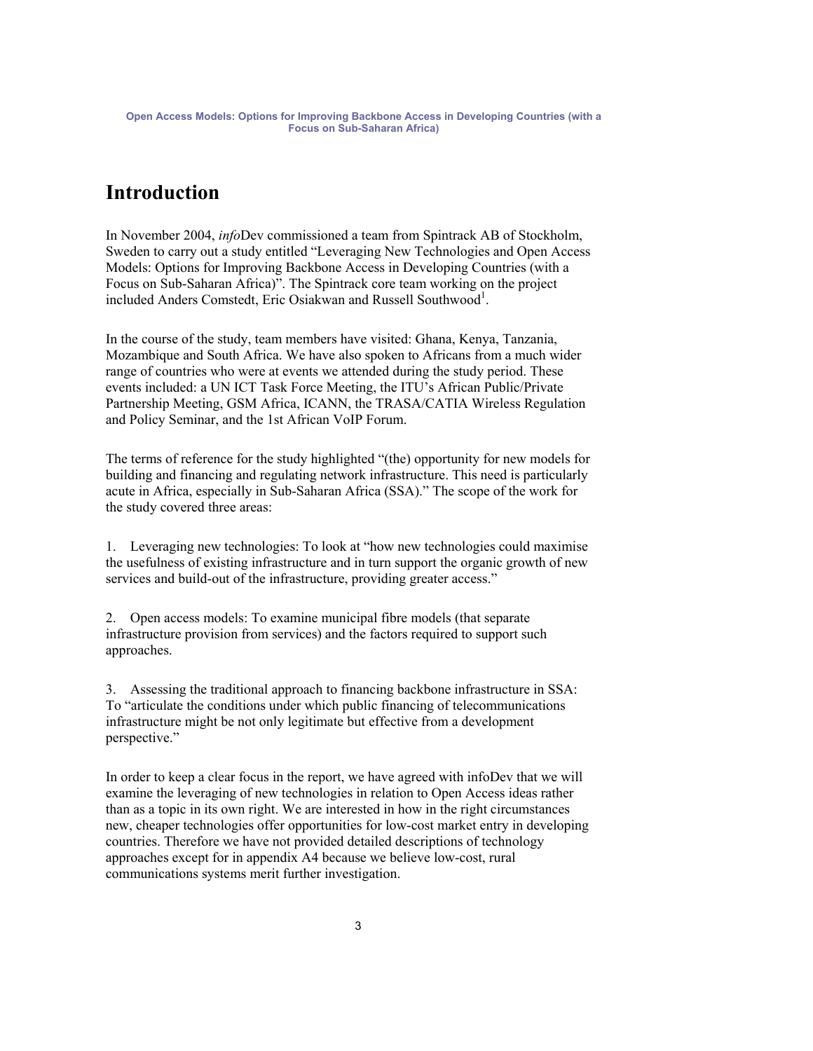# Introduction

In November 2004, *info*Dev commissioned a team from Spintrack AB of Stockholm, Sweden to carry out a study entitled "Leveraging New Technologies and Open Access Models: Options for Improving Backbone Access in Developing Countries (with a Focus on Sub-Saharan Africa)". The Spintrack core team working on the project included Anders Comstedt, Eric Osiakwan and Russell Southwood[1].

In the course of the study, team members have visited: Ghana, Kenya, Tanzania, Mozambique and South Africa. We have also spoken to Africans from a much wider range of countries who were at events we attended during the study period. These events included: a UN ICT Task Force Meeting, the ITU's African Public/Private Partnership Meeting, GSM Africa, ICANN, the TRASA/CATIA Wireless Regulation and Policy Seminar, and the 1st African VoIP Forum.

The terms of reference for the study highlighted "(the) opportunity for new models for building and financing and regulating network infrastructure. This need is particularly acute in Africa, especially in Sub-Saharan Africa (SSA)." The scope of the work for the study covered three areas:

1. Leveraging new technologies: To look at "how new technologies could maximise the usefulness of existing infrastructure and in turn support the organic growth of new services and build-out of the infrastructure, providing greater access."

2. Open access models: To examine municipal fibre models (that separate infrastructure provision from services) and the factors required to support such approaches.

3. Assessing the traditional approach to financing backbone infrastructure in SSA: To "articulate the conditions under which public financing of telecommunications infrastructure might be not only legitimate but effective from a development perspective."

In order to keep a clear focus in the report, we have agreed with infoDev that we will examine the leveraging of new technologies in relation to Open Access ideas rather than as a topic in its own right. We are interested in how in the right circumstances new, cheaper technologies offer opportunities for low-cost market entry in developing countries. Therefore we have not provided detailed descriptions of technology approaches except for in appendix A4 because we believe low-cost, rural communications systems merit further investigation.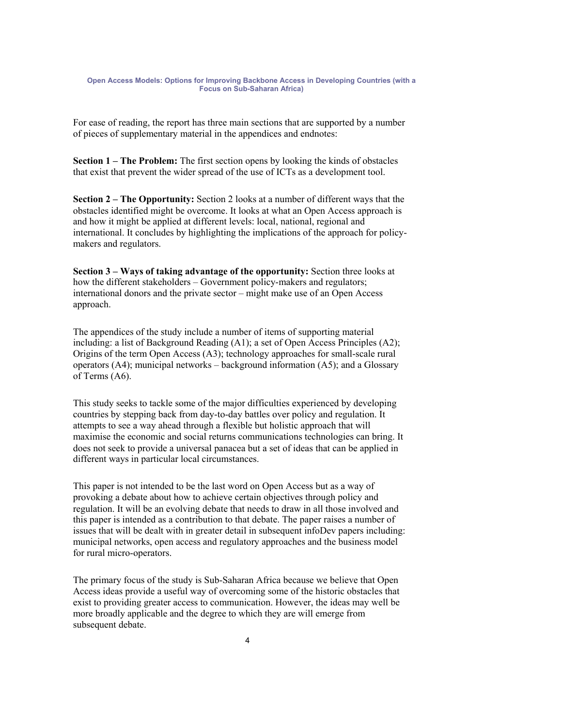For ease of reading, the report has three main sections that are supported by a number of pieces of supplementary material in the appendices and endnotes:

**Section 1 – The Problem:** The first section opens by looking the kinds of obstacles that exist that prevent the wider spread of the use of ICTs as a development tool.

**Section 2 – The Opportunity:** Section 2 looks at a number of different ways that the obstacles identified might be overcome. It looks at what an Open Access approach is and how it might be applied at different levels: local, national, regional and international. It concludes by highlighting the implications of the approach for policy-makers and regulators.

**Section 3 – Ways of taking advantage of the opportunity:** Section three looks at how the different stakeholders – Government policy-makers and regulators; international donors and the private sector – might make use of an Open Access approach.

The appendices of the study include a number of items of supporting material including: a list of Background Reading (A1); a set of Open Access Principles (A2); Origins of the term Open Access (A3); technology approaches for small-scale rural operators (A4); municipal networks – background information (A5); and a Glossary of Terms (A6).

This study seeks to tackle some of the major difficulties experienced by developing countries by stepping back from day-to-day battles over policy and regulation. It attempts to see a way ahead through a flexible but holistic approach that will maximise the economic and social returns communications technologies can bring. It does not seek to provide a universal panacea but a set of ideas that can be applied in different ways in particular local circumstances.

This paper is not intended to be the last word on Open Access but as a way of provoking a debate about how to achieve certain objectives through policy and regulation. It will be an evolving debate that needs to draw in all those involved and this paper is intended as a contribution to that debate. The paper raises a number of issues that will be dealt with in greater detail in subsequent infoDev papers including: municipal networks, open access and regulatory approaches and the business model for rural micro-operators.

The primary focus of the study is Sub-Saharan Africa because we believe that Open Access ideas provide a useful way of overcoming some of the historic obstacles that exist to providing greater access to communication. However, the ideas may well be more broadly applicable and the degree to which they are will emerge from subsequent debate.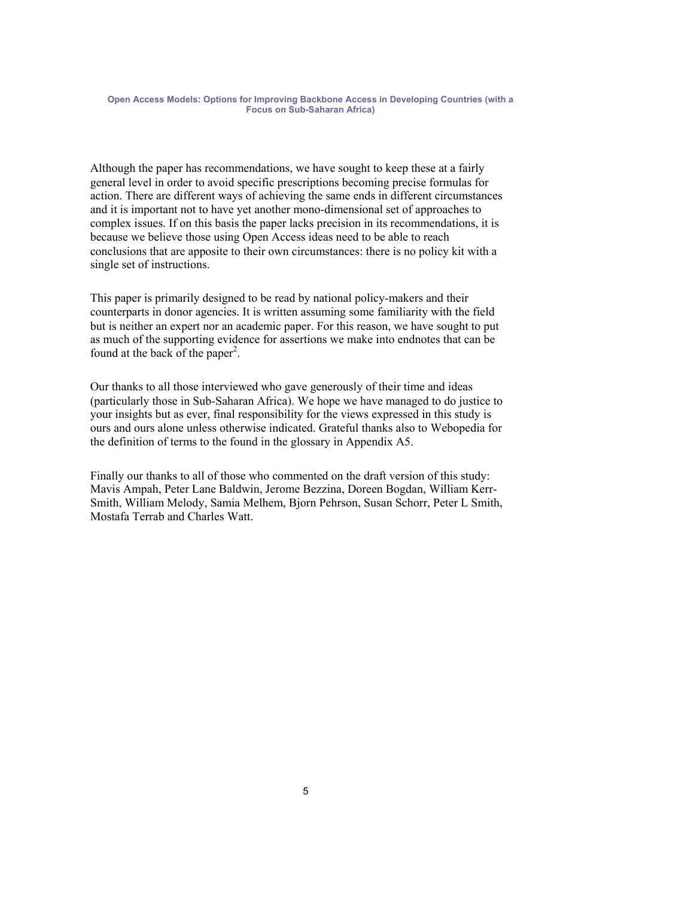Although the paper has recommendations, we have sought to keep these at a fairly general level in order to avoid specific prescriptions becoming precise formulas for action. There are different ways of achieving the same ends in different circumstances and it is important not to have yet another mono-dimensional set of approaches to complex issues. If on this basis the paper lacks precision in its recommendations, it is because we believe those using Open Access ideas need to be able to reach conclusions that are apposite to their own circumstances: there is no policy kit with a single set of instructions.

This paper is primarily designed to be read by national policy-makers and their counterparts in donor agencies. It is written assuming some familiarity with the field but is neither an expert nor an academic paper. For this reason, we have sought to put as much of the supporting evidence for assertions we make into endnotes that can be found at the back of the paper[2].

Our thanks to all those interviewed who gave generously of their time and ideas (particularly those in Sub-Saharan Africa). We hope we have managed to do justice to your insights but as ever, final responsibility for the views expressed in this study is ours and ours alone unless otherwise indicated. Grateful thanks also to Webopedia for the definition of terms to the found in the glossary in Appendix A5.

Finally our thanks to all of those who commented on the draft version of this study: Mavis Ampah, Peter Lane Baldwin, Jerome Bezzina, Doreen Bogdan, William Kerr-Smith, William Melody, Samia Melhem, Bjorn Pehrson, Susan Schorr, Peter L Smith, Mostafa Terrab and Charles Watt.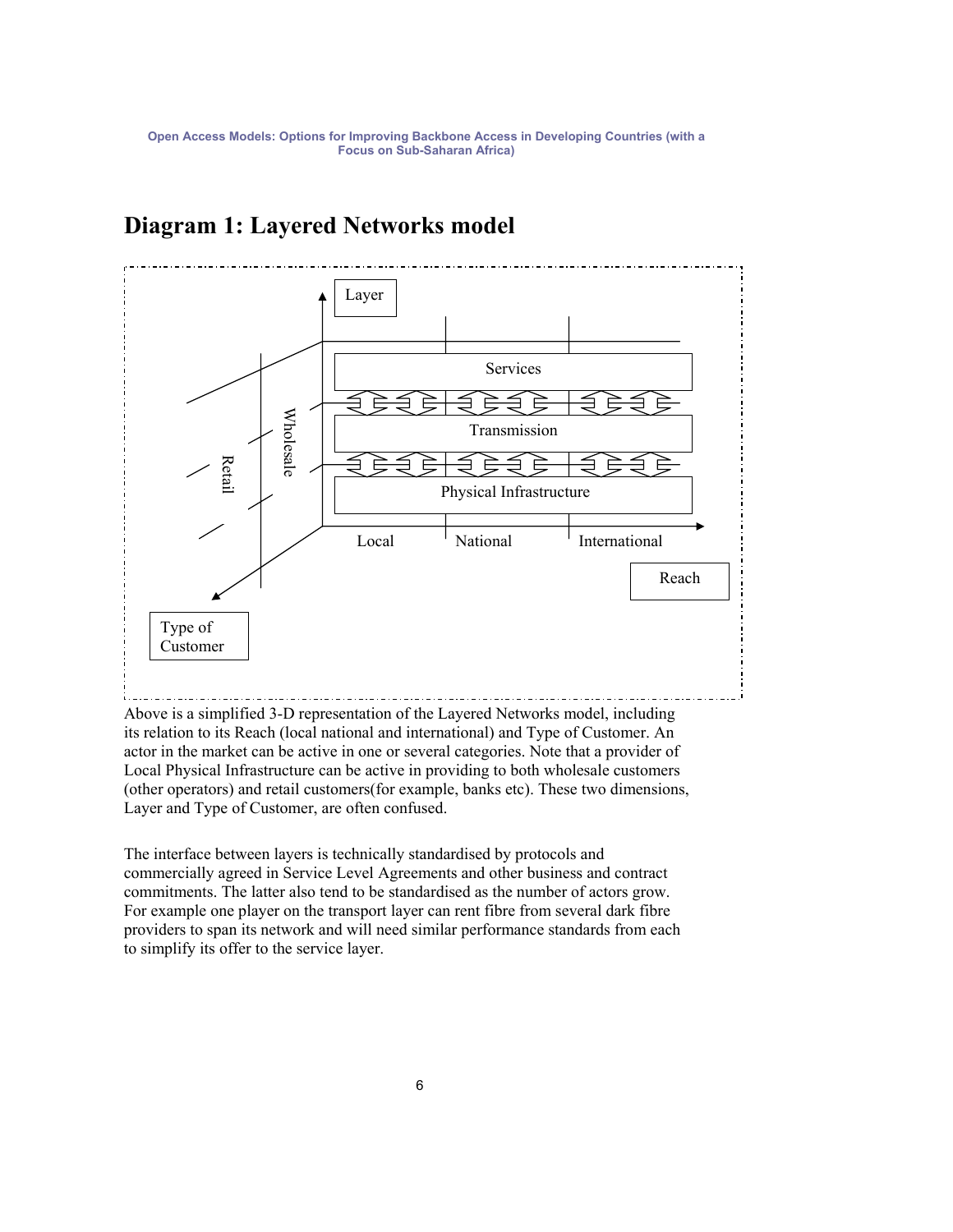# Diagram 1: Layered Networks model

Above is a simplified 3-D representation of the Layered Networks model, including its relation to its Reach (local national and international) and Type of Customer. An actor in the market can be active in one or several categories. Note that a provider of Local Physical Infrastructure can be active in providing to both wholesale customers (other operators) and retail customers(for example, banks etc). These two dimensions, Layer and Type of Customer, are often confused.

The interface between layers is technically standardised by protocols and commercially agreed in Service Level Agreements and other business and contract commitments. The latter also tend to be standardised as the number of actors grow. For example one player on the transport layer can rent fibre from several dark fibre providers to span its network and will need similar performance standards from each to simplify its offer to the service layer.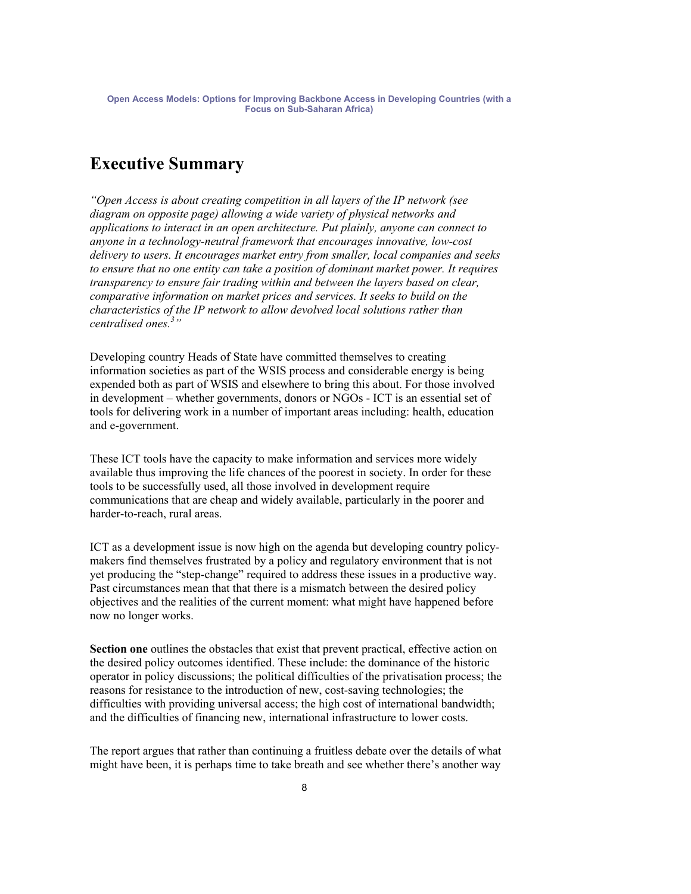# Executive Summary

*"Open Access is about creating competition in all layers of the IP network (see diagram on opposite page) allowing a wide variety of physical networks and applications to interact in an open architecture. Put plainly, anyone can connect to anyone in a technology-neutral framework that encourages innovative, low-cost delivery to users. It encourages market entry from smaller, local companies and seeks to ensure that no one entity can take a position of dominant market power. It requires transparency to ensure fair trading within and between the layers based on clear, comparative information on market prices and services. It seeks to build on the characteristics of the IP network to allow devolved local solutions rather than centralised ones.*[3]*"*

Developing country Heads of State have committed themselves to creating information societies as part of the WSIS process and considerable energy is being expended both as part of WSIS and elsewhere to bring this about. For those involved in development – whether governments, donors or NGOs - ICT is an essential set of tools for delivering work in a number of important areas including: health, education and e-government.

These ICT tools have the capacity to make information and services more widely available thus improving the life chances of the poorest in society. In order for these tools to be successfully used, all those involved in development require communications that are cheap and widely available, particularly in the poorer and harder-to-reach, rural areas.

ICT as a development issue is now high on the agenda but developing country policy-makers find themselves frustrated by a policy and regulatory environment that is not yet producing the "step-change" required to address these issues in a productive way. Past circumstances mean that that there is a mismatch between the desired policy objectives and the realities of the current moment: what might have happened before now no longer works.

**Section one** outlines the obstacles that exist that prevent practical, effective action on the desired policy outcomes identified. These include: the dominance of the historic operator in policy discussions; the political difficulties of the privatisation process; the reasons for resistance to the introduction of new, cost-saving technologies; the difficulties with providing universal access; the high cost of international bandwidth; and the difficulties of financing new, international infrastructure to lower costs.

The report argues that rather than continuing a fruitless debate over the details of what might have been, it is perhaps time to take breath and see whether there's another way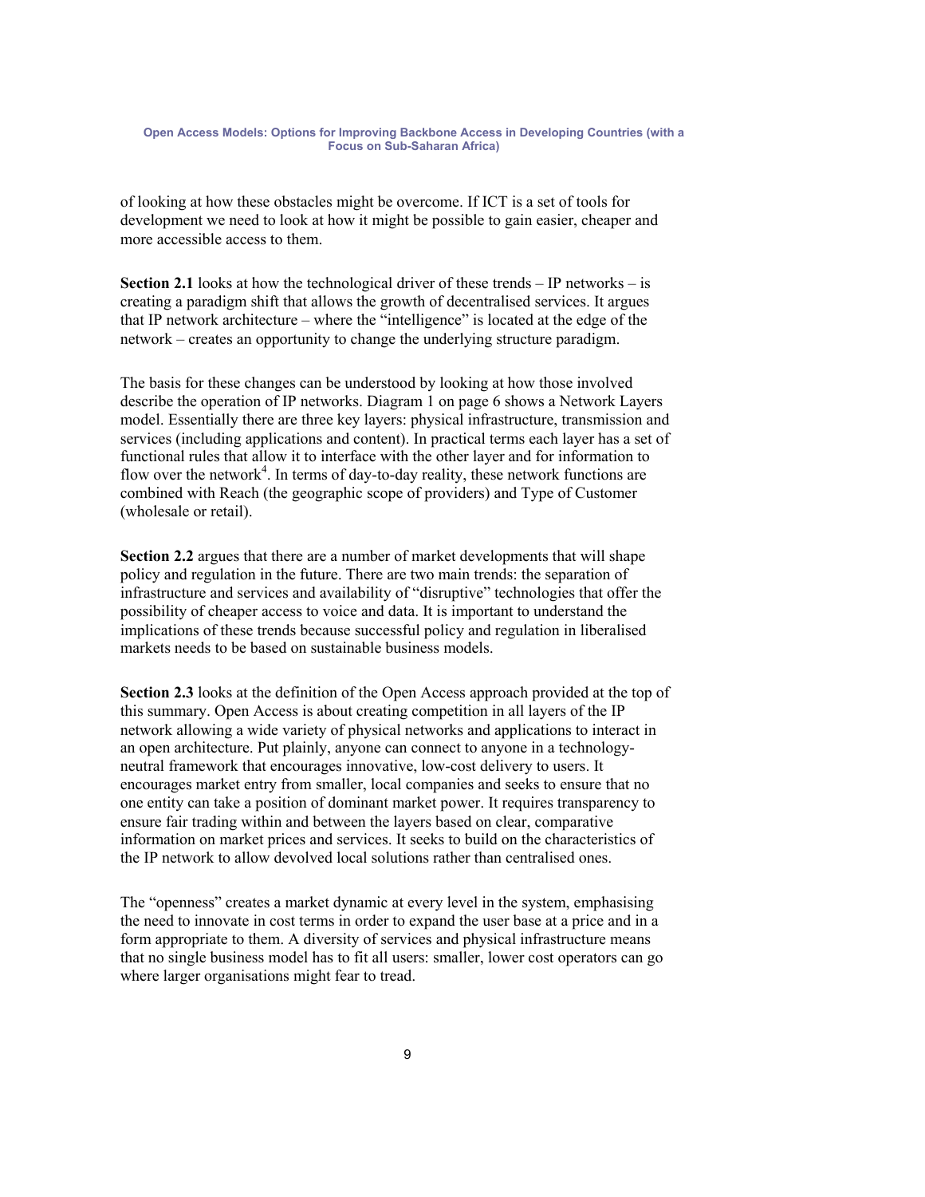of looking at how these obstacles might be overcome. If ICT is a set of tools for development we need to look at how it might be possible to gain easier, cheaper and more accessible access to them.

**Section 2.1** looks at how the technological driver of these trends – IP networks – is creating a paradigm shift that allows the growth of decentralised services. It argues that IP network architecture – where the "intelligence" is located at the edge of the network – creates an opportunity to change the underlying structure paradigm.

The basis for these changes can be understood by looking at how those involved describe the operation of IP networks. Diagram 1 on page 6 shows a Network Layers model. Essentially there are three key layers: physical infrastructure, transmission and services (including applications and content). In practical terms each layer has a set of functional rules that allow it to interface with the other layer and for information to flow over the network[4]. In terms of day-to-day reality, these network functions are combined with Reach (the geographic scope of providers) and Type of Customer (wholesale or retail).

**Section 2.2** argues that there are a number of market developments that will shape policy and regulation in the future. There are two main trends: the separation of infrastructure and services and availability of "disruptive" technologies that offer the possibility of cheaper access to voice and data. It is important to understand the implications of these trends because successful policy and regulation in liberalised markets needs to be based on sustainable business models.

**Section 2.3** looks at the definition of the Open Access approach provided at the top of this summary. Open Access is about creating competition in all layers of the IP network allowing a wide variety of physical networks and applications to interact in an open architecture. Put plainly, anyone can connect to anyone in a technology-neutral framework that encourages innovative, low-cost delivery to users. It encourages market entry from smaller, local companies and seeks to ensure that no one entity can take a position of dominant market power. It requires transparency to ensure fair trading within and between the layers based on clear, comparative information on market prices and services. It seeks to build on the characteristics of the IP network to allow devolved local solutions rather than centralised ones.

The "openness" creates a market dynamic at every level in the system, emphasising the need to innovate in cost terms in order to expand the user base at a price and in a form appropriate to them. A diversity of services and physical infrastructure means that no single business model has to fit all users: smaller, lower cost operators can go where larger organisations might fear to tread.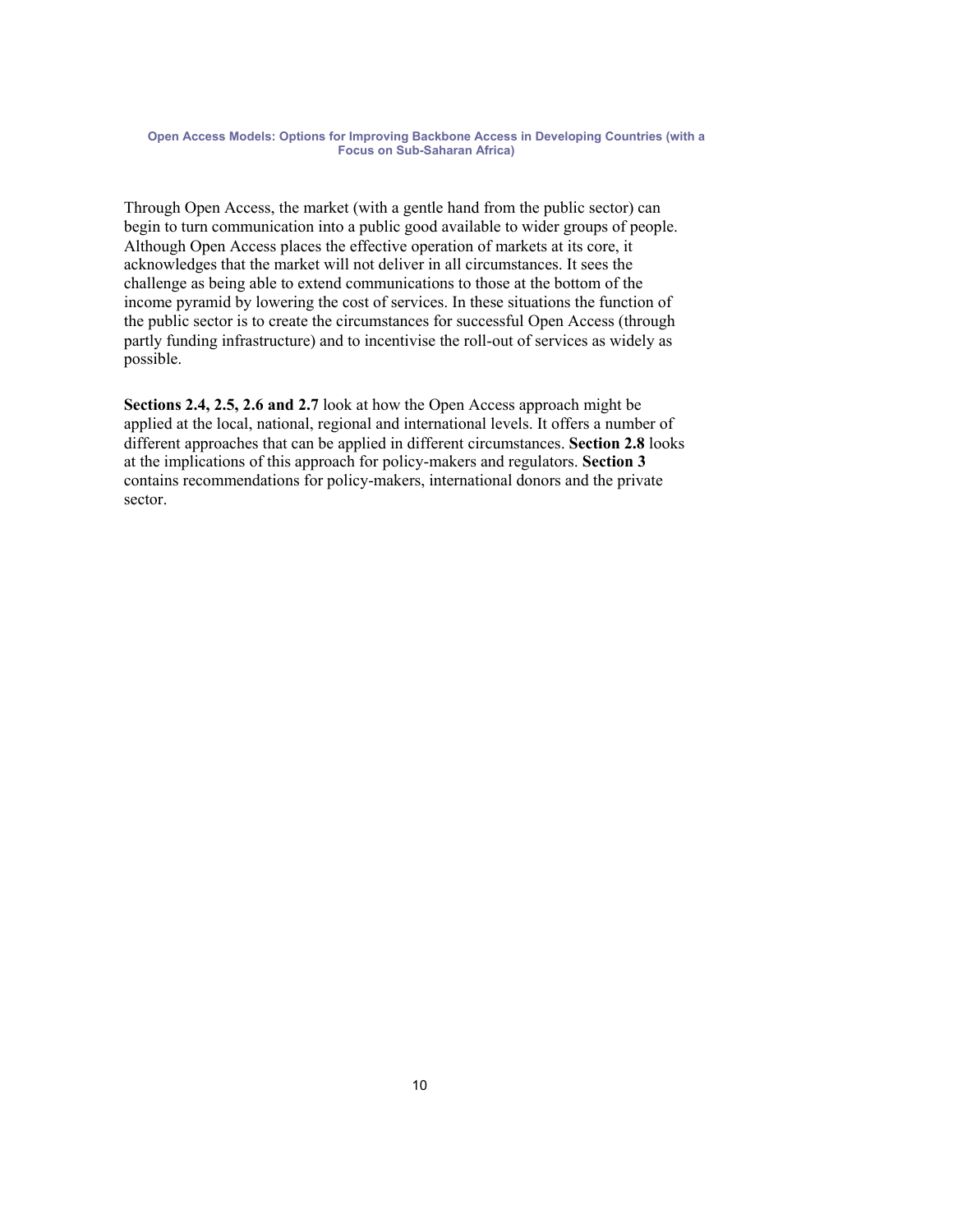Through Open Access, the market (with a gentle hand from the public sector) can begin to turn communication into a public good available to wider groups of people. Although Open Access places the effective operation of markets at its core, it acknowledges that the market will not deliver in all circumstances. It sees the challenge as being able to extend communications to those at the bottom of the income pyramid by lowering the cost of services. In these situations the function of the public sector is to create the circumstances for successful Open Access (through partly funding infrastructure) and to incentivise the roll-out of services as widely as possible.

**Sections 2.4, 2.5, 2.6 and 2.7** look at how the Open Access approach might be applied at the local, national, regional and international levels. It offers a number of different approaches that can be applied in different circumstances. **Section 2.8** looks at the implications of this approach for policy-makers and regulators. **Section 3** contains recommendations for policy-makers, international donors and the private sector.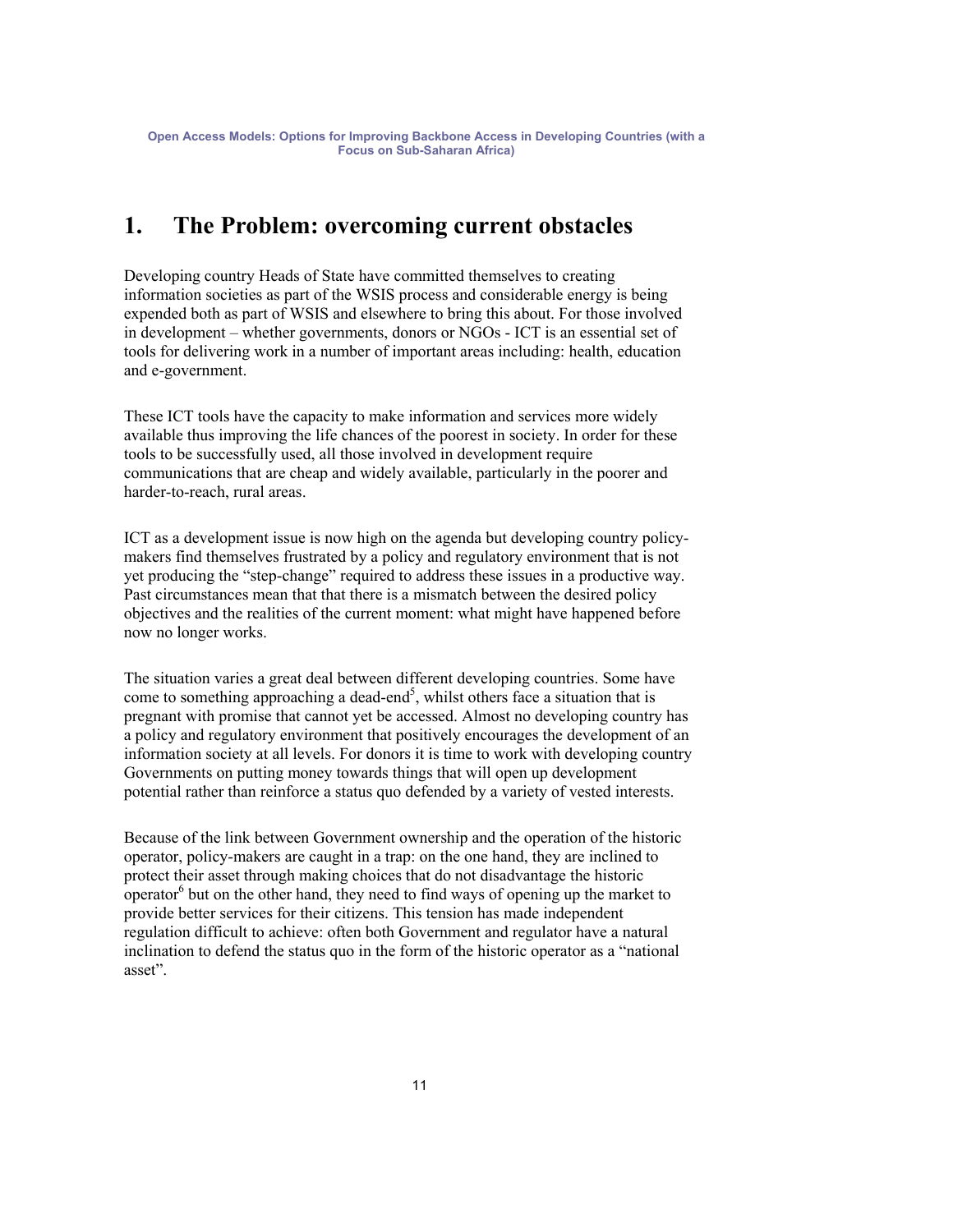# 1. The Problem: overcoming current obstacles

Developing country Heads of State have committed themselves to creating information societies as part of the WSIS process and considerable energy is being expended both as part of WSIS and elsewhere to bring this about. For those involved in development – whether governments, donors or NGOs - ICT is an essential set of tools for delivering work in a number of important areas including: health, education and e-government.

These ICT tools have the capacity to make information and services more widely available thus improving the life chances of the poorest in society. In order for these tools to be successfully used, all those involved in development require communications that are cheap and widely available, particularly in the poorer and harder-to-reach, rural areas.

ICT as a development issue is now high on the agenda but developing country policy-makers find themselves frustrated by a policy and regulatory environment that is not yet producing the "step-change" required to address these issues in a productive way. Past circumstances mean that that there is a mismatch between the desired policy objectives and the realities of the current moment: what might have happened before now no longer works.

The situation varies a great deal between different developing countries. Some have come to something approaching a dead-end[5], whilst others face a situation that is pregnant with promise that cannot yet be accessed. Almost no developing country has a policy and regulatory environment that positively encourages the development of an information society at all levels. For donors it is time to work with developing country Governments on putting money towards things that will open up development potential rather than reinforce a status quo defended by a variety of vested interests.

Because of the link between Government ownership and the operation of the historic operator, policy-makers are caught in a trap: on the one hand, they are inclined to protect their asset through making choices that do not disadvantage the historic operator[6] but on the other hand, they need to find ways of opening up the market to provide better services for their citizens. This tension has made independent regulation difficult to achieve: often both Government and regulator have a natural inclination to defend the status quo in the form of the historic operator as a "national asset".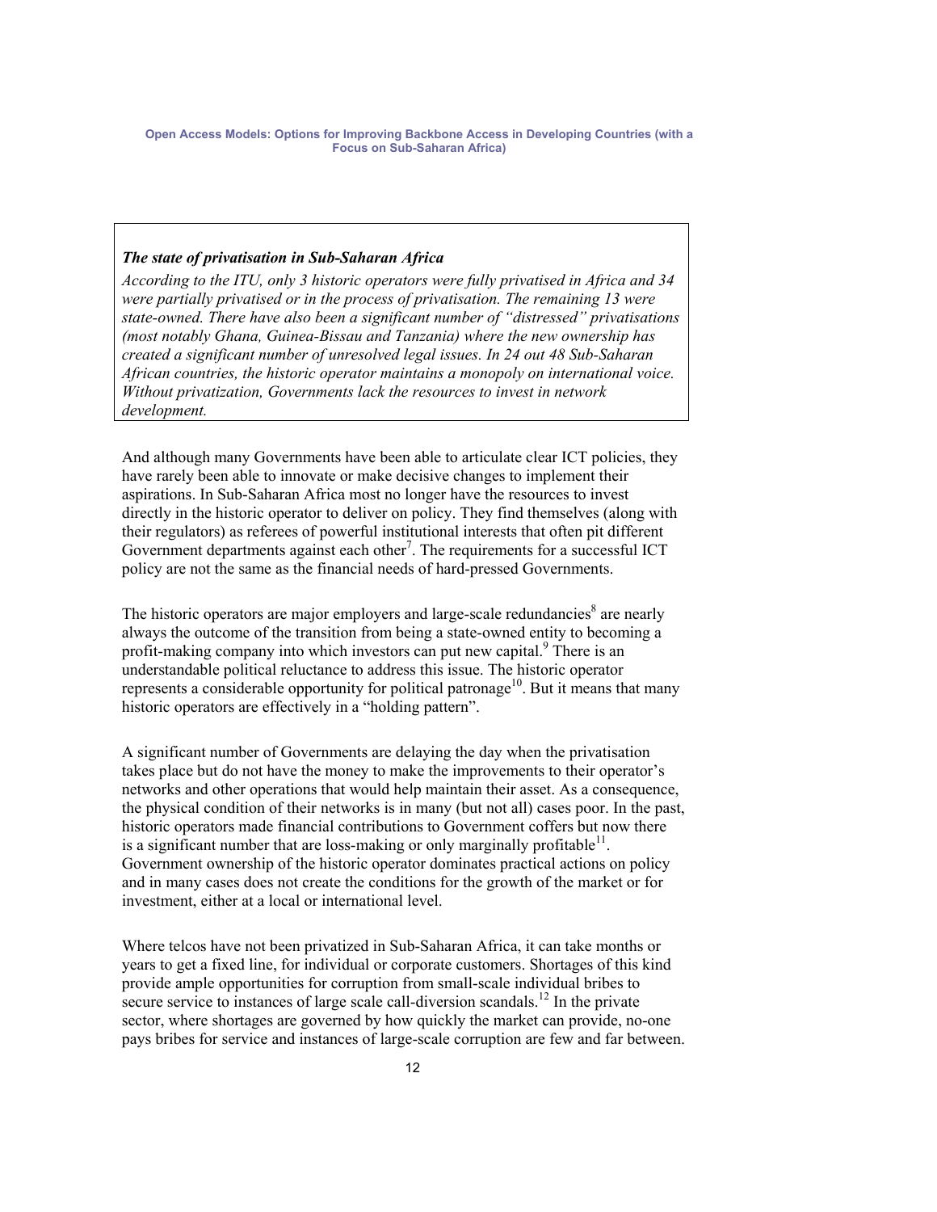> ***The state of privatisation in Sub-Saharan Africa***
>
> *According to the ITU, only 3 historic operators were fully privatised in Africa and 34 were partially privatised or in the process of privatisation. The remaining 13 were state-owned. There have also been a significant number of "distressed" privatisations (most notably Ghana, Guinea-Bissau and Tanzania) where the new ownership has created a significant number of unresolved legal issues. In 24 out 48 Sub-Saharan African countries, the historic operator maintains a monopoly on international voice. Without privatization, Governments lack the resources to invest in network development.*

And although many Governments have been able to articulate clear ICT policies, they have rarely been able to innovate or make decisive changes to implement their aspirations. In Sub-Saharan Africa most no longer have the resources to invest directly in the historic operator to deliver on policy. They find themselves (along with their regulators) as referees of powerful institutional interests that often pit different Government departments against each other[7]. The requirements for a successful ICT policy are not the same as the financial needs of hard-pressed Governments.

The historic operators are major employers and large-scale redundancies[8] are nearly always the outcome of the transition from being a state-owned entity to becoming a profit-making company into which investors can put new capital.[9] There is an understandable political reluctance to address this issue. The historic operator represents a considerable opportunity for political patronage[10]. But it means that many historic operators are effectively in a "holding pattern".

A significant number of Governments are delaying the day when the privatisation takes place but do not have the money to make the improvements to their operator's networks and other operations that would help maintain their asset. As a consequence, the physical condition of their networks is in many (but not all) cases poor. In the past, historic operators made financial contributions to Government coffers but now there is a significant number that are loss-making or only marginally profitable[11]. Government ownership of the historic operator dominates practical actions on policy and in many cases does not create the conditions for the growth of the market or for investment, either at a local or international level.

Where telcos have not been privatized in Sub-Saharan Africa, it can take months or years to get a fixed line, for individual or corporate customers. Shortages of this kind provide ample opportunities for corruption from small-scale individual bribes to secure service to instances of large scale call-diversion scandals.[12] In the private sector, where shortages are governed by how quickly the market can provide, no-one pays bribes for service and instances of large-scale corruption are few and far between.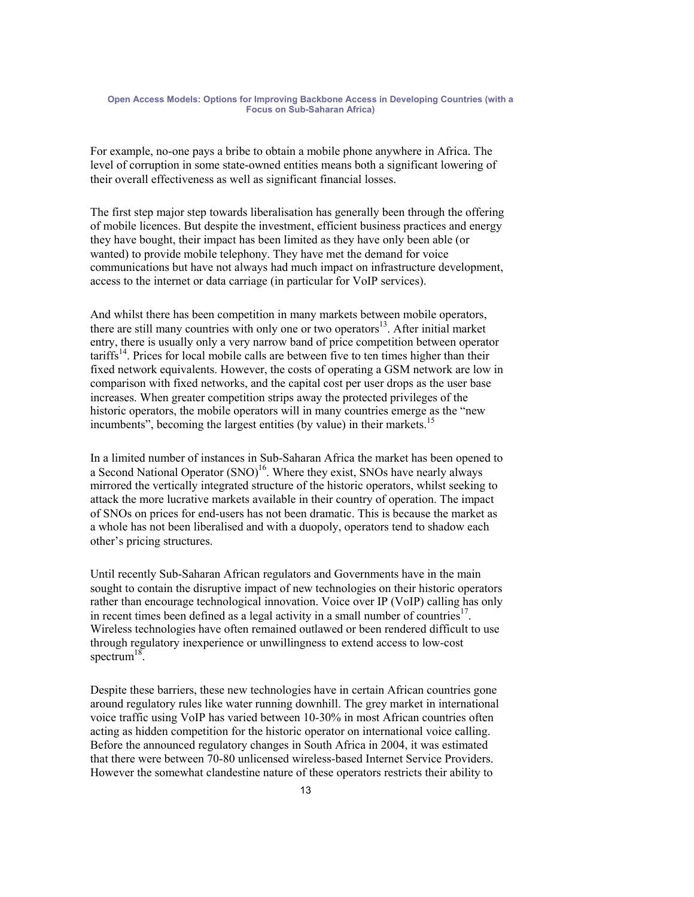For example, no-one pays a bribe to obtain a mobile phone anywhere in Africa. The level of corruption in some state-owned entities means both a significant lowering of their overall effectiveness as well as significant financial losses.

The first step major step towards liberalisation has generally been through the offering of mobile licences. But despite the investment, efficient business practices and energy they have bought, their impact has been limited as they have only been able (or wanted) to provide mobile telephony. They have met the demand for voice communications but have not always had much impact on infrastructure development, access to the internet or data carriage (in particular for VoIP services).

And whilst there has been competition in many markets between mobile operators, there are still many countries with only one or two operators[13]. After initial market entry, there is usually only a very narrow band of price competition between operator tariffs[14]. Prices for local mobile calls are between five to ten times higher than their fixed network equivalents. However, the costs of operating a GSM network are low in comparison with fixed networks, and the capital cost per user drops as the user base increases. When greater competition strips away the protected privileges of the historic operators, the mobile operators will in many countries emerge as the "new incumbents", becoming the largest entities (by value) in their markets.[15]

In a limited number of instances in Sub-Saharan Africa the market has been opened to a Second National Operator (SNO)[16]. Where they exist, SNOs have nearly always mirrored the vertically integrated structure of the historic operators, whilst seeking to attack the more lucrative markets available in their country of operation. The impact of SNOs on prices for end-users has not been dramatic. This is because the market as a whole has not been liberalised and with a duopoly, operators tend to shadow each other's pricing structures.

Until recently Sub-Saharan African regulators and Governments have in the main sought to contain the disruptive impact of new technologies on their historic operators rather than encourage technological innovation. Voice over IP (VoIP) calling has only in recent times been defined as a legal activity in a small number of countries[17]. Wireless technologies have often remained outlawed or been rendered difficult to use through regulatory inexperience or unwillingness to extend access to low-cost spectrum[18].

Despite these barriers, these new technologies have in certain African countries gone around regulatory rules like water running downhill. The grey market in international voice traffic using VoIP has varied between 10-30% in most African countries often acting as hidden competition for the historic operator on international voice calling. Before the announced regulatory changes in South Africa in 2004, it was estimated that there were between 70-80 unlicensed wireless-based Internet Service Providers. However the somewhat clandestine nature of these operators restricts their ability to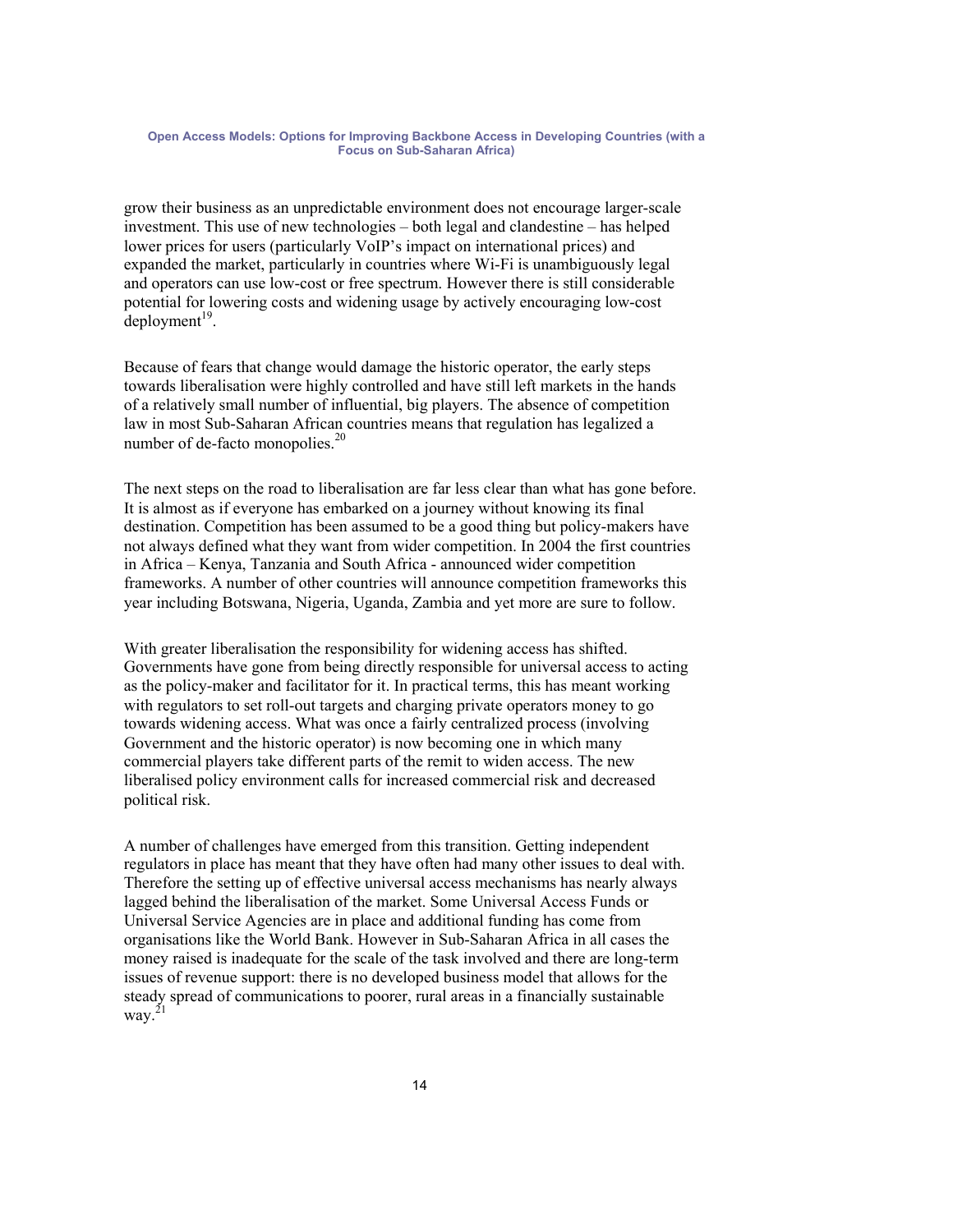grow their business as an unpredictable environment does not encourage larger-scale investment. This use of new technologies – both legal and clandestine – has helped lower prices for users (particularly VoIP's impact on international prices) and expanded the market, particularly in countries where Wi-Fi is unambiguously legal and operators can use low-cost or free spectrum. However there is still considerable potential for lowering costs and widening usage by actively encouraging low-cost deployment[19].

Because of fears that change would damage the historic operator, the early steps towards liberalisation were highly controlled and have still left markets in the hands of a relatively small number of influential, big players. The absence of competition law in most Sub-Saharan African countries means that regulation has legalized a number of de-facto monopolies.[20]

The next steps on the road to liberalisation are far less clear than what has gone before. It is almost as if everyone has embarked on a journey without knowing its final destination. Competition has been assumed to be a good thing but policy-makers have not always defined what they want from wider competition. In 2004 the first countries in Africa – Kenya, Tanzania and South Africa - announced wider competition frameworks. A number of other countries will announce competition frameworks this year including Botswana, Nigeria, Uganda, Zambia and yet more are sure to follow.

With greater liberalisation the responsibility for widening access has shifted. Governments have gone from being directly responsible for universal access to acting as the policy-maker and facilitator for it. In practical terms, this has meant working with regulators to set roll-out targets and charging private operators money to go towards widening access. What was once a fairly centralized process (involving Government and the historic operator) is now becoming one in which many commercial players take different parts of the remit to widen access. The new liberalised policy environment calls for increased commercial risk and decreased political risk.

A number of challenges have emerged from this transition. Getting independent regulators in place has meant that they have often had many other issues to deal with. Therefore the setting up of effective universal access mechanisms has nearly always lagged behind the liberalisation of the market. Some Universal Access Funds or Universal Service Agencies are in place and additional funding has come from organisations like the World Bank. However in Sub-Saharan Africa in all cases the money raised is inadequate for the scale of the task involved and there are long-term issues of revenue support: there is no developed business model that allows for the steady spread of communications to poorer, rural areas in a financially sustainable way.[21]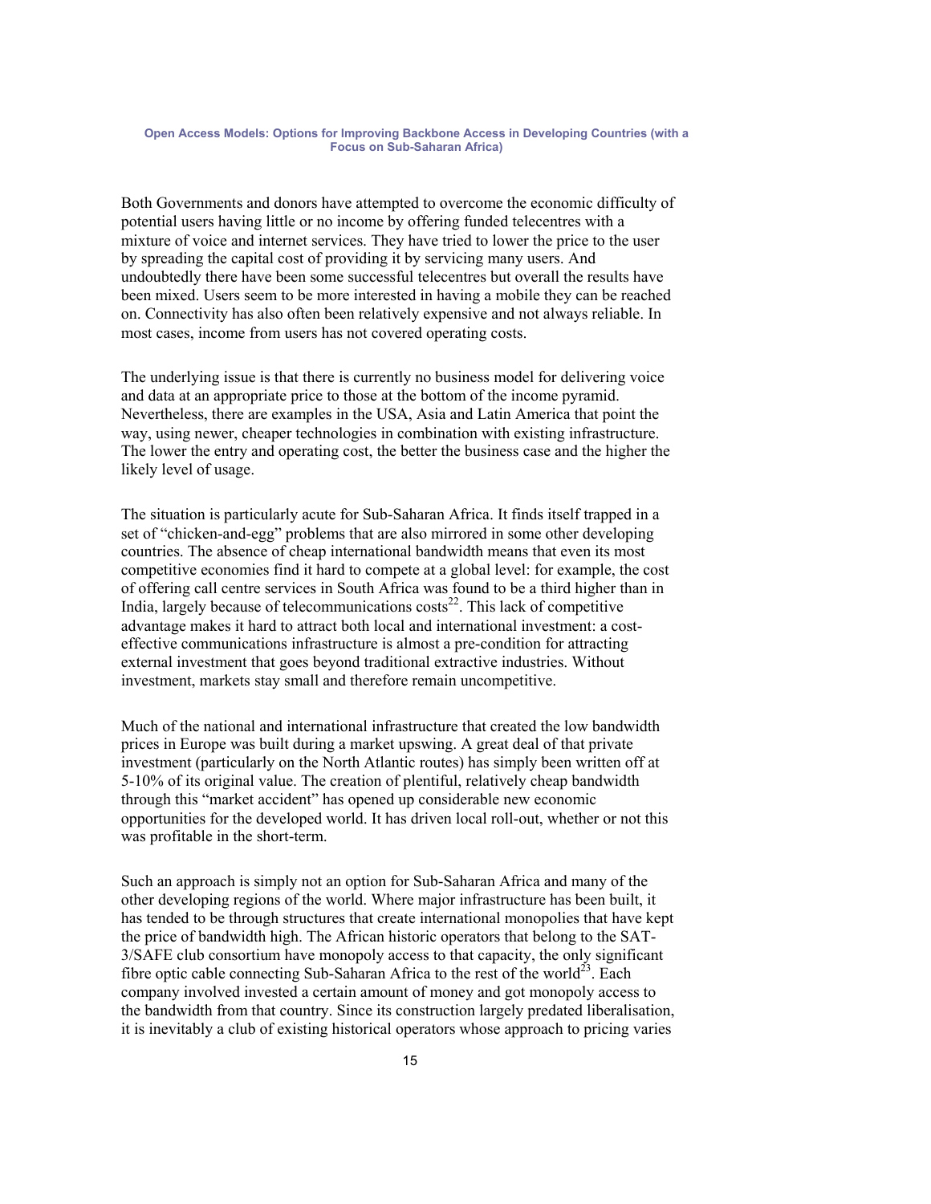Both Governments and donors have attempted to overcome the economic difficulty of potential users having little or no income by offering funded telecentres with a mixture of voice and internet services. They have tried to lower the price to the user by spreading the capital cost of providing it by servicing many users. And undoubtedly there have been some successful telecentres but overall the results have been mixed. Users seem to be more interested in having a mobile they can be reached on. Connectivity has also often been relatively expensive and not always reliable. In most cases, income from users has not covered operating costs.

The underlying issue is that there is currently no business model for delivering voice and data at an appropriate price to those at the bottom of the income pyramid. Nevertheless, there are examples in the USA, Asia and Latin America that point the way, using newer, cheaper technologies in combination with existing infrastructure. The lower the entry and operating cost, the better the business case and the higher the likely level of usage.

The situation is particularly acute for Sub-Saharan Africa. It finds itself trapped in a set of "chicken-and-egg" problems that are also mirrored in some other developing countries. The absence of cheap international bandwidth means that even its most competitive economies find it hard to compete at a global level: for example, the cost of offering call centre services in South Africa was found to be a third higher than in India, largely because of telecommunications costs[22]. This lack of competitive advantage makes it hard to attract both local and international investment: a cost-effective communications infrastructure is almost a pre-condition for attracting external investment that goes beyond traditional extractive industries. Without investment, markets stay small and therefore remain uncompetitive.

Much of the national and international infrastructure that created the low bandwidth prices in Europe was built during a market upswing. A great deal of that private investment (particularly on the North Atlantic routes) has simply been written off at 5-10% of its original value. The creation of plentiful, relatively cheap bandwidth through this "market accident" has opened up considerable new economic opportunities for the developed world. It has driven local roll-out, whether or not this was profitable in the short-term.

Such an approach is simply not an option for Sub-Saharan Africa and many of the other developing regions of the world. Where major infrastructure has been built, it has tended to be through structures that create international monopolies that have kept the price of bandwidth high. The African historic operators that belong to the SAT-3/SAFE club consortium have monopoly access to that capacity, the only significant fibre optic cable connecting Sub-Saharan Africa to the rest of the world[23]. Each company involved invested a certain amount of money and got monopoly access to the bandwidth from that country. Since its construction largely predated liberalisation, it is inevitably a club of existing historical operators whose approach to pricing varies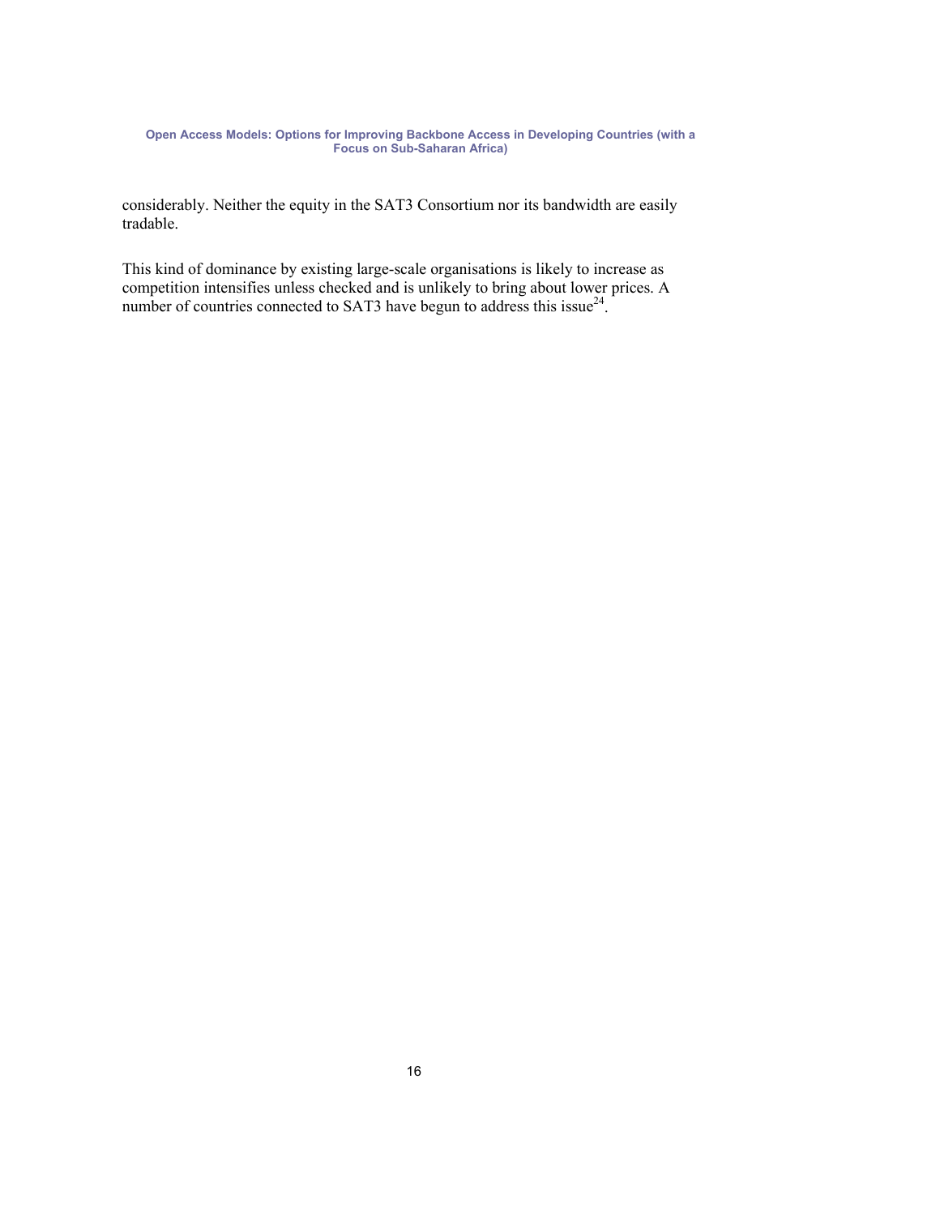considerably. Neither the equity in the SAT3 Consortium nor its bandwidth are easily tradable.

This kind of dominance by existing large-scale organisations is likely to increase as competition intensifies unless checked and is unlikely to bring about lower prices. A number of countries connected to SAT3 have begun to address this issue[24].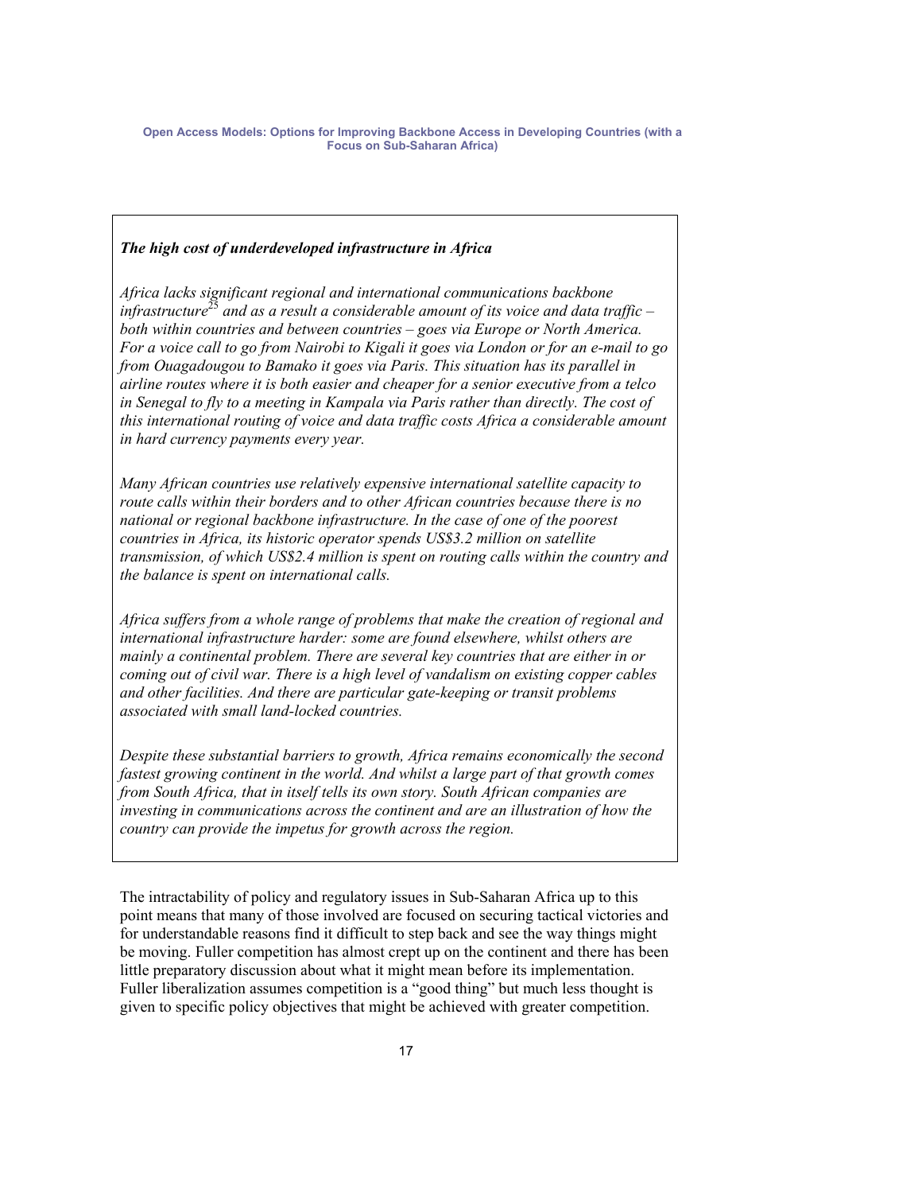***The high cost of underdeveloped infrastructure in Africa***

*Africa lacks significant regional and international communications backbone infrastructure*[25] *and as a result a considerable amount of its voice and data traffic – both within countries and between countries – goes via Europe or North America. For a voice call to go from Nairobi to Kigali it goes via London or for an e-mail to go from Ouagadougou to Bamako it goes via Paris. This situation has its parallel in airline routes where it is both easier and cheaper for a senior executive from a telco in Senegal to fly to a meeting in Kampala via Paris rather than directly. The cost of this international routing of voice and data traffic costs Africa a considerable amount in hard currency payments every year.*

*Many African countries use relatively expensive international satellite capacity to route calls within their borders and to other African countries because there is no national or regional backbone infrastructure. In the case of one of the poorest countries in Africa, its historic operator spends US$3.2 million on satellite transmission, of which US$2.4 million is spent on routing calls within the country and the balance is spent on international calls.*

*Africa suffers from a whole range of problems that make the creation of regional and international infrastructure harder: some are found elsewhere, whilst others are mainly a continental problem. There are several key countries that are either in or coming out of civil war. There is a high level of vandalism on existing copper cables and other facilities. And there are particular gate-keeping or transit problems associated with small land-locked countries.*

*Despite these substantial barriers to growth, Africa remains economically the second fastest growing continent in the world. And whilst a large part of that growth comes from South Africa, that in itself tells its own story. South African companies are investing in communications across the continent and are an illustration of how the country can provide the impetus for growth across the region.*

The intractability of policy and regulatory issues in Sub-Saharan Africa up to this point means that many of those involved are focused on securing tactical victories and for understandable reasons find it difficult to step back and see the way things might be moving. Fuller competition has almost crept up on the continent and there has been little preparatory discussion about what it might mean before its implementation. Fuller liberalization assumes competition is a "good thing" but much less thought is given to specific policy objectives that might be achieved with greater competition.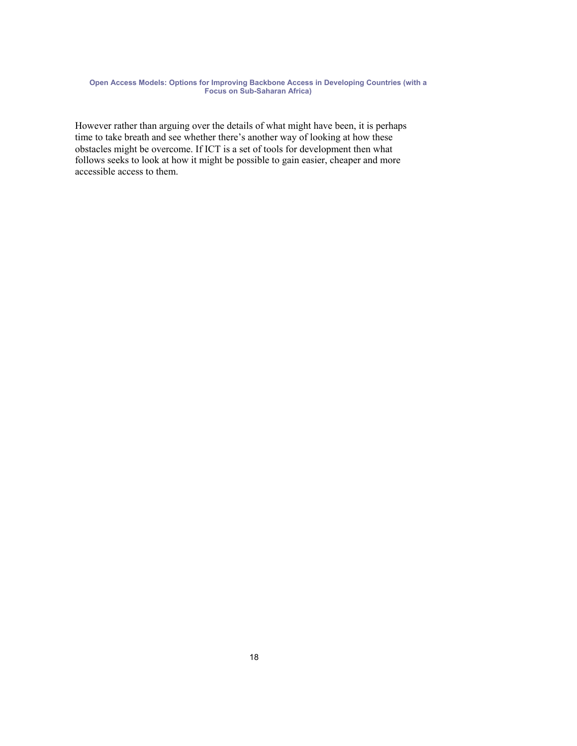However rather than arguing over the details of what might have been, it is perhaps time to take breath and see whether there's another way of looking at how these obstacles might be overcome. If ICT is a set of tools for development then what follows seeks to look at how it might be possible to gain easier, cheaper and more accessible access to them.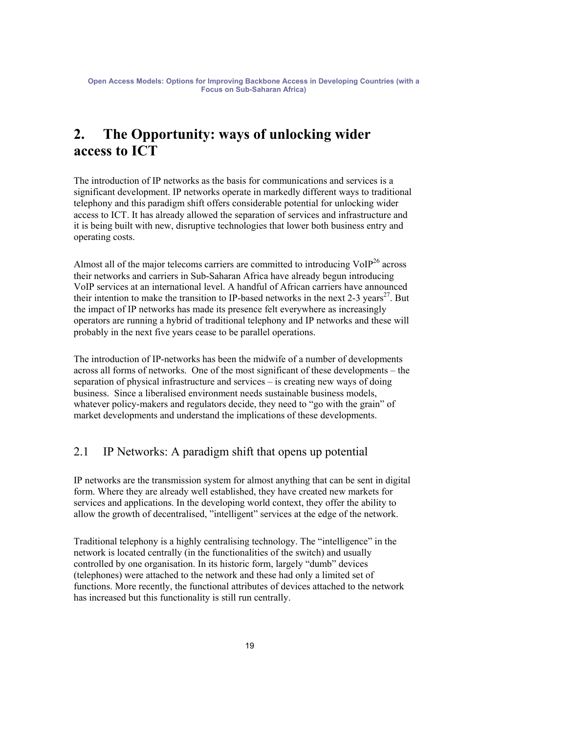# 2. The Opportunity: ways of unlocking wider access to ICT

The introduction of IP networks as the basis for communications and services is a significant development. IP networks operate in markedly different ways to traditional telephony and this paradigm shift offers considerable potential for unlocking wider access to ICT. It has already allowed the separation of services and infrastructure and it is being built with new, disruptive technologies that lower both business entry and operating costs.

Almost all of the major telecoms carriers are committed to introducing VoIP[26] across their networks and carriers in Sub-Saharan Africa have already begun introducing VoIP services at an international level. A handful of African carriers have announced their intention to make the transition to IP-based networks in the next 2-3 years[27]. But the impact of IP networks has made its presence felt everywhere as increasingly operators are running a hybrid of traditional telephony and IP networks and these will probably in the next five years cease to be parallel operations.

The introduction of IP-networks has been the midwife of a number of developments across all forms of networks. One of the most significant of these developments – the separation of physical infrastructure and services – is creating new ways of doing business. Since a liberalised environment needs sustainable business models, whatever policy-makers and regulators decide, they need to "go with the grain" of market developments and understand the implications of these developments.

## 2.1 IP Networks: A paradigm shift that opens up potential

IP networks are the transmission system for almost anything that can be sent in digital form. Where they are already well established, they have created new markets for services and applications. In the developing world context, they offer the ability to allow the growth of decentralised, "intelligent" services at the edge of the network.

Traditional telephony is a highly centralising technology. The "intelligence" in the network is located centrally (in the functionalities of the switch) and usually controlled by one organisation. In its historic form, largely "dumb" devices (telephones) were attached to the network and these had only a limited set of functions. More recently, the functional attributes of devices attached to the network has increased but this functionality is still run centrally.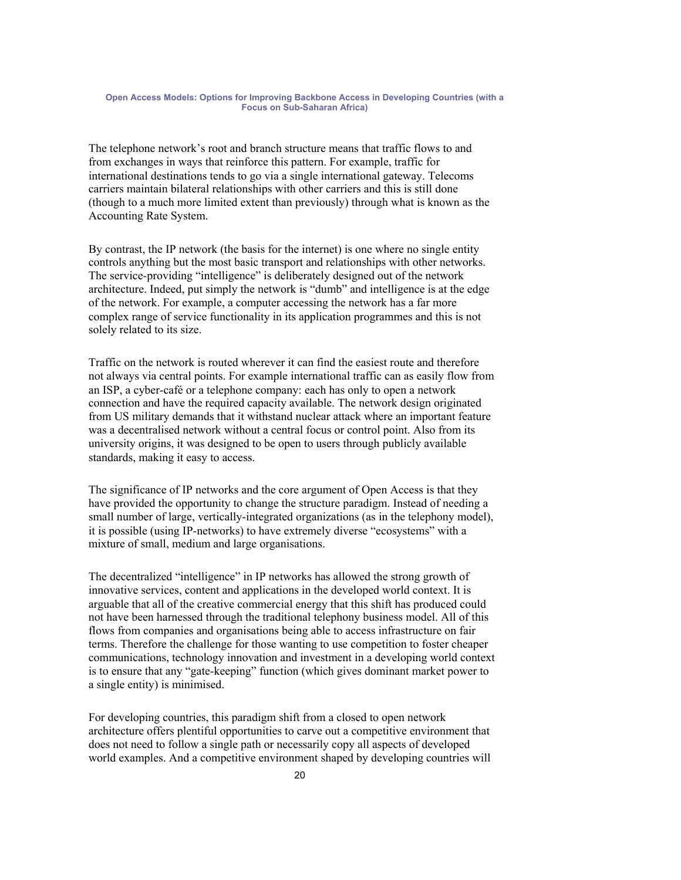The telephone network's root and branch structure means that traffic flows to and from exchanges in ways that reinforce this pattern. For example, traffic for international destinations tends to go via a single international gateway. Telecoms carriers maintain bilateral relationships with other carriers and this is still done (though to a much more limited extent than previously) through what is known as the Accounting Rate System.

By contrast, the IP network (the basis for the internet) is one where no single entity controls anything but the most basic transport and relationships with other networks. The service-providing "intelligence" is deliberately designed out of the network architecture. Indeed, put simply the network is "dumb" and intelligence is at the edge of the network. For example, a computer accessing the network has a far more complex range of service functionality in its application programmes and this is not solely related to its size.

Traffic on the network is routed wherever it can find the easiest route and therefore not always via central points. For example international traffic can as easily flow from an ISP, a cyber-café or a telephone company: each has only to open a network connection and have the required capacity available. The network design originated from US military demands that it withstand nuclear attack where an important feature was a decentralised network without a central focus or control point. Also from its university origins, it was designed to be open to users through publicly available standards, making it easy to access.

The significance of IP networks and the core argument of Open Access is that they have provided the opportunity to change the structure paradigm. Instead of needing a small number of large, vertically-integrated organizations (as in the telephony model), it is possible (using IP-networks) to have extremely diverse "ecosystems" with a mixture of small, medium and large organisations.

The decentralized "intelligence" in IP networks has allowed the strong growth of innovative services, content and applications in the developed world context. It is arguable that all of the creative commercial energy that this shift has produced could not have been harnessed through the traditional telephony business model. All of this flows from companies and organisations being able to access infrastructure on fair terms. Therefore the challenge for those wanting to use competition to foster cheaper communications, technology innovation and investment in a developing world context is to ensure that any "gate-keeping" function (which gives dominant market power to a single entity) is minimised.

For developing countries, this paradigm shift from a closed to open network architecture offers plentiful opportunities to carve out a competitive environment that does not need to follow a single path or necessarily copy all aspects of developed world examples. And a competitive environment shaped by developing countries will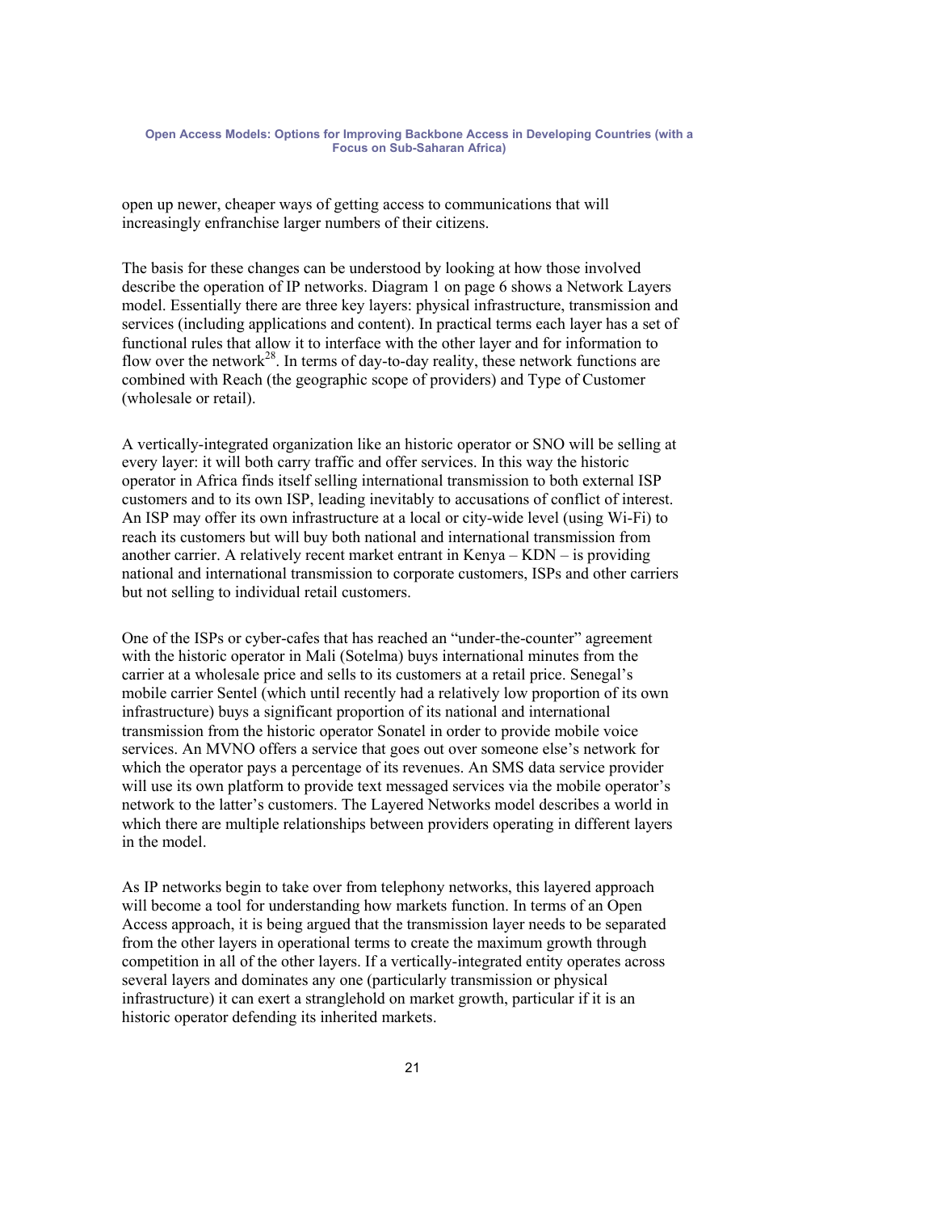open up newer, cheaper ways of getting access to communications that will increasingly enfranchise larger numbers of their citizens.

The basis for these changes can be understood by looking at how those involved describe the operation of IP networks. Diagram 1 on page 6 shows a Network Layers model. Essentially there are three key layers: physical infrastructure, transmission and services (including applications and content). In practical terms each layer has a set of functional rules that allow it to interface with the other layer and for information to flow over the network[28]. In terms of day-to-day reality, these network functions are combined with Reach (the geographic scope of providers) and Type of Customer (wholesale or retail).

A vertically-integrated organization like an historic operator or SNO will be selling at every layer: it will both carry traffic and offer services. In this way the historic operator in Africa finds itself selling international transmission to both external ISP customers and to its own ISP, leading inevitably to accusations of conflict of interest. An ISP may offer its own infrastructure at a local or city-wide level (using Wi-Fi) to reach its customers but will buy both national and international transmission from another carrier. A relatively recent market entrant in Kenya – KDN – is providing national and international transmission to corporate customers, ISPs and other carriers but not selling to individual retail customers.

One of the ISPs or cyber-cafes that has reached an "under-the-counter" agreement with the historic operator in Mali (Sotelma) buys international minutes from the carrier at a wholesale price and sells to its customers at a retail price. Senegal's mobile carrier Sentel (which until recently had a relatively low proportion of its own infrastructure) buys a significant proportion of its national and international transmission from the historic operator Sonatel in order to provide mobile voice services. An MVNO offers a service that goes out over someone else's network for which the operator pays a percentage of its revenues. An SMS data service provider will use its own platform to provide text messaged services via the mobile operator's network to the latter's customers. The Layered Networks model describes a world in which there are multiple relationships between providers operating in different layers in the model.

As IP networks begin to take over from telephony networks, this layered approach will become a tool for understanding how markets function. In terms of an Open Access approach, it is being argued that the transmission layer needs to be separated from the other layers in operational terms to create the maximum growth through competition in all of the other layers. If a vertically-integrated entity operates across several layers and dominates any one (particularly transmission or physical infrastructure) it can exert a stranglehold on market growth, particular if it is an historic operator defending its inherited markets.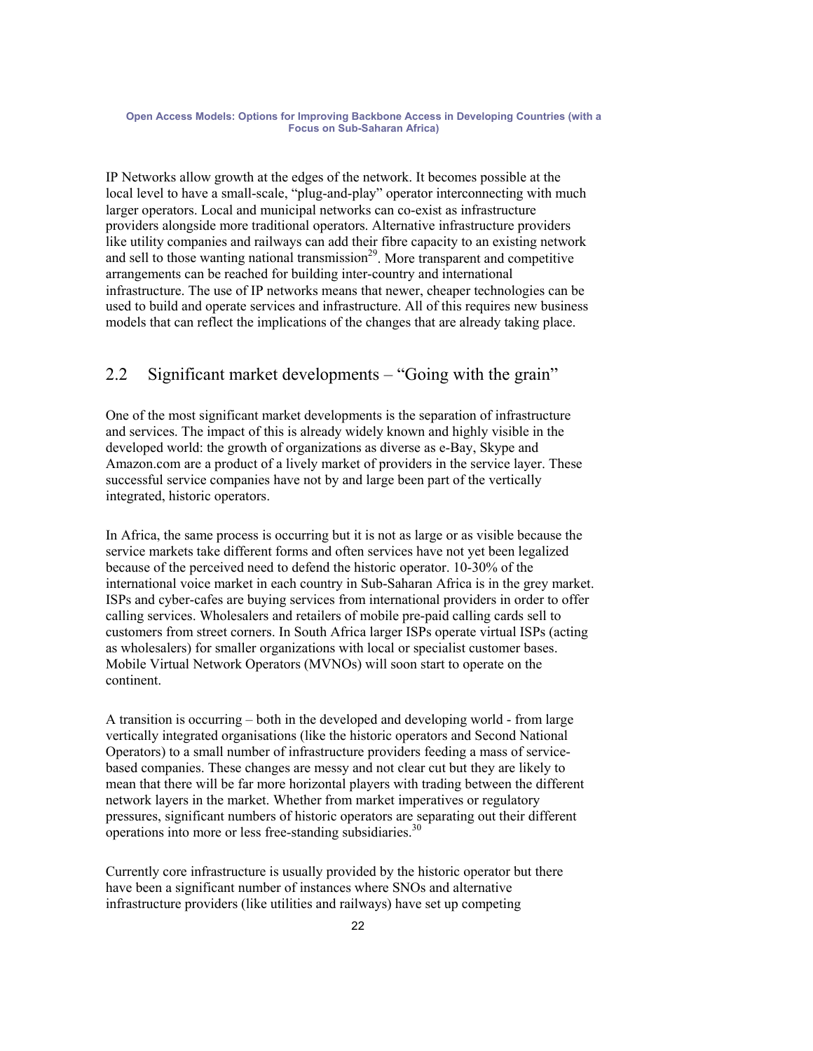IP Networks allow growth at the edges of the network. It becomes possible at the local level to have a small-scale, "plug-and-play" operator interconnecting with much larger operators. Local and municipal networks can co-exist as infrastructure providers alongside more traditional operators. Alternative infrastructure providers like utility companies and railways can add their fibre capacity to an existing network and sell to those wanting national transmission[29]. More transparent and competitive arrangements can be reached for building inter-country and international infrastructure. The use of IP networks means that newer, cheaper technologies can be used to build and operate services and infrastructure. All of this requires new business models that can reflect the implications of the changes that are already taking place.

## 2.2 Significant market developments – "Going with the grain"

One of the most significant market developments is the separation of infrastructure and services. The impact of this is already widely known and highly visible in the developed world: the growth of organizations as diverse as e-Bay, Skype and Amazon.com are a product of a lively market of providers in the service layer. These successful service companies have not by and large been part of the vertically integrated, historic operators.

In Africa, the same process is occurring but it is not as large or as visible because the service markets take different forms and often services have not yet been legalized because of the perceived need to defend the historic operator. 10-30% of the international voice market in each country in Sub-Saharan Africa is in the grey market. ISPs and cyber-cafes are buying services from international providers in order to offer calling services. Wholesalers and retailers of mobile pre-paid calling cards sell to customers from street corners. In South Africa larger ISPs operate virtual ISPs (acting as wholesalers) for smaller organizations with local or specialist customer bases. Mobile Virtual Network Operators (MVNOs) will soon start to operate on the continent.

A transition is occurring – both in the developed and developing world - from large vertically integrated organisations (like the historic operators and Second National Operators) to a small number of infrastructure providers feeding a mass of service-based companies. These changes are messy and not clear cut but they are likely to mean that there will be far more horizontal players with trading between the different network layers in the market. Whether from market imperatives or regulatory pressures, significant numbers of historic operators are separating out their different operations into more or less free-standing subsidiaries.[30]

Currently core infrastructure is usually provided by the historic operator but there have been a significant number of instances where SNOs and alternative infrastructure providers (like utilities and railways) have set up competing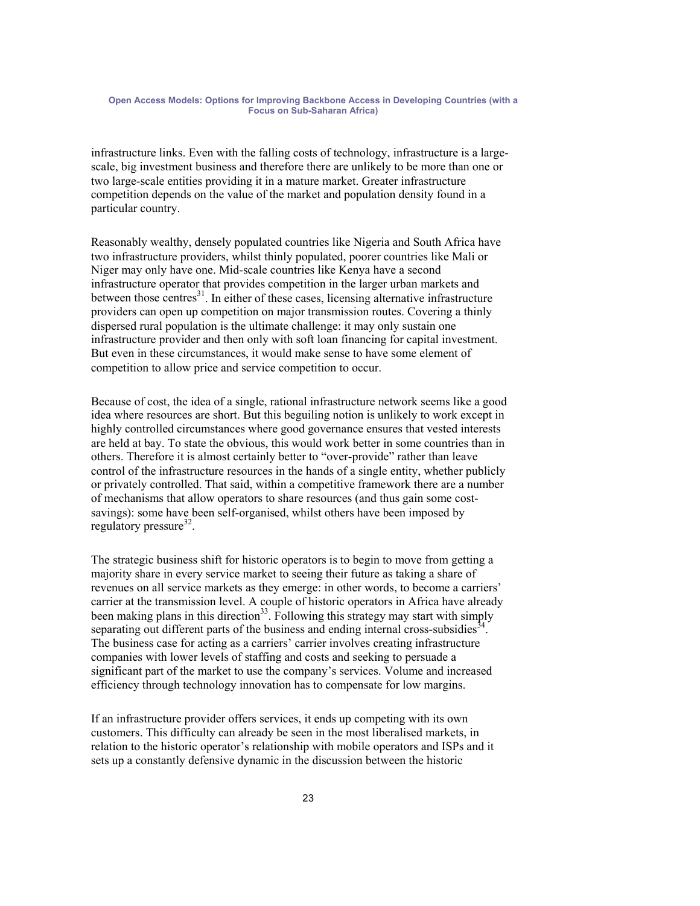infrastructure links. Even with the falling costs of technology, infrastructure is a large-scale, big investment business and therefore there are unlikely to be more than one or two large-scale entities providing it in a mature market. Greater infrastructure competition depends on the value of the market and population density found in a particular country.

Reasonably wealthy, densely populated countries like Nigeria and South Africa have two infrastructure providers, whilst thinly populated, poorer countries like Mali or Niger may only have one. Mid-scale countries like Kenya have a second infrastructure operator that provides competition in the larger urban markets and between those centres[31]. In either of these cases, licensing alternative infrastructure providers can open up competition on major transmission routes. Covering a thinly dispersed rural population is the ultimate challenge: it may only sustain one infrastructure provider and then only with soft loan financing for capital investment. But even in these circumstances, it would make sense to have some element of competition to allow price and service competition to occur.

Because of cost, the idea of a single, rational infrastructure network seems like a good idea where resources are short. But this beguiling notion is unlikely to work except in highly controlled circumstances where good governance ensures that vested interests are held at bay. To state the obvious, this would work better in some countries than in others. Therefore it is almost certainly better to "over-provide" rather than leave control of the infrastructure resources in the hands of a single entity, whether publicly or privately controlled. That said, within a competitive framework there are a number of mechanisms that allow operators to share resources (and thus gain some cost-savings): some have been self-organised, whilst others have been imposed by regulatory pressure[32].

The strategic business shift for historic operators is to begin to move from getting a majority share in every service market to seeing their future as taking a share of revenues on all service markets as they emerge: in other words, to become a carriers' carrier at the transmission level. A couple of historic operators in Africa have already been making plans in this direction[33]. Following this strategy may start with simply separating out different parts of the business and ending internal cross-subsidies[34]. The business case for acting as a carriers' carrier involves creating infrastructure companies with lower levels of staffing and costs and seeking to persuade a significant part of the market to use the company's services. Volume and increased efficiency through technology innovation has to compensate for low margins.

If an infrastructure provider offers services, it ends up competing with its own customers. This difficulty can already be seen in the most liberalised markets, in relation to the historic operator's relationship with mobile operators and ISPs and it sets up a constantly defensive dynamic in the discussion between the historic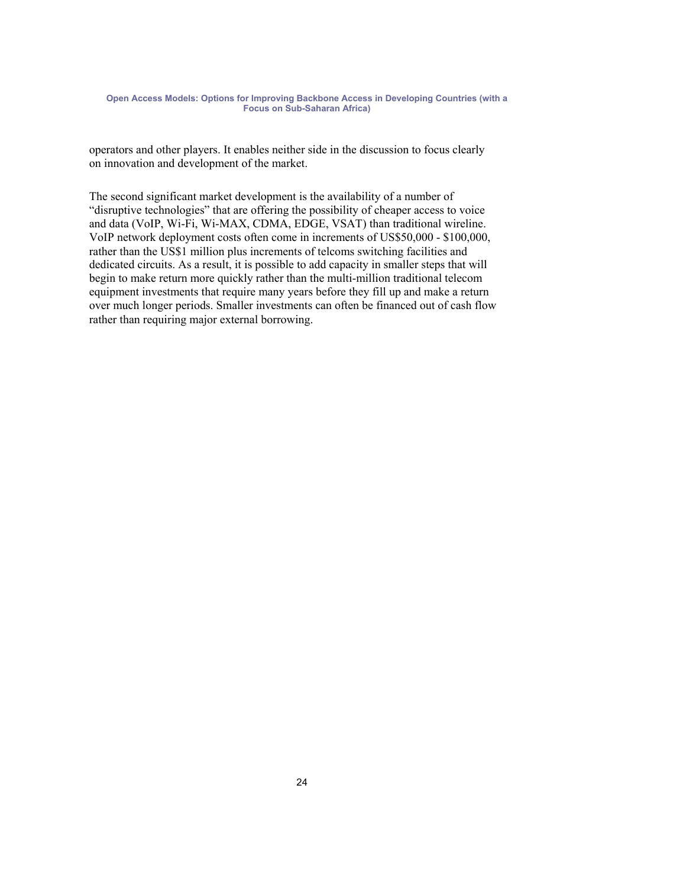operators and other players. It enables neither side in the discussion to focus clearly on innovation and development of the market.

The second significant market development is the availability of a number of "disruptive technologies" that are offering the possibility of cheaper access to voice and data (VoIP, Wi-Fi, Wi-MAX, CDMA, EDGE, VSAT) than traditional wireline. VoIP network deployment costs often come in increments of US$50,000 - $100,000, rather than the US$1 million plus increments of telcoms switching facilities and dedicated circuits. As a result, it is possible to add capacity in smaller steps that will begin to make return more quickly rather than the multi-million traditional telecom equipment investments that require many years before they fill up and make a return over much longer periods. Smaller investments can often be financed out of cash flow rather than requiring major external borrowing.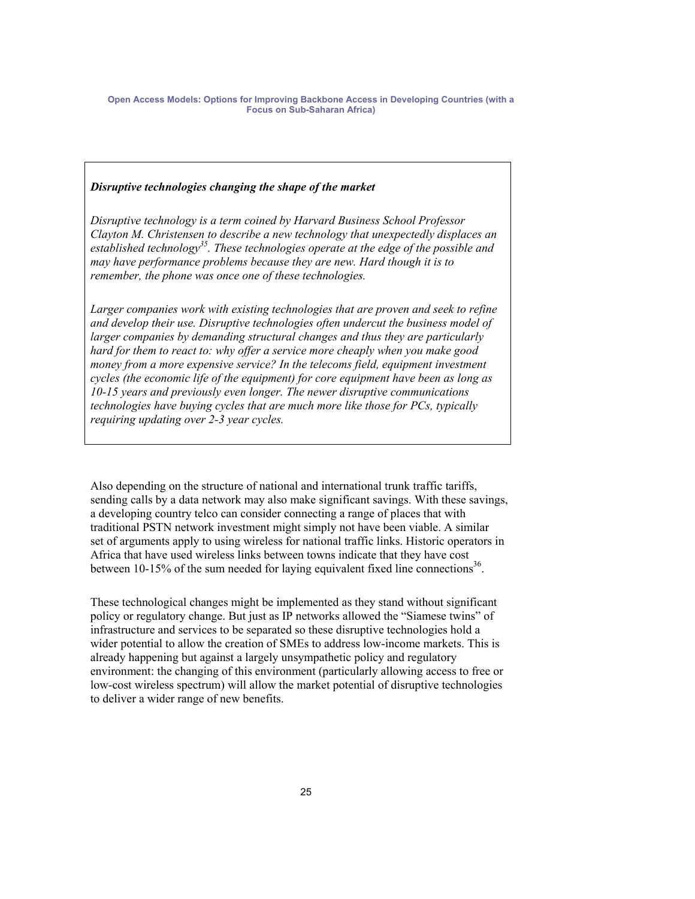*Disruptive technologies changing the shape of the market*

*Disruptive technology is a term coined by Harvard Business School Professor Clayton M. Christensen to describe a new technology that unexpectedly displaces an established technology[35]. These technologies operate at the edge of the possible and may have performance problems because they are new. Hard though it is to remember, the phone was once one of these technologies.*

*Larger companies work with existing technologies that are proven and seek to refine and develop their use. Disruptive technologies often undercut the business model of larger companies by demanding structural changes and thus they are particularly hard for them to react to: why offer a service more cheaply when you make good money from a more expensive service? In the telecoms field, equipment investment cycles (the economic life of the equipment) for core equipment have been as long as 10-15 years and previously even longer. The newer disruptive communications technologies have buying cycles that are much more like those for PCs, typically requiring updating over 2-3 year cycles.*

Also depending on the structure of national and international trunk traffic tariffs, sending calls by a data network may also make significant savings. With these savings, a developing country telco can consider connecting a range of places that with traditional PSTN network investment might simply not have been viable. A similar set of arguments apply to using wireless for national traffic links. Historic operators in Africa that have used wireless links between towns indicate that they have cost between 10-15% of the sum needed for laying equivalent fixed line connections[36].

These technological changes might be implemented as they stand without significant policy or regulatory change. But just as IP networks allowed the "Siamese twins" of infrastructure and services to be separated so these disruptive technologies hold a wider potential to allow the creation of SMEs to address low-income markets. This is already happening but against a largely unsympathetic policy and regulatory environment: the changing of this environment (particularly allowing access to free or low-cost wireless spectrum) will allow the market potential of disruptive technologies to deliver a wider range of new benefits.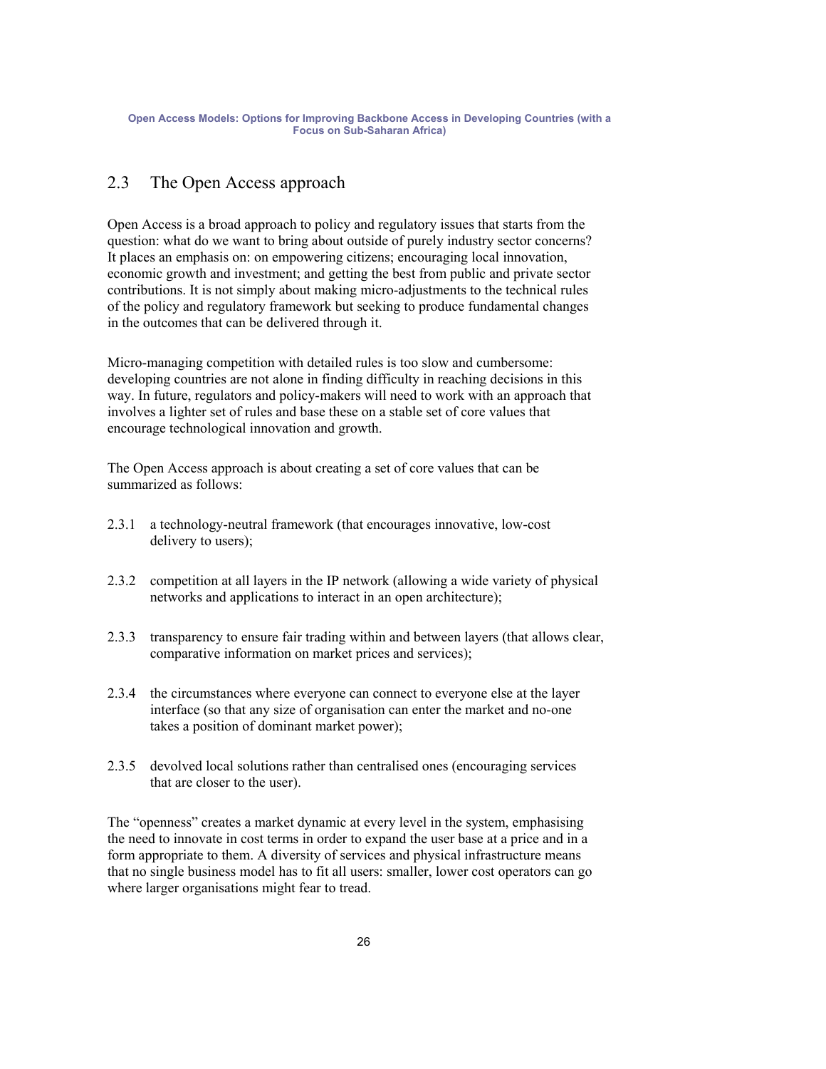## 2.3 The Open Access approach

Open Access is a broad approach to policy and regulatory issues that starts from the question: what do we want to bring about outside of purely industry sector concerns? It places an emphasis on: on empowering citizens; encouraging local innovation, economic growth and investment; and getting the best from public and private sector contributions. It is not simply about making micro-adjustments to the technical rules of the policy and regulatory framework but seeking to produce fundamental changes in the outcomes that can be delivered through it.

Micro-managing competition with detailed rules is too slow and cumbersome: developing countries are not alone in finding difficulty in reaching decisions in this way. In future, regulators and policy-makers will need to work with an approach that involves a lighter set of rules and base these on a stable set of core values that encourage technological innovation and growth.

The Open Access approach is about creating a set of core values that can be summarized as follows:

2.3.1 a technology-neutral framework (that encourages innovative, low-cost delivery to users);

2.3.2 competition at all layers in the IP network (allowing a wide variety of physical networks and applications to interact in an open architecture);

2.3.3 transparency to ensure fair trading within and between layers (that allows clear, comparative information on market prices and services);

2.3.4 the circumstances where everyone can connect to everyone else at the layer interface (so that any size of organisation can enter the market and no-one takes a position of dominant market power);

2.3.5 devolved local solutions rather than centralised ones (encouraging services that are closer to the user).

The "openness" creates a market dynamic at every level in the system, emphasising the need to innovate in cost terms in order to expand the user base at a price and in a form appropriate to them. A diversity of services and physical infrastructure means that no single business model has to fit all users: smaller, lower cost operators can go where larger organisations might fear to tread.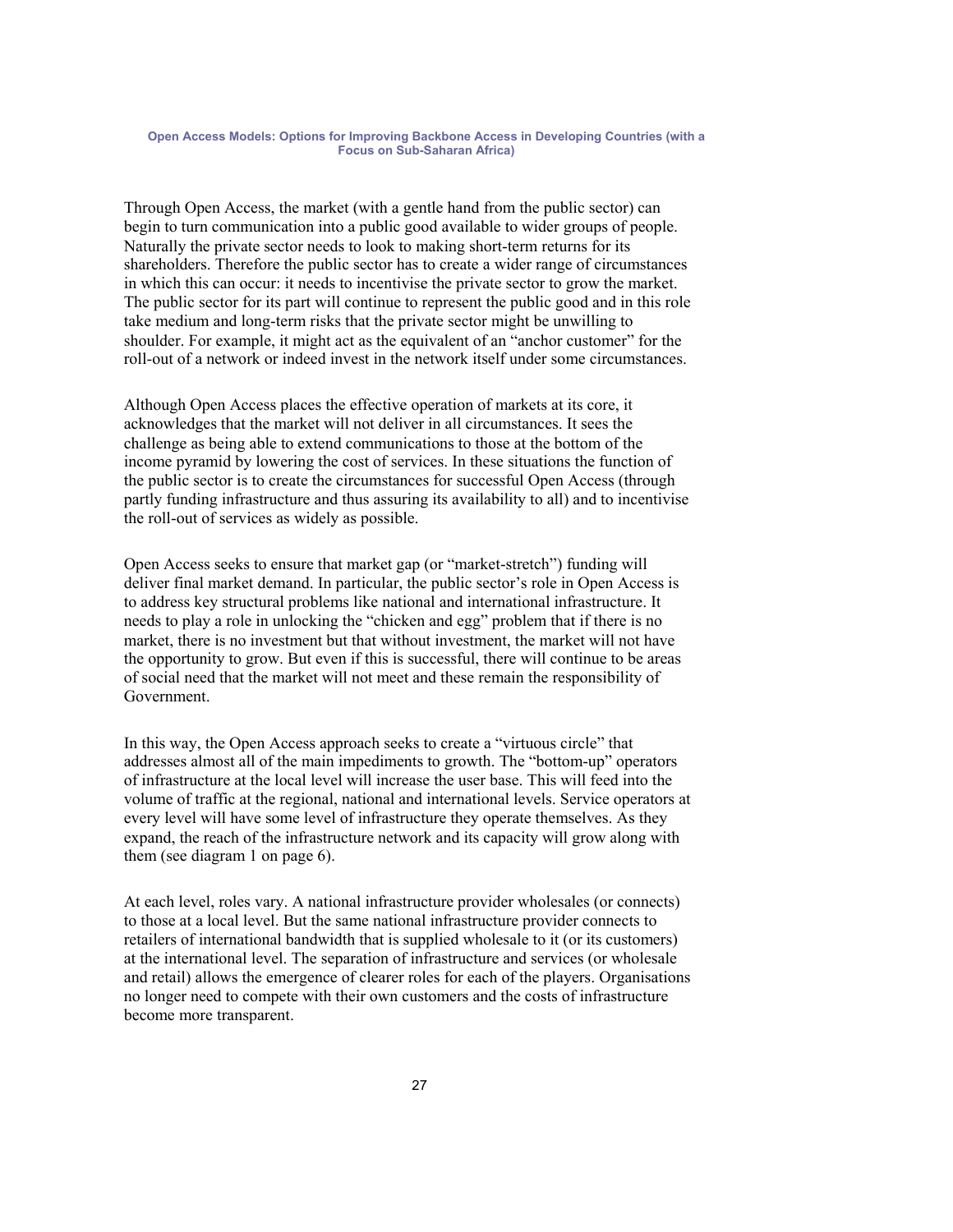Through Open Access, the market (with a gentle hand from the public sector) can begin to turn communication into a public good available to wider groups of people. Naturally the private sector needs to look to making short-term returns for its shareholders. Therefore the public sector has to create a wider range of circumstances in which this can occur: it needs to incentivise the private sector to grow the market. The public sector for its part will continue to represent the public good and in this role take medium and long-term risks that the private sector might be unwilling to shoulder. For example, it might act as the equivalent of an "anchor customer" for the roll-out of a network or indeed invest in the network itself under some circumstances.

Although Open Access places the effective operation of markets at its core, it acknowledges that the market will not deliver in all circumstances. It sees the challenge as being able to extend communications to those at the bottom of the income pyramid by lowering the cost of services. In these situations the function of the public sector is to create the circumstances for successful Open Access (through partly funding infrastructure and thus assuring its availability to all) and to incentivise the roll-out of services as widely as possible.

Open Access seeks to ensure that market gap (or "market-stretch") funding will deliver final market demand. In particular, the public sector's role in Open Access is to address key structural problems like national and international infrastructure. It needs to play a role in unlocking the "chicken and egg" problem that if there is no market, there is no investment but that without investment, the market will not have the opportunity to grow. But even if this is successful, there will continue to be areas of social need that the market will not meet and these remain the responsibility of Government.

In this way, the Open Access approach seeks to create a "virtuous circle" that addresses almost all of the main impediments to growth. The "bottom-up" operators of infrastructure at the local level will increase the user base. This will feed into the volume of traffic at the regional, national and international levels. Service operators at every level will have some level of infrastructure they operate themselves. As they expand, the reach of the infrastructure network and its capacity will grow along with them (see diagram 1 on page 6).

At each level, roles vary. A national infrastructure provider wholesales (or connects) to those at a local level. But the same national infrastructure provider connects to retailers of international bandwidth that is supplied wholesale to it (or its customers) at the international level. The separation of infrastructure and services (or wholesale and retail) allows the emergence of clearer roles for each of the players. Organisations no longer need to compete with their own customers and the costs of infrastructure become more transparent.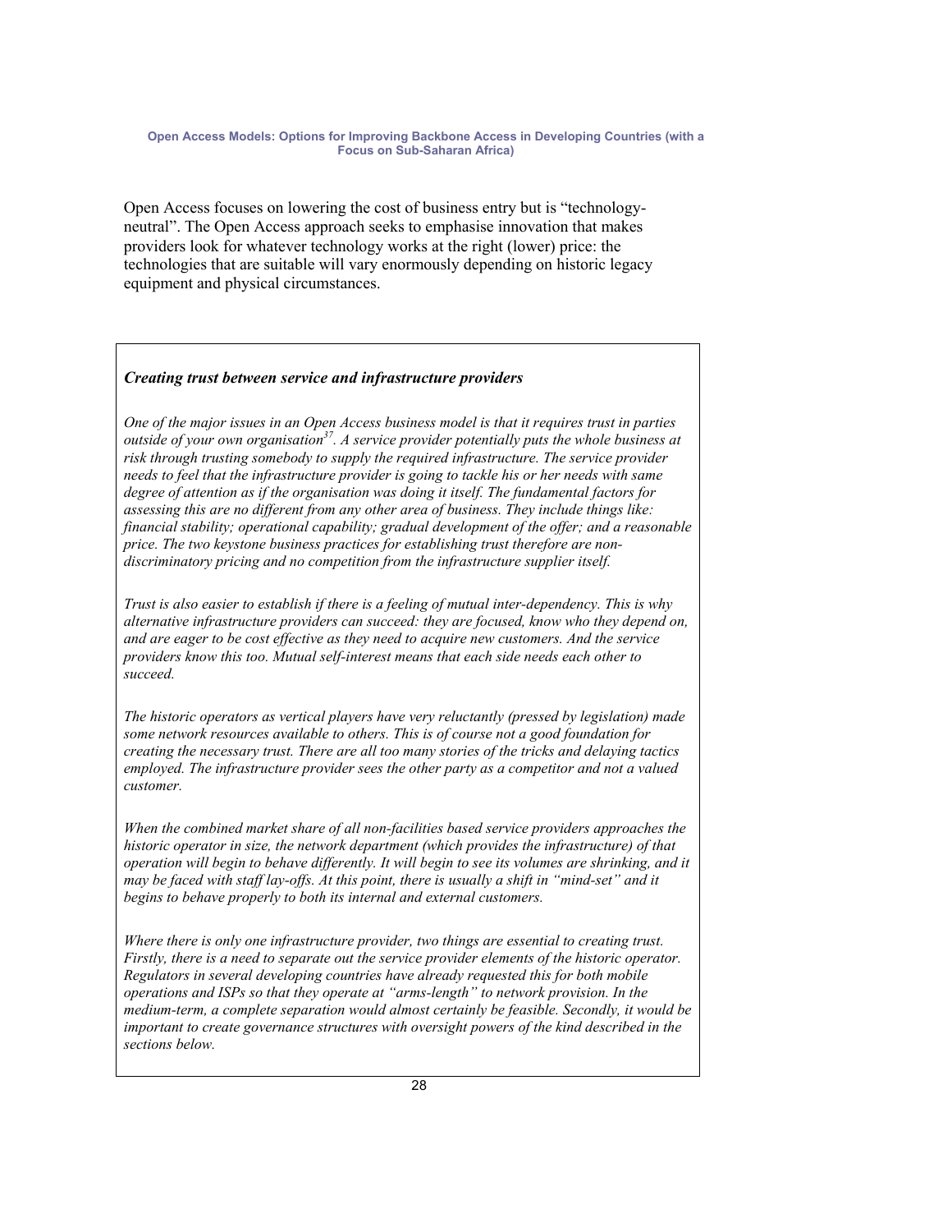Open Access focuses on lowering the cost of business entry but is "technology-neutral". The Open Access approach seeks to emphasise innovation that makes providers look for whatever technology works at the right (lower) price: the technologies that are suitable will vary enormously depending on historic legacy equipment and physical circumstances.

***Creating trust between service and infrastructure providers***

*One of the major issues in an Open Access business model is that it requires trust in parties outside of your own organisation[37]. A service provider potentially puts the whole business at risk through trusting somebody to supply the required infrastructure. The service provider needs to feel that the infrastructure provider is going to tackle his or her needs with same degree of attention as if the organisation was doing it itself. The fundamental factors for assessing this are no different from any other area of business. They include things like: financial stability; operational capability; gradual development of the offer; and a reasonable price. The two keystone business practices for establishing trust therefore are non-discriminatory pricing and no competition from the infrastructure supplier itself.*

*Trust is also easier to establish if there is a feeling of mutual inter-dependency. This is why alternative infrastructure providers can succeed: they are focused, know who they depend on, and are eager to be cost effective as they need to acquire new customers. And the service providers know this too. Mutual self-interest means that each side needs each other to succeed.*

*The historic operators as vertical players have very reluctantly (pressed by legislation) made some network resources available to others. This is of course not a good foundation for creating the necessary trust. There are all too many stories of the tricks and delaying tactics employed. The infrastructure provider sees the other party as a competitor and not a valued customer.*

*When the combined market share of all non-facilities based service providers approaches the historic operator in size, the network department (which provides the infrastructure) of that operation will begin to behave differently. It will begin to see its volumes are shrinking, and it may be faced with staff lay-offs. At this point, there is usually a shift in "mind-set" and it begins to behave properly to both its internal and external customers.*

*Where there is only one infrastructure provider, two things are essential to creating trust. Firstly, there is a need to separate out the service provider elements of the historic operator. Regulators in several developing countries have already requested this for both mobile operations and ISPs so that they operate at "arms-length" to network provision. In the medium-term, a complete separation would almost certainly be feasible. Secondly, it would be important to create governance structures with oversight powers of the kind described in the sections below.*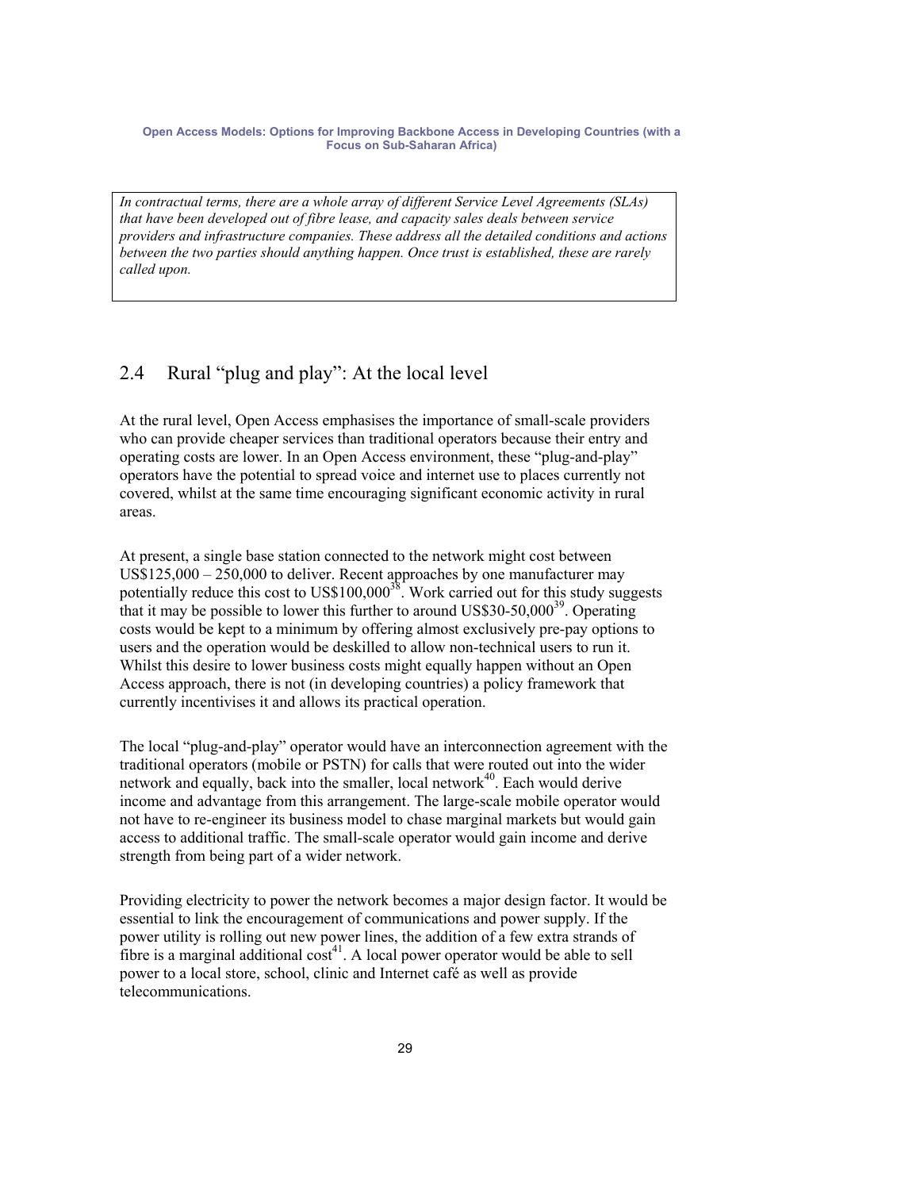*In contractual terms, there are a whole array of different Service Level Agreements (SLAs) that have been developed out of fibre lease, and capacity sales deals between service providers and infrastructure companies. These address all the detailed conditions and actions between the two parties should anything happen. Once trust is established, these are rarely called upon.*

## 2.4 Rural "plug and play": At the local level

At the rural level, Open Access emphasises the importance of small-scale providers who can provide cheaper services than traditional operators because their entry and operating costs are lower. In an Open Access environment, these "plug-and-play" operators have the potential to spread voice and internet use to places currently not covered, whilst at the same time encouraging significant economic activity in rural areas.

At present, a single base station connected to the network might cost between US$125,000 – 250,000 to deliver. Recent approaches by one manufacturer may potentially reduce this cost to US$100,000[38]. Work carried out for this study suggests that it may be possible to lower this further to around US$30-50,000[39]. Operating costs would be kept to a minimum by offering almost exclusively pre-pay options to users and the operation would be deskilled to allow non-technical users to run it. Whilst this desire to lower business costs might equally happen without an Open Access approach, there is not (in developing countries) a policy framework that currently incentivises it and allows its practical operation.

The local "plug-and-play" operator would have an interconnection agreement with the traditional operators (mobile or PSTN) for calls that were routed out into the wider network and equally, back into the smaller, local network[40]. Each would derive income and advantage from this arrangement. The large-scale mobile operator would not have to re-engineer its business model to chase marginal markets but would gain access to additional traffic. The small-scale operator would gain income and derive strength from being part of a wider network.

Providing electricity to power the network becomes a major design factor. It would be essential to link the encouragement of communications and power supply. If the power utility is rolling out new power lines, the addition of a few extra strands of fibre is a marginal additional cost[41]. A local power operator would be able to sell power to a local store, school, clinic and Internet café as well as provide telecommunications.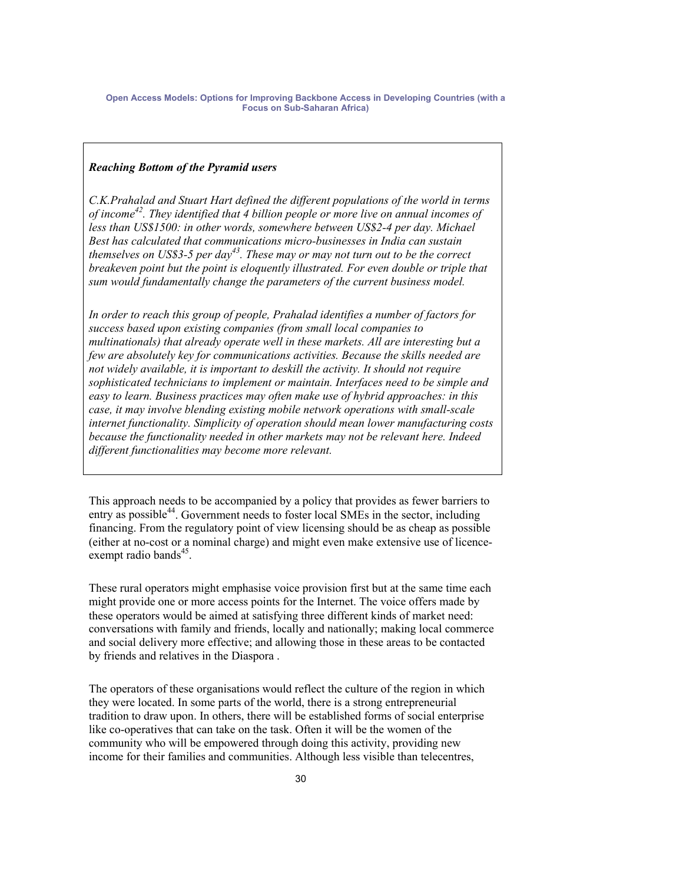*__Reaching Bottom of the Pyramid users__*

*C.K.Prahalad and Stuart Hart defined the different populations of the world in terms of income[42]. They identified that 4 billion people or more live on annual incomes of less than US$1500: in other words, somewhere between US$2-4 per day. Michael Best has calculated that communications micro-businesses in India can sustain themselves on US$3-5 per day[43]. These may or may not turn out to be the correct breakeven point but the point is eloquently illustrated. For even double or triple that sum would fundamentally change the parameters of the current business model.*

*In order to reach this group of people, Prahalad identifies a number of factors for success based upon existing companies (from small local companies to multinationals) that already operate well in these markets. All are interesting but a few are absolutely key for communications activities. Because the skills needed are not widely available, it is important to deskill the activity. It should not require sophisticated technicians to implement or maintain. Interfaces need to be simple and easy to learn. Business practices may often make use of hybrid approaches: in this case, it may involve blending existing mobile network operations with small-scale internet functionality. Simplicity of operation should mean lower manufacturing costs because the functionality needed in other markets may not be relevant here. Indeed different functionalities may become more relevant.*

This approach needs to be accompanied by a policy that provides as fewer barriers to entry as possible[44]. Government needs to foster local SMEs in the sector, including financing. From the regulatory point of view licensing should be as cheap as possible (either at no-cost or a nominal charge) and might even make extensive use of licence-exempt radio bands[45].

These rural operators might emphasise voice provision first but at the same time each might provide one or more access points for the Internet. The voice offers made by these operators would be aimed at satisfying three different kinds of market need: conversations with family and friends, locally and nationally; making local commerce and social delivery more effective; and allowing those in these areas to be contacted by friends and relatives in the Diaspora .

The operators of these organisations would reflect the culture of the region in which they were located. In some parts of the world, there is a strong entrepreneurial tradition to draw upon. In others, there will be established forms of social enterprise like co-operatives that can take on the task. Often it will be the women of the community who will be empowered through doing this activity, providing new income for their families and communities. Although less visible than telecentres,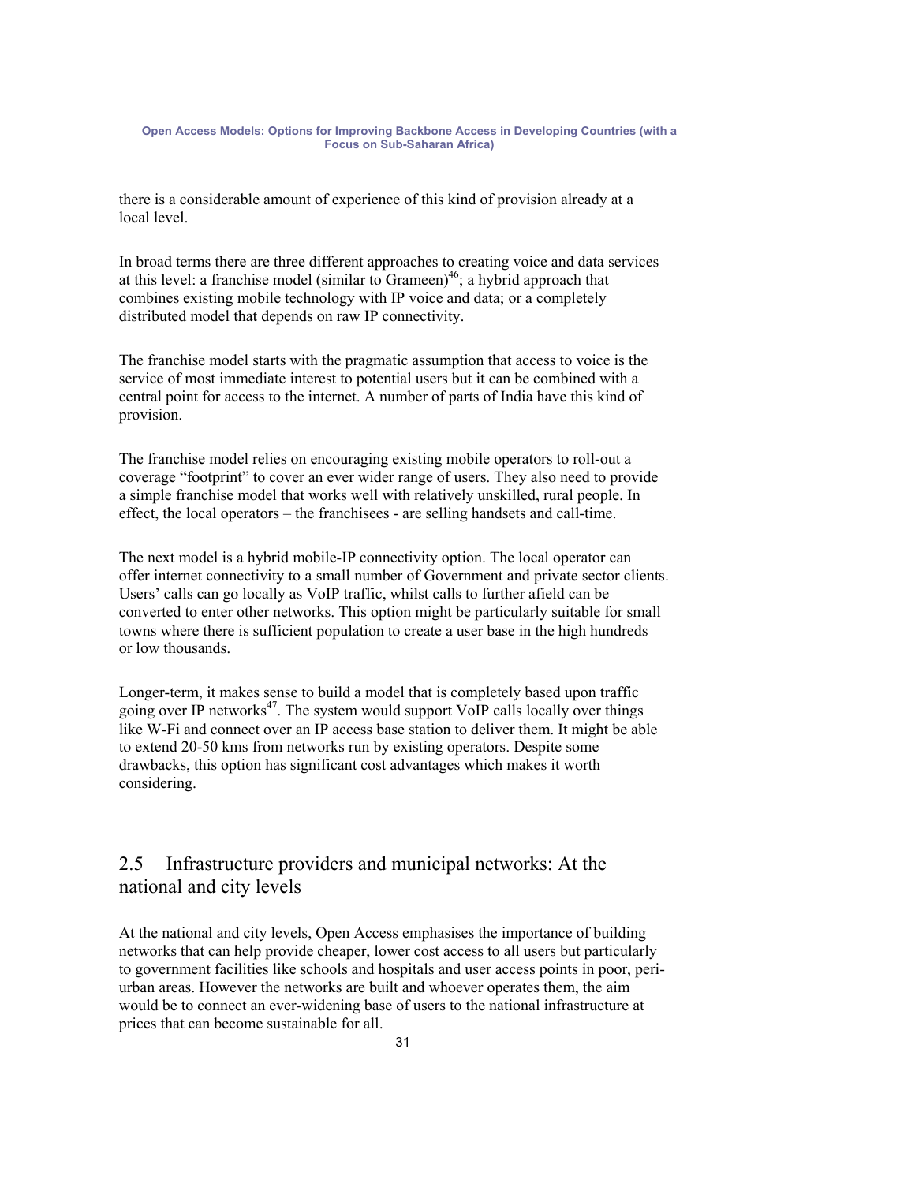there is a considerable amount of experience of this kind of provision already at a local level.

In broad terms there are three different approaches to creating voice and data services at this level: a franchise model (similar to Grameen)[46]; a hybrid approach that combines existing mobile technology with IP voice and data; or a completely distributed model that depends on raw IP connectivity.

The franchise model starts with the pragmatic assumption that access to voice is the service of most immediate interest to potential users but it can be combined with a central point for access to the internet. A number of parts of India have this kind of provision.

The franchise model relies on encouraging existing mobile operators to roll-out a coverage "footprint" to cover an ever wider range of users. They also need to provide a simple franchise model that works well with relatively unskilled, rural people. In effect, the local operators – the franchisees - are selling handsets and call-time.

The next model is a hybrid mobile-IP connectivity option. The local operator can offer internet connectivity to a small number of Government and private sector clients. Users' calls can go locally as VoIP traffic, whilst calls to further afield can be converted to enter other networks. This option might be particularly suitable for small towns where there is sufficient population to create a user base in the high hundreds or low thousands.

Longer-term, it makes sense to build a model that is completely based upon traffic going over IP networks[47]. The system would support VoIP calls locally over things like W-Fi and connect over an IP access base station to deliver them. It might be able to extend 20-50 kms from networks run by existing operators. Despite some drawbacks, this option has significant cost advantages which makes it worth considering.

## 2.5 Infrastructure providers and municipal networks: At the national and city levels

At the national and city levels, Open Access emphasises the importance of building networks that can help provide cheaper, lower cost access to all users but particularly to government facilities like schools and hospitals and user access points in poor, peri-urban areas. However the networks are built and whoever operates them, the aim would be to connect an ever-widening base of users to the national infrastructure at prices that can become sustainable for all.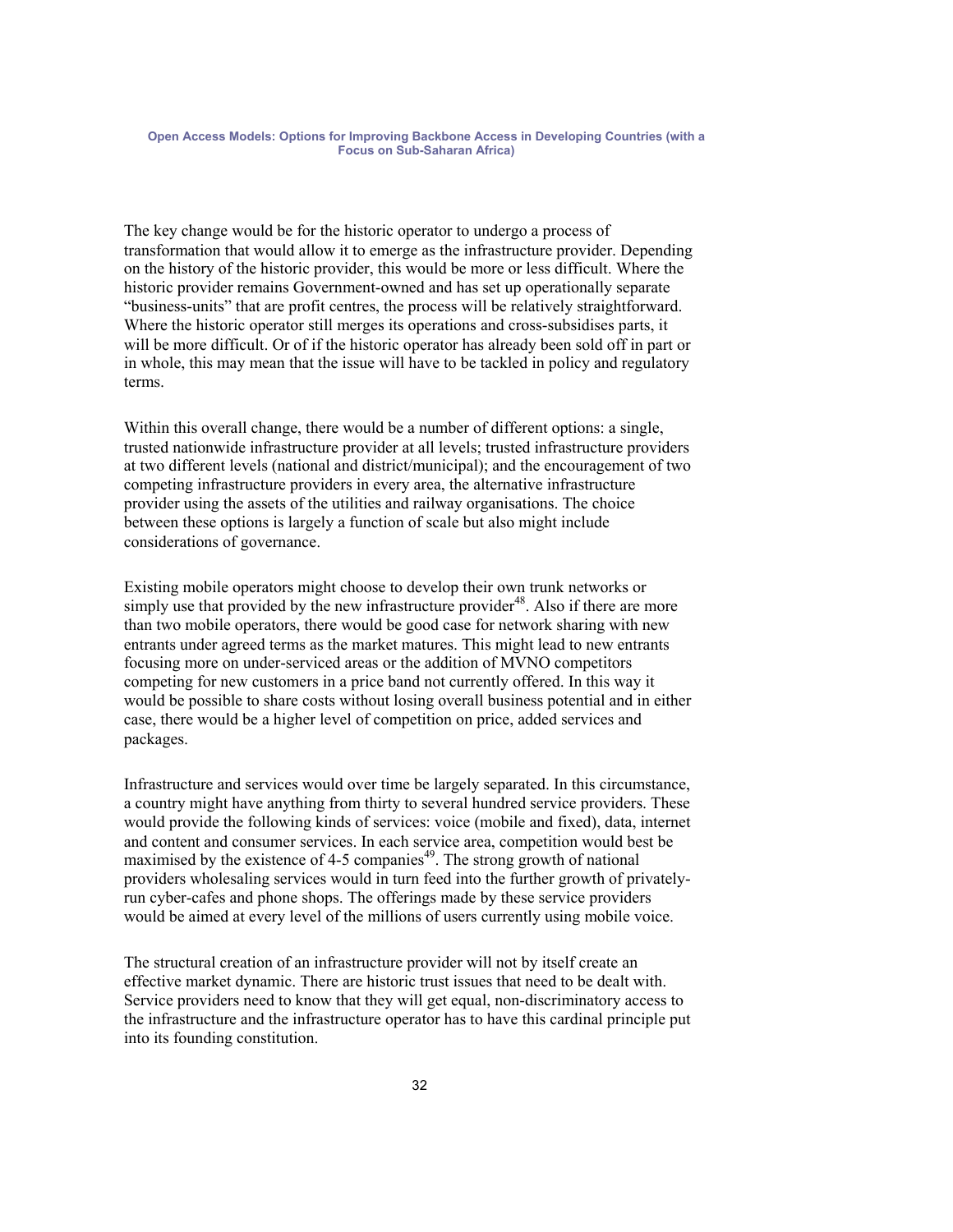The key change would be for the historic operator to undergo a process of transformation that would allow it to emerge as the infrastructure provider. Depending on the history of the historic provider, this would be more or less difficult. Where the historic provider remains Government-owned and has set up operationally separate "business-units" that are profit centres, the process will be relatively straightforward. Where the historic operator still merges its operations and cross-subsidises parts, it will be more difficult. Or of if the historic operator has already been sold off in part or in whole, this may mean that the issue will have to be tackled in policy and regulatory terms.

Within this overall change, there would be a number of different options: a single, trusted nationwide infrastructure provider at all levels; trusted infrastructure providers at two different levels (national and district/municipal); and the encouragement of two competing infrastructure providers in every area, the alternative infrastructure provider using the assets of the utilities and railway organisations. The choice between these options is largely a function of scale but also might include considerations of governance.

Existing mobile operators might choose to develop their own trunk networks or simply use that provided by the new infrastructure provider[48]. Also if there are more than two mobile operators, there would be good case for network sharing with new entrants under agreed terms as the market matures. This might lead to new entrants focusing more on under-serviced areas or the addition of MVNO competitors competing for new customers in a price band not currently offered. In this way it would be possible to share costs without losing overall business potential and in either case, there would be a higher level of competition on price, added services and packages.

Infrastructure and services would over time be largely separated. In this circumstance, a country might have anything from thirty to several hundred service providers. These would provide the following kinds of services: voice (mobile and fixed), data, internet and content and consumer services. In each service area, competition would best be maximised by the existence of 4-5 companies[49]. The strong growth of national providers wholesaling services would in turn feed into the further growth of privately-run cyber-cafes and phone shops. The offerings made by these service providers would be aimed at every level of the millions of users currently using mobile voice.

The structural creation of an infrastructure provider will not by itself create an effective market dynamic. There are historic trust issues that need to be dealt with. Service providers need to know that they will get equal, non-discriminatory access to the infrastructure and the infrastructure operator has to have this cardinal principle put into its founding constitution.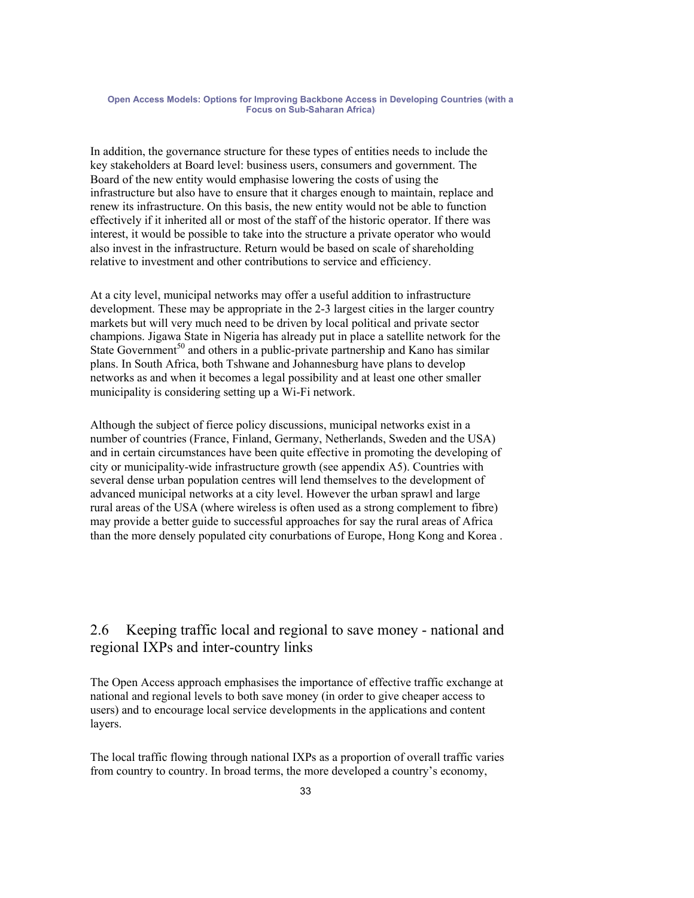In addition, the governance structure for these types of entities needs to include the key stakeholders at Board level: business users, consumers and government. The Board of the new entity would emphasise lowering the costs of using the infrastructure but also have to ensure that it charges enough to maintain, replace and renew its infrastructure. On this basis, the new entity would not be able to function effectively if it inherited all or most of the staff of the historic operator. If there was interest, it would be possible to take into the structure a private operator who would also invest in the infrastructure. Return would be based on scale of shareholding relative to investment and other contributions to service and efficiency.

At a city level, municipal networks may offer a useful addition to infrastructure development. These may be appropriate in the 2-3 largest cities in the larger country markets but will very much need to be driven by local political and private sector champions. Jigawa State in Nigeria has already put in place a satellite network for the State Government[50] and others in a public-private partnership and Kano has similar plans. In South Africa, both Tshwane and Johannesburg have plans to develop networks as and when it becomes a legal possibility and at least one other smaller municipality is considering setting up a Wi-Fi network.

Although the subject of fierce policy discussions, municipal networks exist in a number of countries (France, Finland, Germany, Netherlands, Sweden and the USA) and in certain circumstances have been quite effective in promoting the developing of city or municipality-wide infrastructure growth (see appendix A5). Countries with several dense urban population centres will lend themselves to the development of advanced municipal networks at a city level. However the urban sprawl and large rural areas of the USA (where wireless is often used as a strong complement to fibre) may provide a better guide to successful approaches for say the rural areas of Africa than the more densely populated city conurbations of Europe, Hong Kong and Korea .

## 2.6 Keeping traffic local and regional to save money - national and regional IXPs and inter-country links

The Open Access approach emphasises the importance of effective traffic exchange at national and regional levels to both save money (in order to give cheaper access to users) and to encourage local service developments in the applications and content layers.

The local traffic flowing through national IXPs as a proportion of overall traffic varies from country to country. In broad terms, the more developed a country's economy,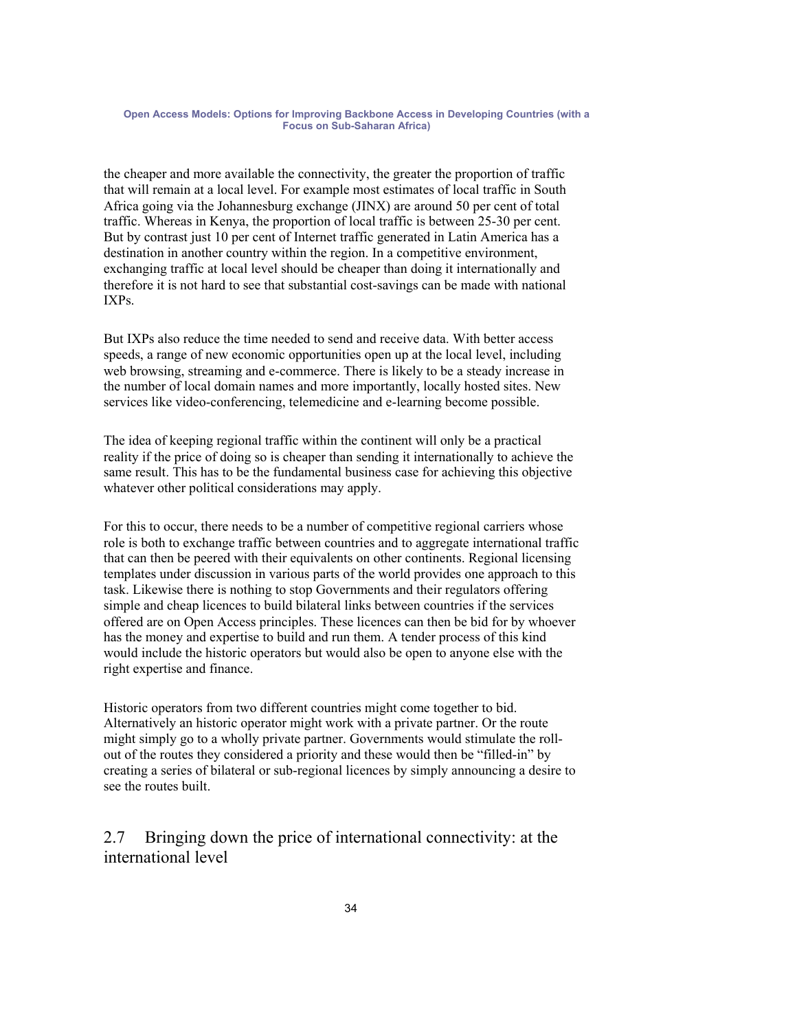the cheaper and more available the connectivity, the greater the proportion of traffic that will remain at a local level. For example most estimates of local traffic in South Africa going via the Johannesburg exchange (JINX) are around 50 per cent of total traffic. Whereas in Kenya, the proportion of local traffic is between 25-30 per cent. But by contrast just 10 per cent of Internet traffic generated in Latin America has a destination in another country within the region. In a competitive environment, exchanging traffic at local level should be cheaper than doing it internationally and therefore it is not hard to see that substantial cost-savings can be made with national IXPs.

But IXPs also reduce the time needed to send and receive data. With better access speeds, a range of new economic opportunities open up at the local level, including web browsing, streaming and e-commerce. There is likely to be a steady increase in the number of local domain names and more importantly, locally hosted sites. New services like video-conferencing, telemedicine and e-learning become possible.

The idea of keeping regional traffic within the continent will only be a practical reality if the price of doing so is cheaper than sending it internationally to achieve the same result. This has to be the fundamental business case for achieving this objective whatever other political considerations may apply.

For this to occur, there needs to be a number of competitive regional carriers whose role is both to exchange traffic between countries and to aggregate international traffic that can then be peered with their equivalents on other continents. Regional licensing templates under discussion in various parts of the world provides one approach to this task. Likewise there is nothing to stop Governments and their regulators offering simple and cheap licences to build bilateral links between countries if the services offered are on Open Access principles. These licences can then be bid for by whoever has the money and expertise to build and run them. A tender process of this kind would include the historic operators but would also be open to anyone else with the right expertise and finance.

Historic operators from two different countries might come together to bid. Alternatively an historic operator might work with a private partner. Or the route might simply go to a wholly private partner. Governments would stimulate the roll-out of the routes they considered a priority and these would then be "filled-in" by creating a series of bilateral or sub-regional licences by simply announcing a desire to see the routes built.

## 2.7 Bringing down the price of international connectivity: at the international level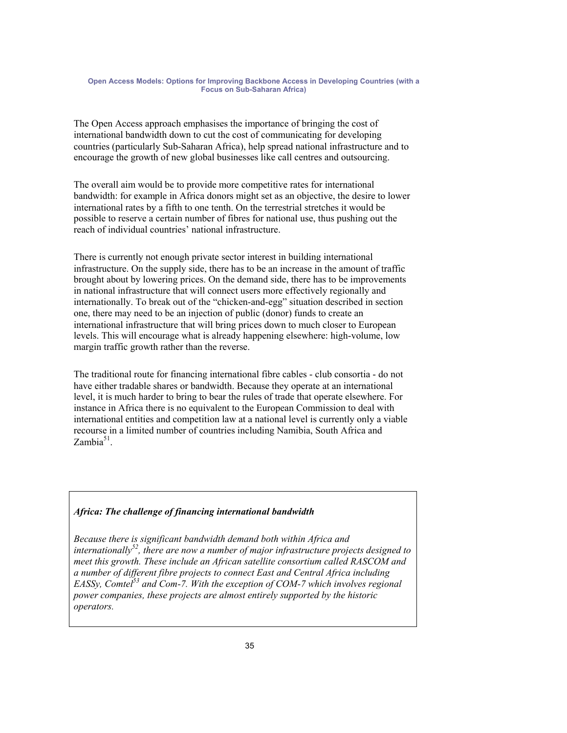The Open Access approach emphasises the importance of bringing the cost of international bandwidth down to cut the cost of communicating for developing countries (particularly Sub-Saharan Africa), help spread national infrastructure and to encourage the growth of new global businesses like call centres and outsourcing.

The overall aim would be to provide more competitive rates for international bandwidth: for example in Africa donors might set as an objective, the desire to lower international rates by a fifth to one tenth. On the terrestrial stretches it would be possible to reserve a certain number of fibres for national use, thus pushing out the reach of individual countries' national infrastructure.

There is currently not enough private sector interest in building international infrastructure. On the supply side, there has to be an increase in the amount of traffic brought about by lowering prices. On the demand side, there has to be improvements in national infrastructure that will connect users more effectively regionally and internationally. To break out of the "chicken-and-egg" situation described in section one, there may need to be an injection of public (donor) funds to create an international infrastructure that will bring prices down to much closer to European levels. This will encourage what is already happening elsewhere: high-volume, low margin traffic growth rather than the reverse.

The traditional route for financing international fibre cables - club consortia - do not have either tradable shares or bandwidth. Because they operate at an international level, it is much harder to bring to bear the rules of trade that operate elsewhere. For instance in Africa there is no equivalent to the European Commission to deal with international entities and competition law at a national level is currently only a viable recourse in a limited number of countries including Namibia, South Africa and Zambia[51].

***Africa: The challenge of financing international bandwidth***

*Because there is significant bandwidth demand both within Africa and internationally[52], there are now a number of major infrastructure projects designed to meet this growth. These include an African satellite consortium called RASCOM and a number of different fibre projects to connect East and Central Africa including EASSy, Comtel[53] and Com-7. With the exception of COM-7 which involves regional power companies, these projects are almost entirely supported by the historic operators.*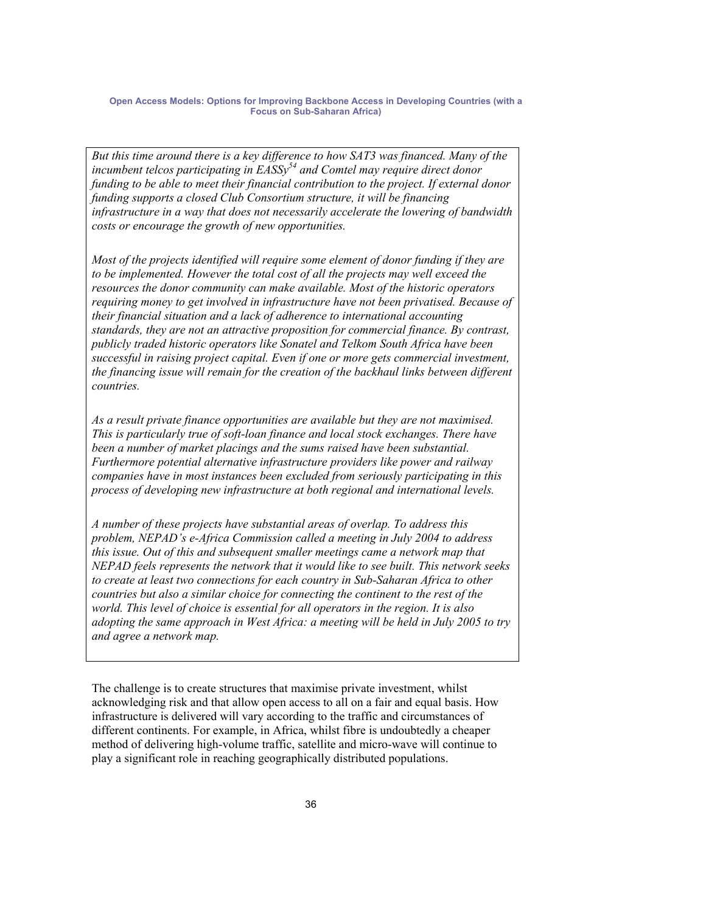*But this time around there is a key difference to how SAT3 was financed. Many of the incumbent telcos participating in EASSy*[54] *and Comtel may require direct donor funding to be able to meet their financial contribution to the project. If external donor funding supports a closed Club Consortium structure, it will be financing infrastructure in a way that does not necessarily accelerate the lowering of bandwidth costs or encourage the growth of new opportunities.*

*Most of the projects identified will require some element of donor funding if they are to be implemented. However the total cost of all the projects may well exceed the resources the donor community can make available. Most of the historic operators requiring money to get involved in infrastructure have not been privatised. Because of their financial situation and a lack of adherence to international accounting standards, they are not an attractive proposition for commercial finance. By contrast, publicly traded historic operators like Sonatel and Telkom South Africa have been successful in raising project capital. Even if one or more gets commercial investment, the financing issue will remain for the creation of the backhaul links between different countries.*

*As a result private finance opportunities are available but they are not maximised. This is particularly true of soft-loan finance and local stock exchanges. There have been a number of market placings and the sums raised have been substantial. Furthermore potential alternative infrastructure providers like power and railway companies have in most instances been excluded from seriously participating in this process of developing new infrastructure at both regional and international levels.*

*A number of these projects have substantial areas of overlap. To address this problem, NEPAD's e-Africa Commission called a meeting in July 2004 to address this issue. Out of this and subsequent smaller meetings came a network map that NEPAD feels represents the network that it would like to see built. This network seeks to create at least two connections for each country in Sub-Saharan Africa to other countries but also a similar choice for connecting the continent to the rest of the world. This level of choice is essential for all operators in the region. It is also adopting the same approach in West Africa: a meeting will be held in July 2005 to try and agree a network map.*

The challenge is to create structures that maximise private investment, whilst acknowledging risk and that allow open access to all on a fair and equal basis. How infrastructure is delivered will vary according to the traffic and circumstances of different continents. For example, in Africa, whilst fibre is undoubtedly a cheaper method of delivering high-volume traffic, satellite and micro-wave will continue to play a significant role in reaching geographically distributed populations.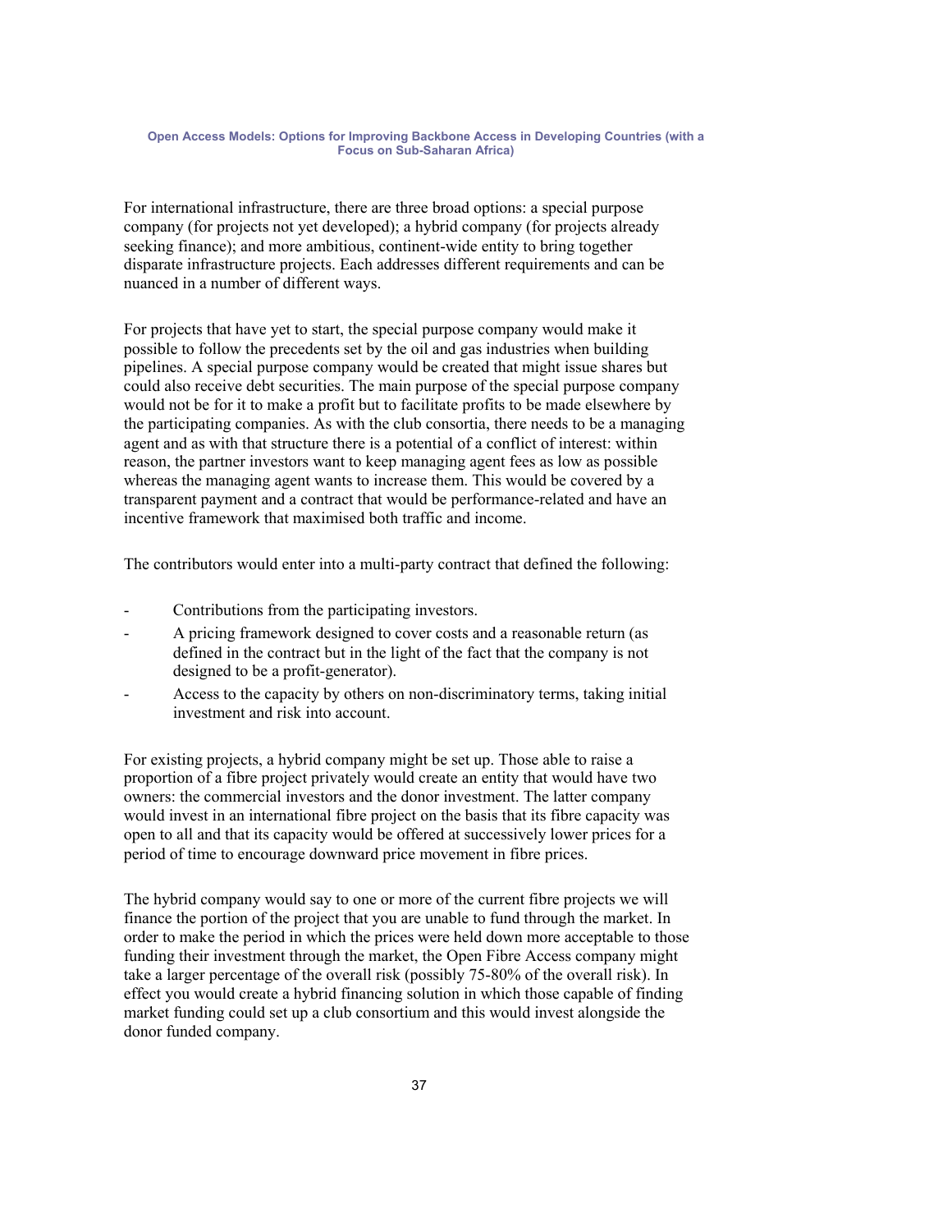For international infrastructure, there are three broad options: a special purpose company (for projects not yet developed); a hybrid company (for projects already seeking finance); and more ambitious, continent-wide entity to bring together disparate infrastructure projects. Each addresses different requirements and can be nuanced in a number of different ways.

For projects that have yet to start, the special purpose company would make it possible to follow the precedents set by the oil and gas industries when building pipelines. A special purpose company would be created that might issue shares but could also receive debt securities. The main purpose of the special purpose company would not be for it to make a profit but to facilitate profits to be made elsewhere by the participating companies. As with the club consortia, there needs to be a managing agent and as with that structure there is a potential of a conflict of interest: within reason, the partner investors want to keep managing agent fees as low as possible whereas the managing agent wants to increase them. This would be covered by a transparent payment and a contract that would be performance-related and have an incentive framework that maximised both traffic and income.

The contributors would enter into a multi-party contract that defined the following:

- Contributions from the participating investors.
- A pricing framework designed to cover costs and a reasonable return (as defined in the contract but in the light of the fact that the company is not designed to be a profit-generator).
- Access to the capacity by others on non-discriminatory terms, taking initial investment and risk into account.

For existing projects, a hybrid company might be set up. Those able to raise a proportion of a fibre project privately would create an entity that would have two owners: the commercial investors and the donor investment. The latter company would invest in an international fibre project on the basis that its fibre capacity was open to all and that its capacity would be offered at successively lower prices for a period of time to encourage downward price movement in fibre prices.

The hybrid company would say to one or more of the current fibre projects we will finance the portion of the project that you are unable to fund through the market. In order to make the period in which the prices were held down more acceptable to those funding their investment through the market, the Open Fibre Access company might take a larger percentage of the overall risk (possibly 75-80% of the overall risk). In effect you would create a hybrid financing solution in which those capable of finding market funding could set up a club consortium and this would invest alongside the donor funded company.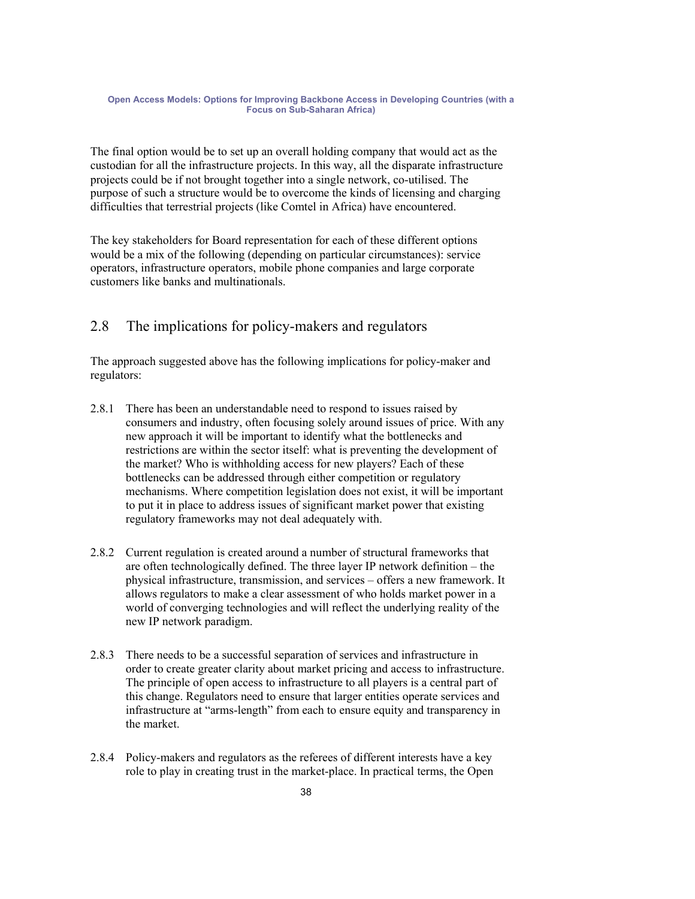The final option would be to set up an overall holding company that would act as the custodian for all the infrastructure projects. In this way, all the disparate infrastructure projects could be if not brought together into a single network, co-utilised. The purpose of such a structure would be to overcome the kinds of licensing and charging difficulties that terrestrial projects (like Comtel in Africa) have encountered.

The key stakeholders for Board representation for each of these different options would be a mix of the following (depending on particular circumstances): service operators, infrastructure operators, mobile phone companies and large corporate customers like banks and multinationals.

## 2.8 The implications for policy-makers and regulators

The approach suggested above has the following implications for policy-maker and regulators:

2.8.1 There has been an understandable need to respond to issues raised by consumers and industry, often focusing solely around issues of price. With any new approach it will be important to identify what the bottlenecks and restrictions are within the sector itself: what is preventing the development of the market? Who is withholding access for new players? Each of these bottlenecks can be addressed through either competition or regulatory mechanisms. Where competition legislation does not exist, it will be important to put it in place to address issues of significant market power that existing regulatory frameworks may not deal adequately with.

2.8.2 Current regulation is created around a number of structural frameworks that are often technologically defined. The three layer IP network definition – the physical infrastructure, transmission, and services – offers a new framework. It allows regulators to make a clear assessment of who holds market power in a world of converging technologies and will reflect the underlying reality of the new IP network paradigm.

2.8.3 There needs to be a successful separation of services and infrastructure in order to create greater clarity about market pricing and access to infrastructure. The principle of open access to infrastructure to all players is a central part of this change. Regulators need to ensure that larger entities operate services and infrastructure at "arms-length" from each to ensure equity and transparency in the market.

2.8.4 Policy-makers and regulators as the referees of different interests have a key role to play in creating trust in the market-place. In practical terms, the Open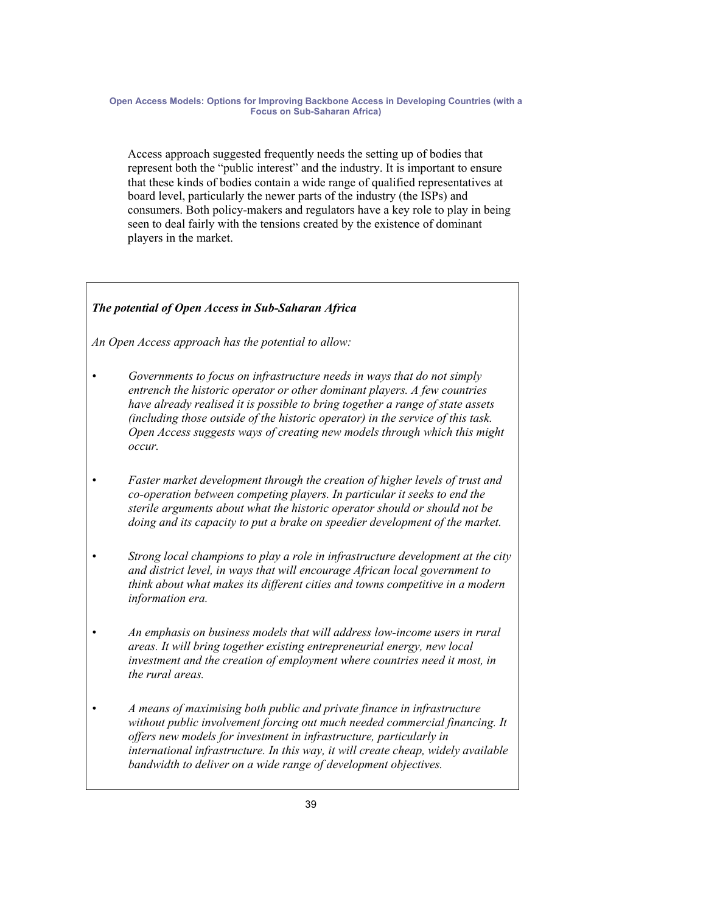Access approach suggested frequently needs the setting up of bodies that represent both the "public interest" and the industry. It is important to ensure that these kinds of bodies contain a wide range of qualified representatives at board level, particularly the newer parts of the industry (the ISPs) and consumers. Both policy-makers and regulators have a key role to play in being seen to deal fairly with the tensions created by the existence of dominant players in the market.

***The potential of Open Access in Sub-Saharan Africa***

*An Open Access approach has the potential to allow:*

- *Governments to focus on infrastructure needs in ways that do not simply entrench the historic operator or other dominant players. A few countries have already realised it is possible to bring together a range of state assets (including those outside of the historic operator) in the service of this task. Open Access suggests ways of creating new models through which this might occur.*

- *Faster market development through the creation of higher levels of trust and co-operation between competing players. In particular it seeks to end the sterile arguments about what the historic operator should or should not be doing and its capacity to put a brake on speedier development of the market.*

- *Strong local champions to play a role in infrastructure development at the city and district level, in ways that will encourage African local government to think about what makes its different cities and towns competitive in a modern information era.*

- *An emphasis on business models that will address low-income users in rural areas. It will bring together existing entrepreneurial energy, new local investment and the creation of employment where countries need it most, in the rural areas.*

- *A means of maximising both public and private finance in infrastructure without public involvement forcing out much needed commercial financing. It offers new models for investment in infrastructure, particularly in international infrastructure. In this way, it will create cheap, widely available bandwidth to deliver on a wide range of development objectives.*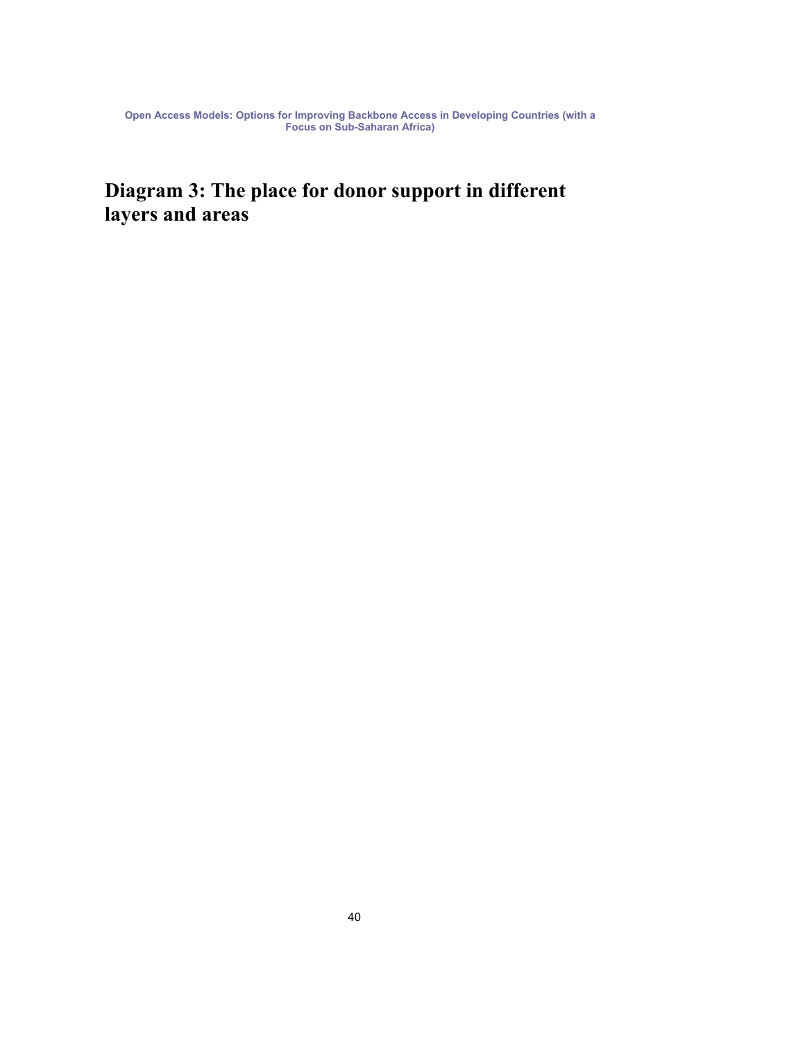## Diagram 3: The place for donor support in different layers and areas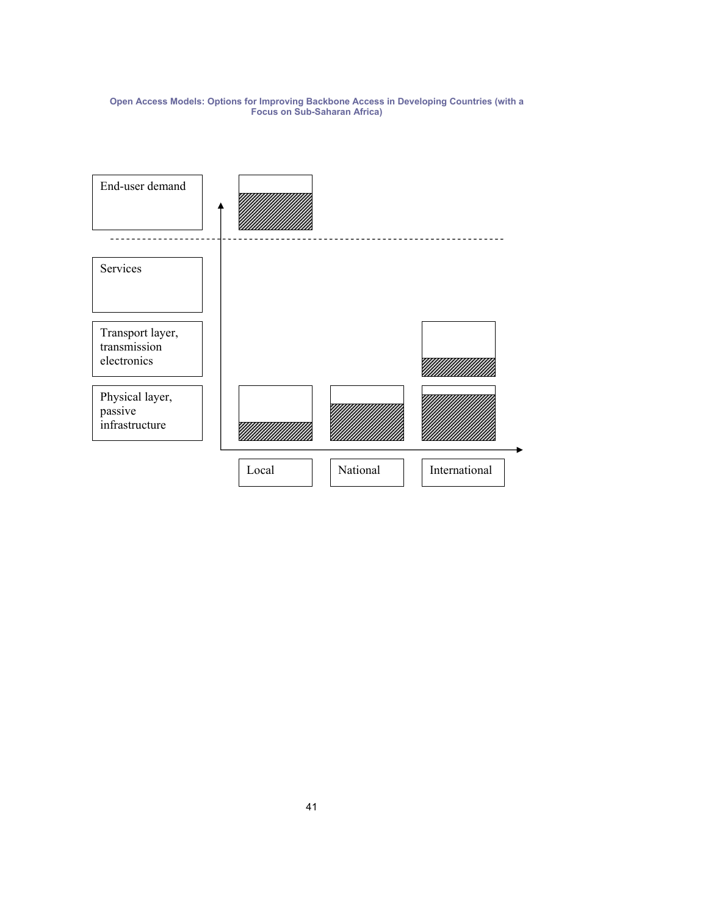End-user demand

Services

Transport layer, transmission electronics

Physical layer, passive infrastructure

Local

National

International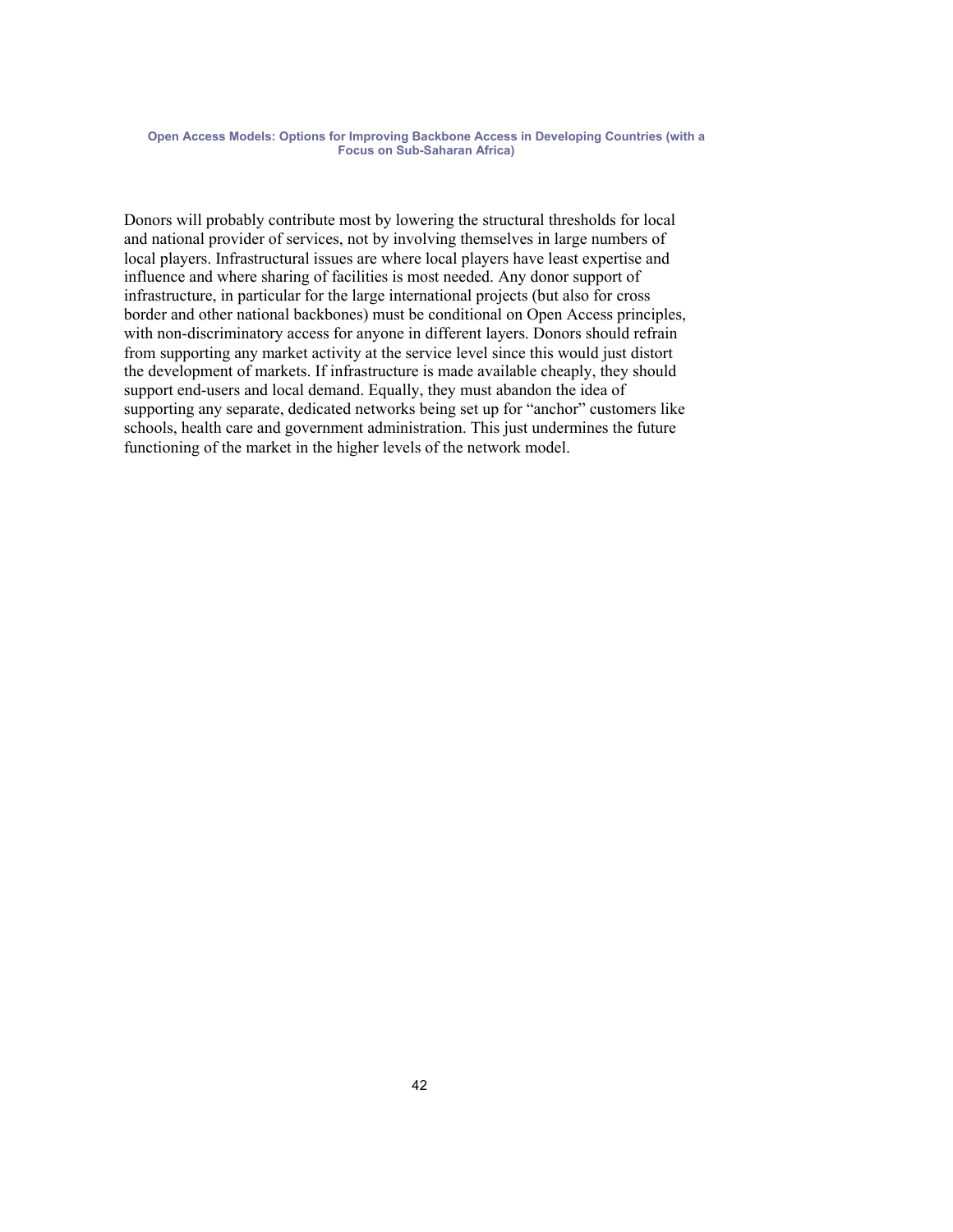Donors will probably contribute most by lowering the structural thresholds for local and national provider of services, not by involving themselves in large numbers of local players. Infrastructural issues are where local players have least expertise and influence and where sharing of facilities is most needed. Any donor support of infrastructure, in particular for the large international projects (but also for cross border and other national backbones) must be conditional on Open Access principles, with non-discriminatory access for anyone in different layers. Donors should refrain from supporting any market activity at the service level since this would just distort the development of markets. If infrastructure is made available cheaply, they should support end-users and local demand. Equally, they must abandon the idea of supporting any separate, dedicated networks being set up for "anchor" customers like schools, health care and government administration. This just undermines the future functioning of the market in the higher levels of the network model.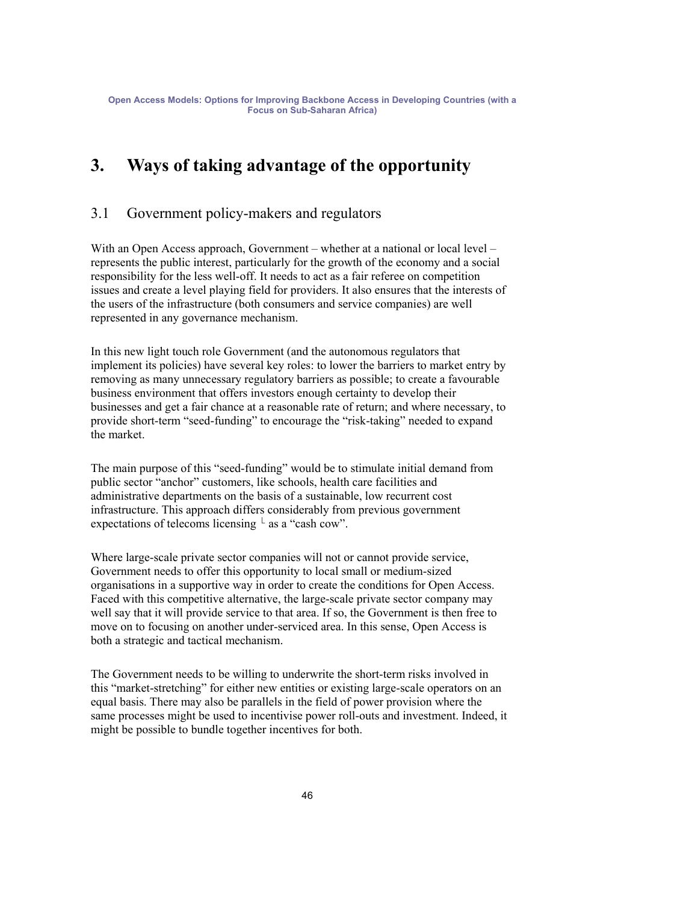# 3. Ways of taking advantage of the opportunity

## 3.1 Government policy-makers and regulators

With an Open Access approach, Government – whether at a national or local level – represents the public interest, particularly for the growth of the economy and a social responsibility for the less well-off. It needs to act as a fair referee on competition issues and create a level playing field for providers. It also ensures that the interests of the users of the infrastructure (both consumers and service companies) are well represented in any governance mechanism.

In this new light touch role Government (and the autonomous regulators that implement its policies) have several key roles: to lower the barriers to market entry by removing as many unnecessary regulatory barriers as possible; to create a favourable business environment that offers investors enough certainty to develop their businesses and get a fair chance at a reasonable rate of return; and where necessary, to provide short-term "seed-funding" to encourage the "risk-taking" needed to expand the market.

The main purpose of this "seed-funding" would be to stimulate initial demand from public sector "anchor" customers, like schools, health care facilities and administrative departments on the basis of a sustainable, low recurrent cost infrastructure. This approach differs considerably from previous government expectations of telecoms licensing └ as a "cash cow".

Where large-scale private sector companies will not or cannot provide service, Government needs to offer this opportunity to local small or medium-sized organisations in a supportive way in order to create the conditions for Open Access. Faced with this competitive alternative, the large-scale private sector company may well say that it will provide service to that area. If so, the Government is then free to move on to focusing on another under-serviced area. In this sense, Open Access is both a strategic and tactical mechanism.

The Government needs to be willing to underwrite the short-term risks involved in this "market-stretching" for either new entities or existing large-scale operators on an equal basis. There may also be parallels in the field of power provision where the same processes might be used to incentivise power roll-outs and investment. Indeed, it might be possible to bundle together incentives for both.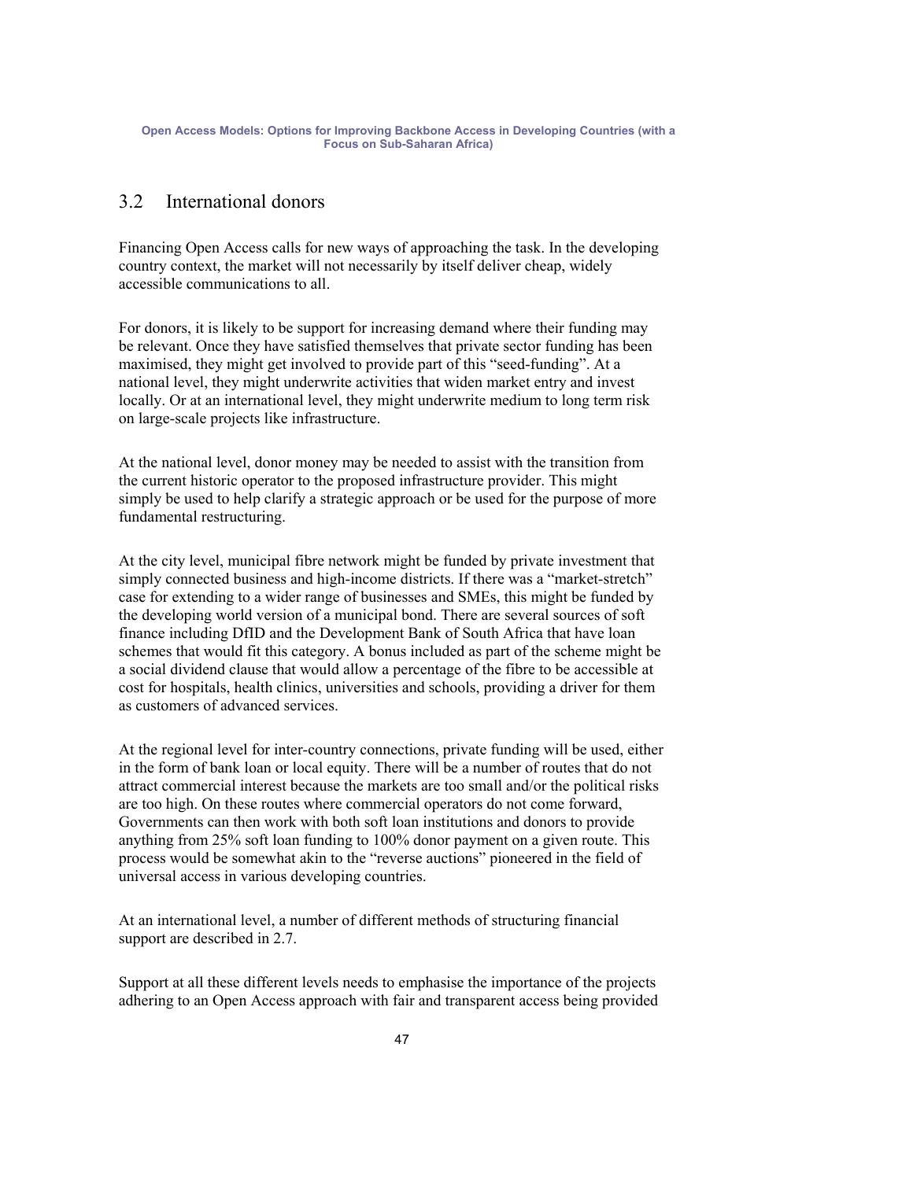## 3.2 International donors

Financing Open Access calls for new ways of approaching the task. In the developing country context, the market will not necessarily by itself deliver cheap, widely accessible communications to all.

For donors, it is likely to be support for increasing demand where their funding may be relevant. Once they have satisfied themselves that private sector funding has been maximised, they might get involved to provide part of this "seed-funding". At a national level, they might underwrite activities that widen market entry and invest locally. Or at an international level, they might underwrite medium to long term risk on large-scale projects like infrastructure.

At the national level, donor money may be needed to assist with the transition from the current historic operator to the proposed infrastructure provider. This might simply be used to help clarify a strategic approach or be used for the purpose of more fundamental restructuring.

At the city level, municipal fibre network might be funded by private investment that simply connected business and high-income districts. If there was a "market-stretch" case for extending to a wider range of businesses and SMEs, this might be funded by the developing world version of a municipal bond. There are several sources of soft finance including DfID and the Development Bank of South Africa that have loan schemes that would fit this category. A bonus included as part of the scheme might be a social dividend clause that would allow a percentage of the fibre to be accessible at cost for hospitals, health clinics, universities and schools, providing a driver for them as customers of advanced services.

At the regional level for inter-country connections, private funding will be used, either in the form of bank loan or local equity. There will be a number of routes that do not attract commercial interest because the markets are too small and/or the political risks are too high. On these routes where commercial operators do not come forward, Governments can then work with both soft loan institutions and donors to provide anything from 25% soft loan funding to 100% donor payment on a given route. This process would be somewhat akin to the "reverse auctions" pioneered in the field of universal access in various developing countries.

At an international level, a number of different methods of structuring financial support are described in 2.7.

Support at all these different levels needs to emphasise the importance of the projects adhering to an Open Access approach with fair and transparent access being provided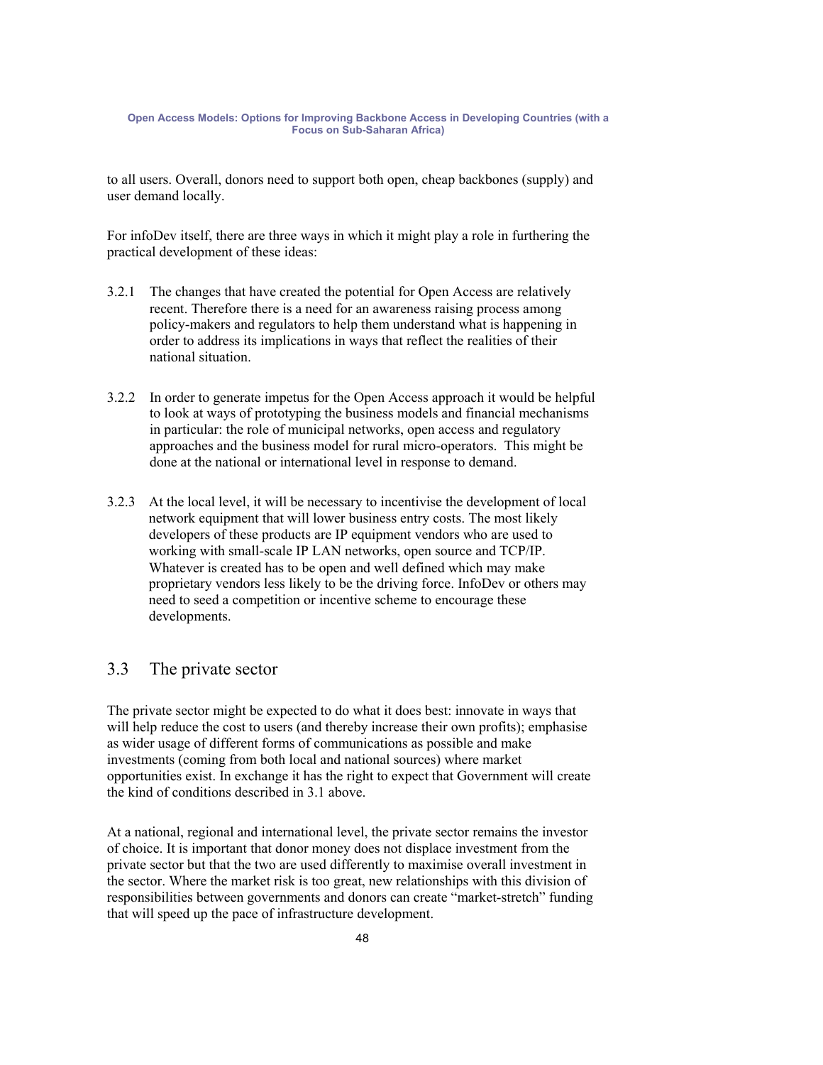to all users. Overall, donors need to support both open, cheap backbones (supply) and user demand locally.

For infoDev itself, there are three ways in which it might play a role in furthering the practical development of these ideas:

3.2.1 The changes that have created the potential for Open Access are relatively recent. Therefore there is a need for an awareness raising process among policy-makers and regulators to help them understand what is happening in order to address its implications in ways that reflect the realities of their national situation.

3.2.2 In order to generate impetus for the Open Access approach it would be helpful to look at ways of prototyping the business models and financial mechanisms in particular: the role of municipal networks, open access and regulatory approaches and the business model for rural micro-operators. This might be done at the national or international level in response to demand.

3.2.3 At the local level, it will be necessary to incentivise the development of local network equipment that will lower business entry costs. The most likely developers of these products are IP equipment vendors who are used to working with small-scale IP LAN networks, open source and TCP/IP. Whatever is created has to be open and well defined which may make proprietary vendors less likely to be the driving force. InfoDev or others may need to seed a competition or incentive scheme to encourage these developments.

## 3.3 The private sector

The private sector might be expected to do what it does best: innovate in ways that will help reduce the cost to users (and thereby increase their own profits); emphasise as wider usage of different forms of communications as possible and make investments (coming from both local and national sources) where market opportunities exist. In exchange it has the right to expect that Government will create the kind of conditions described in 3.1 above.

At a national, regional and international level, the private sector remains the investor of choice. It is important that donor money does not displace investment from the private sector but that the two are used differently to maximise overall investment in the sector. Where the market risk is too great, new relationships with this division of responsibilities between governments and donors can create "market-stretch" funding that will speed up the pace of infrastructure development.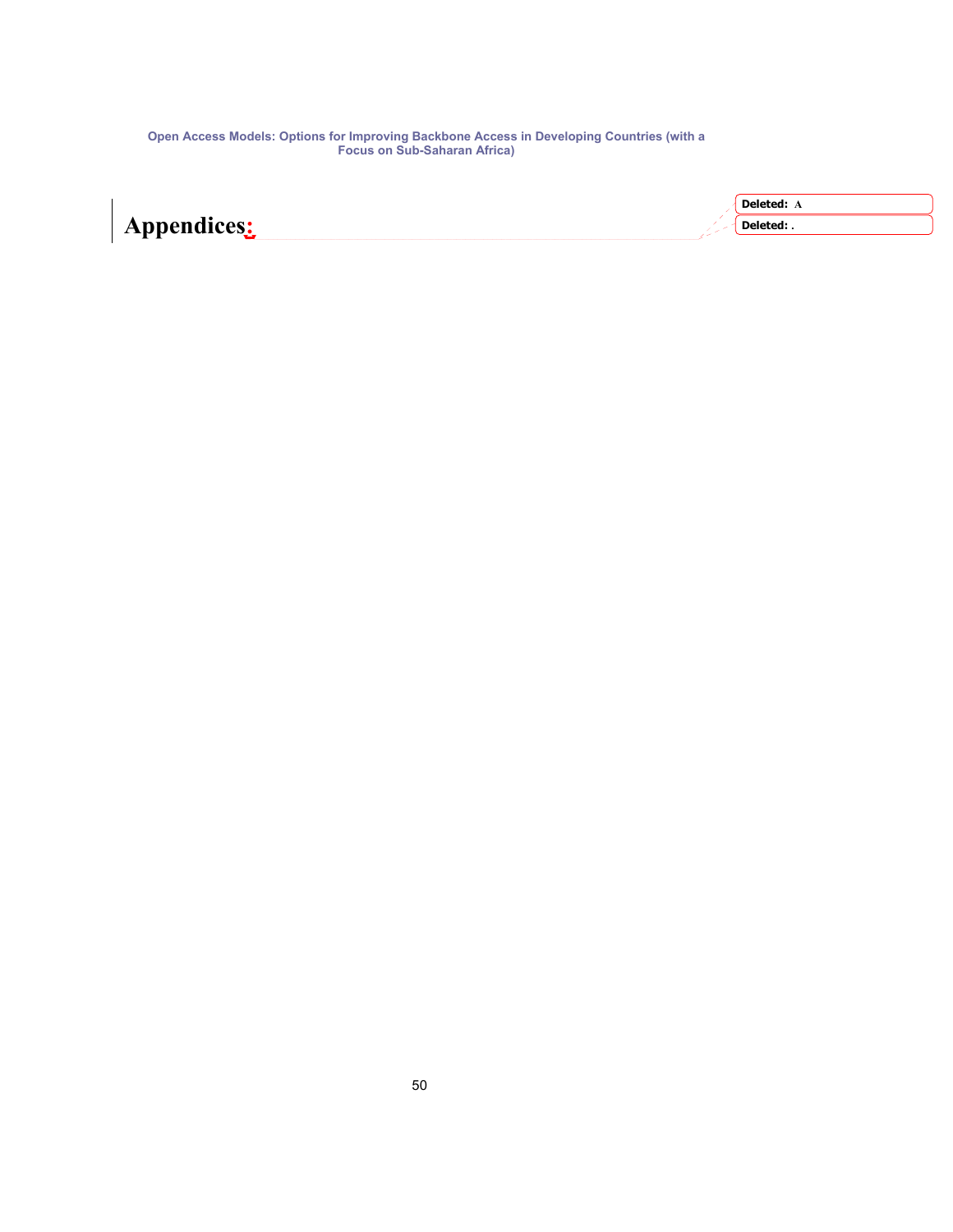# Appendices: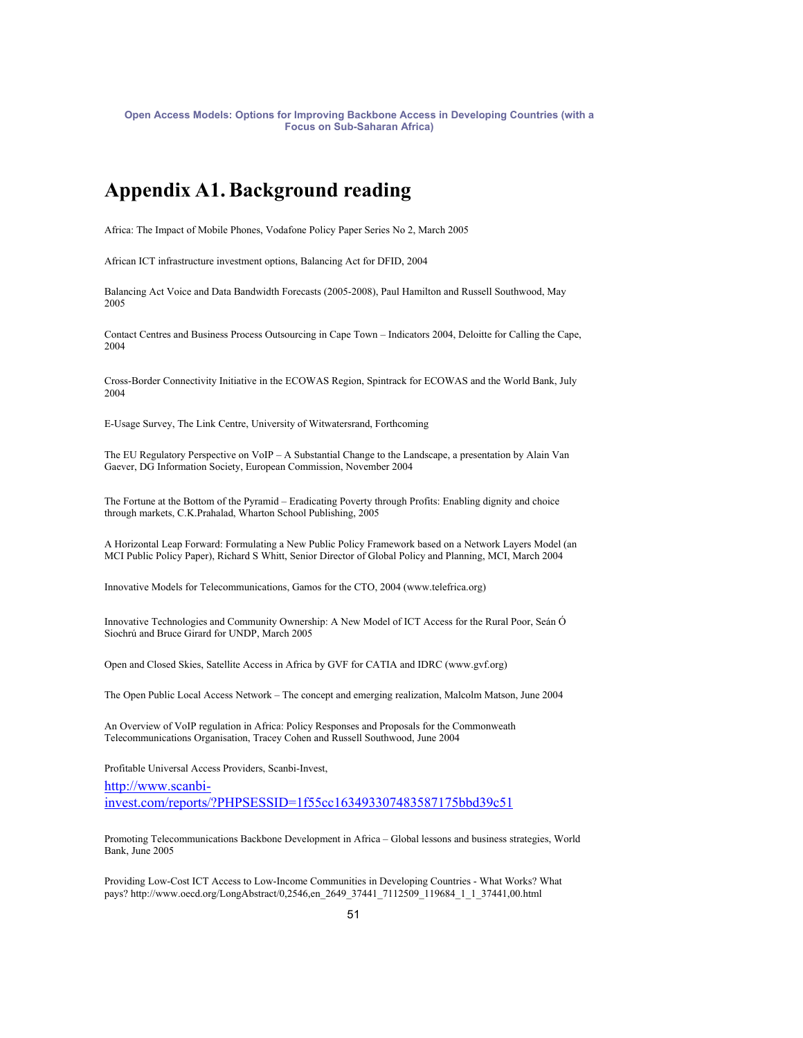# Appendix A1. Background reading

Africa: The Impact of Mobile Phones, Vodafone Policy Paper Series No 2, March 2005

African ICT infrastructure investment options, Balancing Act for DFID, 2004

Balancing Act Voice and Data Bandwidth Forecasts (2005-2008), Paul Hamilton and Russell Southwood, May 2005

Contact Centres and Business Process Outsourcing in Cape Town – Indicators 2004, Deloitte for Calling the Cape, 2004

Cross-Border Connectivity Initiative in the ECOWAS Region, Spintrack for ECOWAS and the World Bank, July 2004

E-Usage Survey, The Link Centre, University of Witwatersrand, Forthcoming

The EU Regulatory Perspective on VoIP – A Substantial Change to the Landscape, a presentation by Alain Van Gaever, DG Information Society, European Commission, November 2004

The Fortune at the Bottom of the Pyramid – Eradicating Poverty through Profits: Enabling dignity and choice through markets, C.K.Prahalad, Wharton School Publishing, 2005

A Horizontal Leap Forward: Formulating a New Public Policy Framework based on a Network Layers Model (an MCI Public Policy Paper), Richard S Whitt, Senior Director of Global Policy and Planning, MCI, March 2004

Innovative Models for Telecommunications, Gamos for the CTO, 2004 (www.telefrica.org)

Innovative Technologies and Community Ownership: A New Model of ICT Access for the Rural Poor, Seán Ó Siochrú and Bruce Girard for UNDP, March 2005

Open and Closed Skies, Satellite Access in Africa by GVF for CATIA and IDRC (www.gvf.org)

The Open Public Local Access Network – The concept and emerging realization, Malcolm Matson, June 2004

An Overview of VoIP regulation in Africa: Policy Responses and Proposals for the Commonwealth Telecommunications Organisation, Tracey Cohen and Russell Southwood, June 2004

Profitable Universal Access Providers, Scanbi-Invest,

http://www.scanbi-invest.com/reports/?PHPSESSID=1f55cc163493307483587175bbd39c51

Promoting Telecommunications Backbone Development in Africa – Global lessons and business strategies, World Bank, June 2005

Providing Low-Cost ICT Access to Low-Income Communities in Developing Countries - What Works? What pays? http://www.oecd.org/LongAbstract/0,2546,en_2649_37441_7112509_119684_1_1_37441,00.html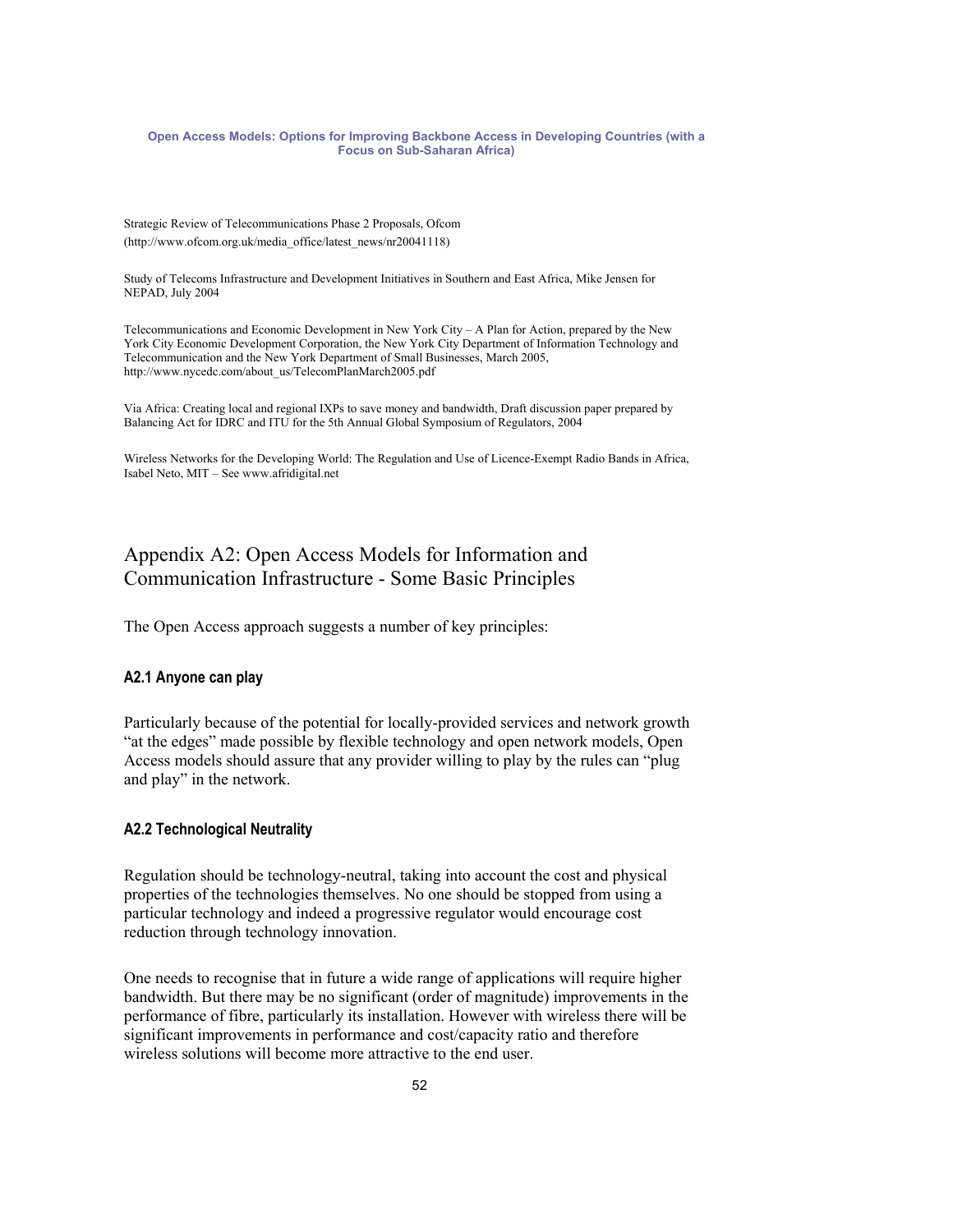Strategic Review of Telecommunications Phase 2 Proposals, Ofcom (http://www.ofcom.org.uk/media_office/latest_news/nr20041118)

Study of Telecoms Infrastructure and Development Initiatives in Southern and East Africa, Mike Jensen for NEPAD, July 2004

Telecommunications and Economic Development in New York City – A Plan for Action, prepared by the New York City Economic Development Corporation, the New York City Department of Information Technology and Telecommunication and the New York Department of Small Businesses, March 2005, http://www.nycedc.com/about_us/TelecomPlanMarch2005.pdf

Via Africa: Creating local and regional IXPs to save money and bandwidth, Draft discussion paper prepared by Balancing Act for IDRC and ITU for the 5th Annual Global Symposium of Regulators, 2004

Wireless Networks for the Developing World: The Regulation and Use of Licence-Exempt Radio Bands in Africa, Isabel Neto, MIT – See www.afridigital.net

# Appendix A2: Open Access Models for Information and Communication Infrastructure - Some Basic Principles

The Open Access approach suggests a number of key principles:

### A2.1 Anyone can play

Particularly because of the potential for locally-provided services and network growth "at the edges" made possible by flexible technology and open network models, Open Access models should assure that any provider willing to play by the rules can "plug and play" in the network.

### A2.2 Technological Neutrality

Regulation should be technology-neutral, taking into account the cost and physical properties of the technologies themselves. No one should be stopped from using a particular technology and indeed a progressive regulator would encourage cost reduction through technology innovation.

One needs to recognise that in future a wide range of applications will require higher bandwidth. But there may be no significant (order of magnitude) improvements in the performance of fibre, particularly its installation. However with wireless there will be significant improvements in performance and cost/capacity ratio and therefore wireless solutions will become more attractive to the end user.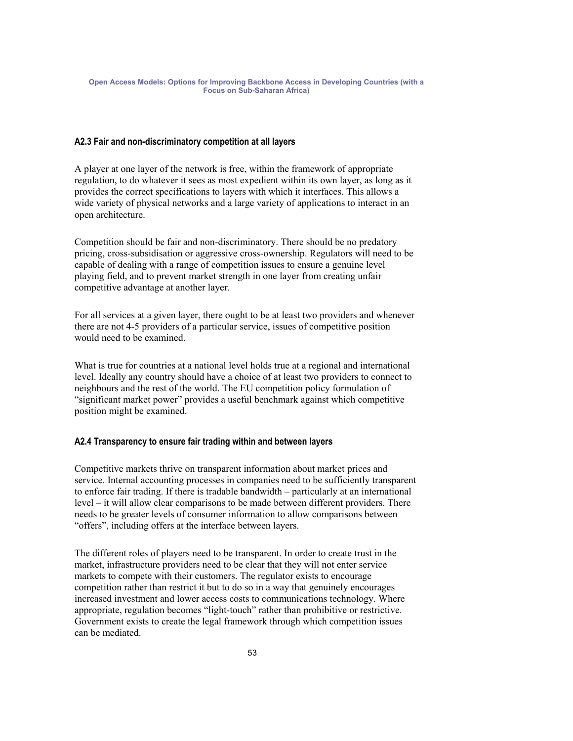### A2.3 Fair and non-discriminatory competition at all layers

A player at one layer of the network is free, within the framework of appropriate regulation, to do whatever it sees as most expedient within its own layer, as long as it provides the correct specifications to layers with which it interfaces. This allows a wide variety of physical networks and a large variety of applications to interact in an open architecture.

Competition should be fair and non-discriminatory. There should be no predatory pricing, cross-subsidisation or aggressive cross-ownership. Regulators will need to be capable of dealing with a range of competition issues to ensure a genuine level playing field, and to prevent market strength in one layer from creating unfair competitive advantage at another layer.

For all services at a given layer, there ought to be at least two providers and whenever there are not 4-5 providers of a particular service, issues of competitive position would need to be examined.

What is true for countries at a national level holds true at a regional and international level. Ideally any country should have a choice of at least two providers to connect to neighbours and the rest of the world. The EU competition policy formulation of "significant market power" provides a useful benchmark against which competitive position might be examined.

### A2.4 Transparency to ensure fair trading within and between layers

Competitive markets thrive on transparent information about market prices and service. Internal accounting processes in companies need to be sufficiently transparent to enforce fair trading. If there is tradable bandwidth – particularly at an international level – it will allow clear comparisons to be made between different providers. There needs to be greater levels of consumer information to allow comparisons between "offers", including offers at the interface between layers.

The different roles of players need to be transparent. In order to create trust in the market, infrastructure providers need to be clear that they will not enter service markets to compete with their customers. The regulator exists to encourage competition rather than restrict it but to do so in a way that genuinely encourages increased investment and lower access costs to communications technology. Where appropriate, regulation becomes "light-touch" rather than prohibitive or restrictive. Government exists to create the legal framework through which competition issues can be mediated.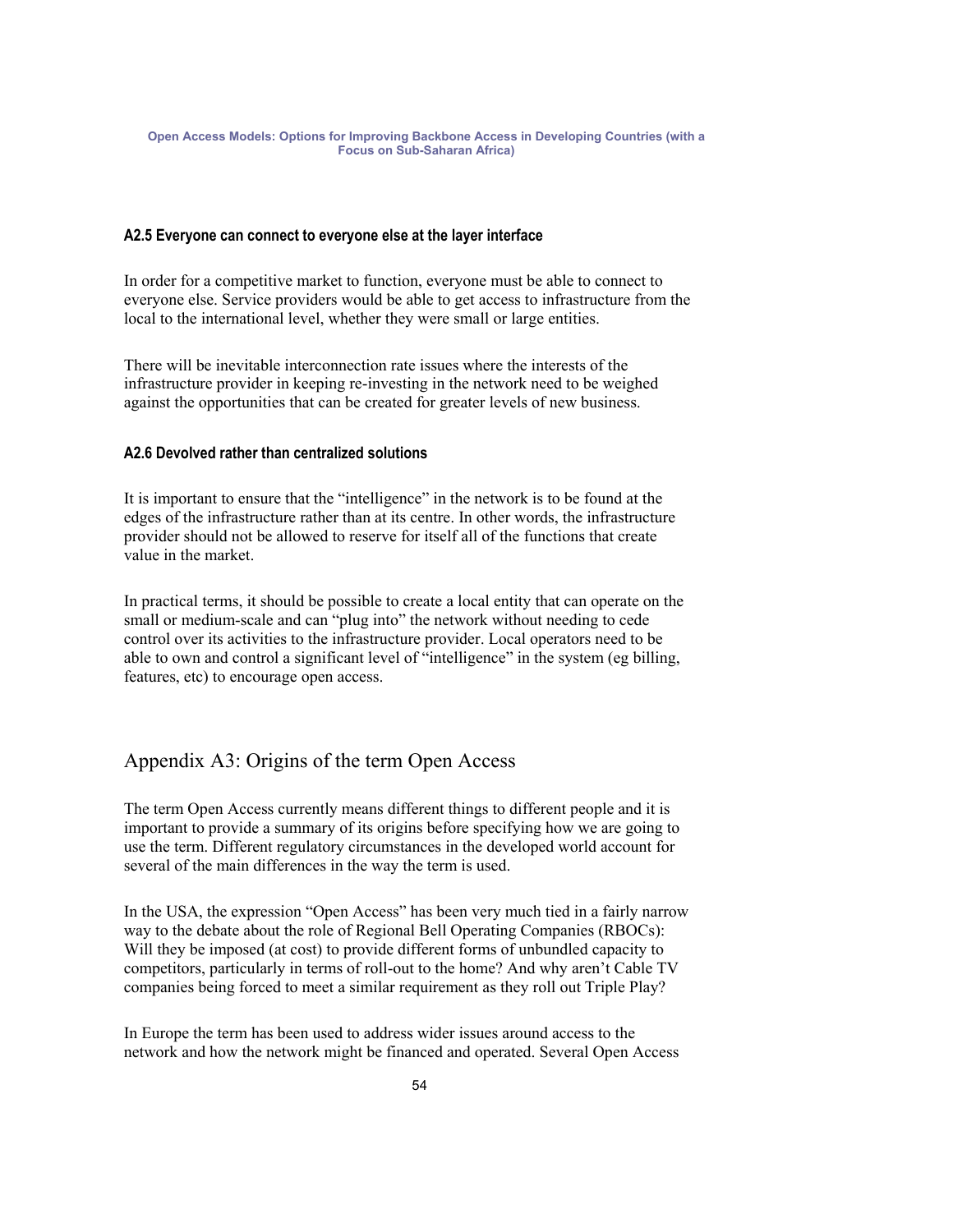### A2.5 Everyone can connect to everyone else at the layer interface

In order for a competitive market to function, everyone must be able to connect to everyone else. Service providers would be able to get access to infrastructure from the local to the international level, whether they were small or large entities.

There will be inevitable interconnection rate issues where the interests of the infrastructure provider in keeping re-investing in the network need to be weighed against the opportunities that can be created for greater levels of new business.

### A2.6 Devolved rather than centralized solutions

It is important to ensure that the "intelligence" in the network is to be found at the edges of the infrastructure rather than at its centre. In other words, the infrastructure provider should not be allowed to reserve for itself all of the functions that create value in the market.

In practical terms, it should be possible to create a local entity that can operate on the small or medium-scale and can "plug into" the network without needing to cede control over its activities to the infrastructure provider. Local operators need to be able to own and control a significant level of "intelligence" in the system (eg billing, features, etc) to encourage open access.

## Appendix A3: Origins of the term Open Access

The term Open Access currently means different things to different people and it is important to provide a summary of its origins before specifying how we are going to use the term. Different regulatory circumstances in the developed world account for several of the main differences in the way the term is used.

In the USA, the expression "Open Access" has been very much tied in a fairly narrow way to the debate about the role of Regional Bell Operating Companies (RBOCs): Will they be imposed (at cost) to provide different forms of unbundled capacity to competitors, particularly in terms of roll-out to the home? And why aren't Cable TV companies being forced to meet a similar requirement as they roll out Triple Play?

In Europe the term has been used to address wider issues around access to the network and how the network might be financed and operated. Several Open Access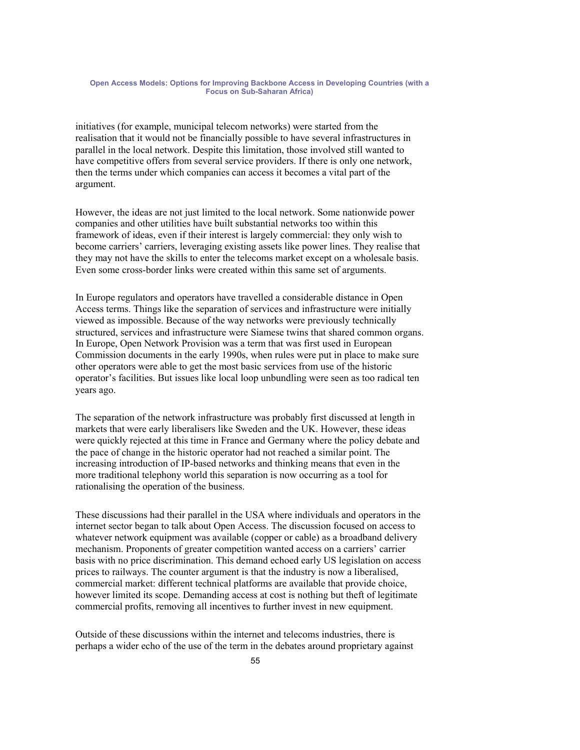initiatives (for example, municipal telecom networks) were started from the realisation that it would not be financially possible to have several infrastructures in parallel in the local network. Despite this limitation, those involved still wanted to have competitive offers from several service providers. If there is only one network, then the terms under which companies can access it becomes a vital part of the argument.

However, the ideas are not just limited to the local network. Some nationwide power companies and other utilities have built substantial networks too within this framework of ideas, even if their interest is largely commercial: they only wish to become carriers' carriers, leveraging existing assets like power lines. They realise that they may not have the skills to enter the telecoms market except on a wholesale basis. Even some cross-border links were created within this same set of arguments.

In Europe regulators and operators have travelled a considerable distance in Open Access terms. Things like the separation of services and infrastructure were initially viewed as impossible. Because of the way networks were previously technically structured, services and infrastructure were Siamese twins that shared common organs. In Europe, Open Network Provision was a term that was first used in European Commission documents in the early 1990s, when rules were put in place to make sure other operators were able to get the most basic services from use of the historic operator's facilities. But issues like local loop unbundling were seen as too radical ten years ago.

The separation of the network infrastructure was probably first discussed at length in markets that were early liberalisers like Sweden and the UK. However, these ideas were quickly rejected at this time in France and Germany where the policy debate and the pace of change in the historic operator had not reached a similar point. The increasing introduction of IP-based networks and thinking means that even in the more traditional telephony world this separation is now occurring as a tool for rationalising the operation of the business.

These discussions had their parallel in the USA where individuals and operators in the internet sector began to talk about Open Access. The discussion focused on access to whatever network equipment was available (copper or cable) as a broadband delivery mechanism. Proponents of greater competition wanted access on a carriers' carrier basis with no price discrimination. This demand echoed early US legislation on access prices to railways. The counter argument is that the industry is now a liberalised, commercial market: different technical platforms are available that provide choice, however limited its scope. Demanding access at cost is nothing but theft of legitimate commercial profits, removing all incentives to further invest in new equipment.

Outside of these discussions within the internet and telecoms industries, there is perhaps a wider echo of the use of the term in the debates around proprietary against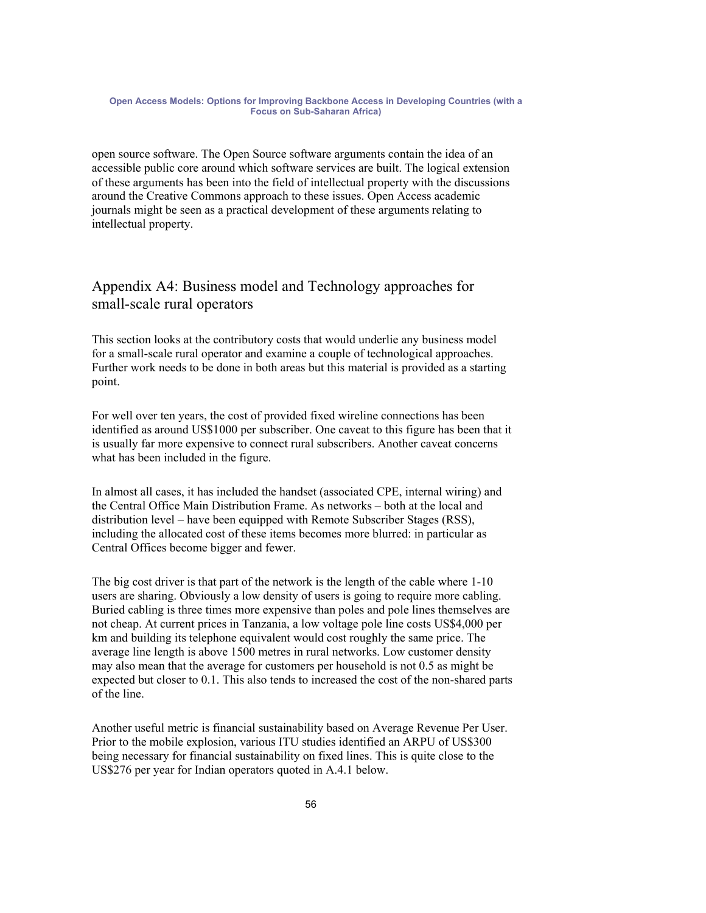open source software. The Open Source software arguments contain the idea of an accessible public core around which software services are built. The logical extension of these arguments has been into the field of intellectual property with the discussions around the Creative Commons approach to these issues. Open Access academic journals might be seen as a practical development of these arguments relating to intellectual property.

## Appendix A4: Business model and Technology approaches for small-scale rural operators

This section looks at the contributory costs that would underlie any business model for a small-scale rural operator and examine a couple of technological approaches. Further work needs to be done in both areas but this material is provided as a starting point.

For well over ten years, the cost of provided fixed wireline connections has been identified as around US$1000 per subscriber. One caveat to this figure has been that it is usually far more expensive to connect rural subscribers. Another caveat concerns what has been included in the figure.

In almost all cases, it has included the handset (associated CPE, internal wiring) and the Central Office Main Distribution Frame. As networks – both at the local and distribution level – have been equipped with Remote Subscriber Stages (RSS), including the allocated cost of these items becomes more blurred: in particular as Central Offices become bigger and fewer.

The big cost driver is that part of the network is the length of the cable where 1-10 users are sharing. Obviously a low density of users is going to require more cabling. Buried cabling is three times more expensive than poles and pole lines themselves are not cheap. At current prices in Tanzania, a low voltage pole line costs US$4,000 per km and building its telephone equivalent would cost roughly the same price. The average line length is above 1500 metres in rural networks. Low customer density may also mean that the average for customers per household is not 0.5 as might be expected but closer to 0.1. This also tends to increased the cost of the non-shared parts of the line.

Another useful metric is financial sustainability based on Average Revenue Per User. Prior to the mobile explosion, various ITU studies identified an ARPU of US$300 being necessary for financial sustainability on fixed lines. This is quite close to the US$276 per year for Indian operators quoted in A.4.1 below.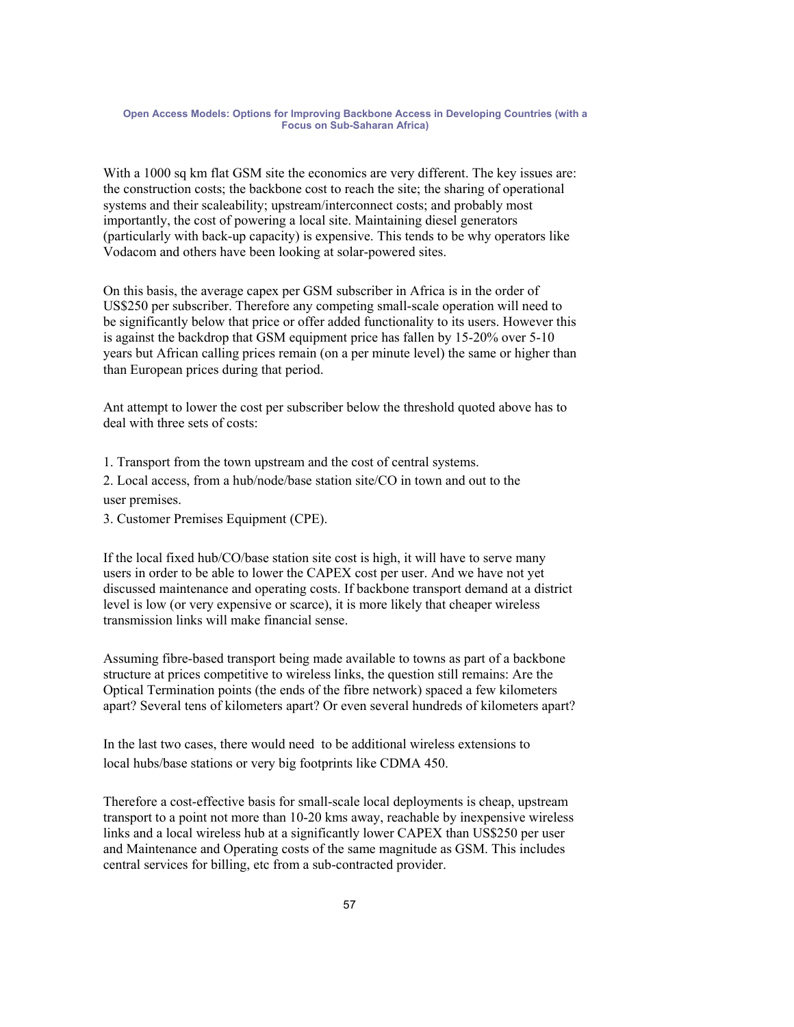With a 1000 sq km flat GSM site the economics are very different. The key issues are: the construction costs; the backbone cost to reach the site; the sharing of operational systems and their scaleability; upstream/interconnect costs; and probably most importantly, the cost of powering a local site. Maintaining diesel generators (particularly with back-up capacity) is expensive. This tends to be why operators like Vodacom and others have been looking at solar-powered sites.

On this basis, the average capex per GSM subscriber in Africa is in the order of US$250 per subscriber. Therefore any competing small-scale operation will need to be significantly below that price or offer added functionality to its users. However this is against the backdrop that GSM equipment price has fallen by 15-20% over 5-10 years but African calling prices remain (on a per minute level) the same or higher than than European prices during that period.

Ant attempt to lower the cost per subscriber below the threshold quoted above has to deal with three sets of costs:

1. Transport from the town upstream and the cost of central systems.
2. Local access, from a hub/node/base station site/CO in town and out to the user premises.
3. Customer Premises Equipment (CPE).

If the local fixed hub/CO/base station site cost is high, it will have to serve many users in order to be able to lower the CAPEX cost per user. And we have not yet discussed maintenance and operating costs. If backbone transport demand at a district level is low (or very expensive or scarce), it is more likely that cheaper wireless transmission links will make financial sense.

Assuming fibre-based transport being made available to towns as part of a backbone structure at prices competitive to wireless links, the question still remains: Are the Optical Termination points (the ends of the fibre network) spaced a few kilometers apart? Several tens of kilometers apart? Or even several hundreds of kilometers apart?

In the last two cases, there would need to be additional wireless extensions to local hubs/base stations or very big footprints like CDMA 450.

Therefore a cost-effective basis for small-scale local deployments is cheap, upstream transport to a point not more than 10-20 kms away, reachable by inexpensive wireless links and a local wireless hub at a significantly lower CAPEX than US$250 per user and Maintenance and Operating costs of the same magnitude as GSM. This includes central services for billing, etc from a sub-contracted provider.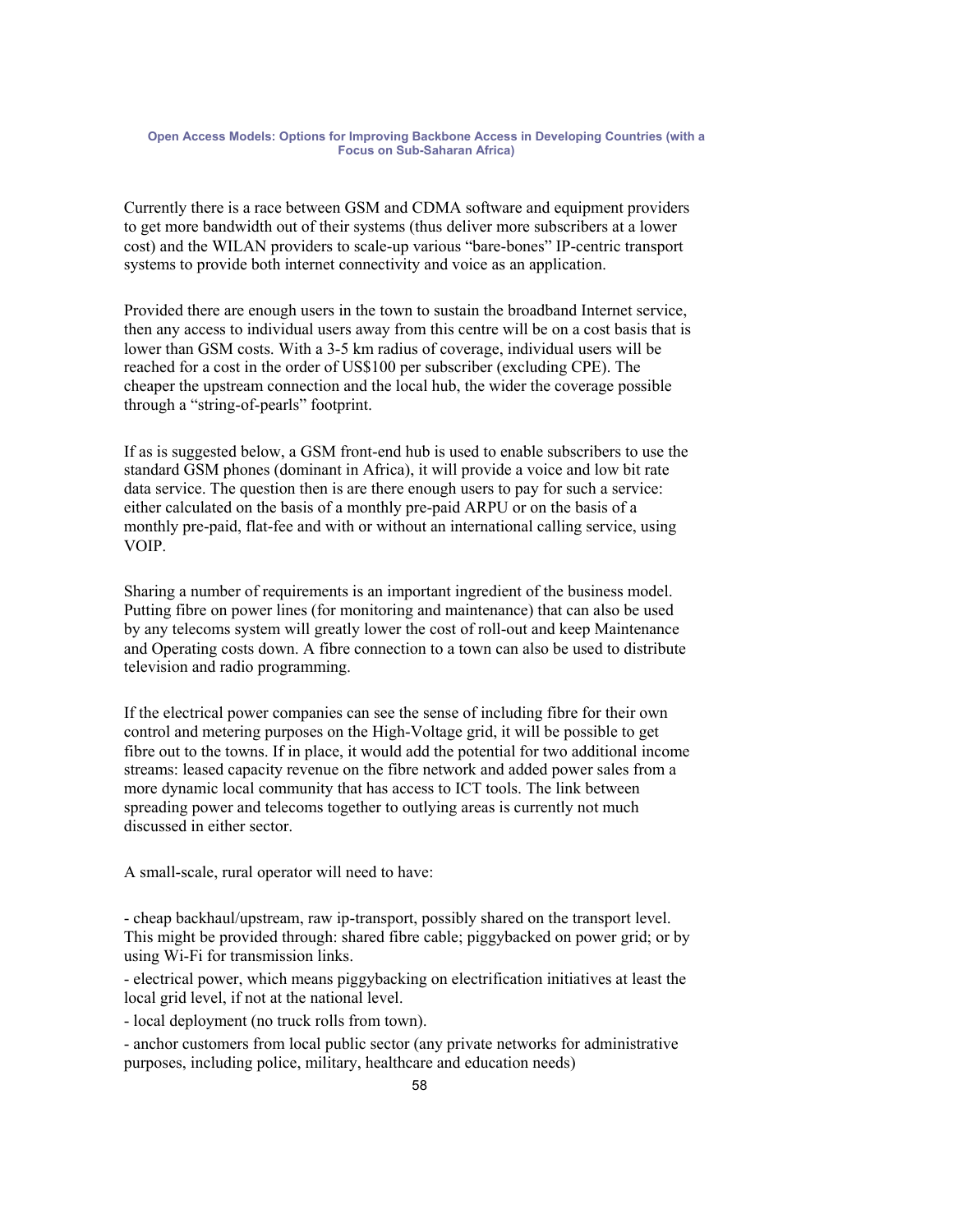Currently there is a race between GSM and CDMA software and equipment providers to get more bandwidth out of their systems (thus deliver more subscribers at a lower cost) and the WILAN providers to scale-up various “bare-bones” IP-centric transport systems to provide both internet connectivity and voice as an application.

Provided there are enough users in the town to sustain the broadband Internet service, then any access to individual users away from this centre will be on a cost basis that is lower than GSM costs. With a 3-5 km radius of coverage, individual users will be reached for a cost in the order of US$100 per subscriber (excluding CPE). The cheaper the upstream connection and the local hub, the wider the coverage possible through a “string-of-pearls” footprint.

If as is suggested below, a GSM front-end hub is used to enable subscribers to use the standard GSM phones (dominant in Africa), it will provide a voice and low bit rate data service. The question then is are there enough users to pay for such a service: either calculated on the basis of a monthly pre-paid ARPU or on the basis of a monthly pre-paid, flat-fee and with or without an international calling service, using VOIP.

Sharing a number of requirements is an important ingredient of the business model. Putting fibre on power lines (for monitoring and maintenance) that can also be used by any telecoms system will greatly lower the cost of roll-out and keep Maintenance and Operating costs down. A fibre connection to a town can also be used to distribute television and radio programming.

If the electrical power companies can see the sense of including fibre for their own control and metering purposes on the High-Voltage grid, it will be possible to get fibre out to the towns. If in place, it would add the potential for two additional income streams: leased capacity revenue on the fibre network and added power sales from a more dynamic local community that has access to ICT tools. The link between spreading power and telecoms together to outlying areas is currently not much discussed in either sector.

A small-scale, rural operator will need to have:

- cheap backhaul/upstream, raw ip-transport, possibly shared on the transport level. This might be provided through: shared fibre cable; piggybacked on power grid; or by using Wi-Fi for transmission links.
- electrical power, which means piggybacking on electrification initiatives at least the local grid level, if not at the national level.
- local deployment (no truck rolls from town).
- anchor customers from local public sector (any private networks for administrative purposes, including police, military, healthcare and education needs)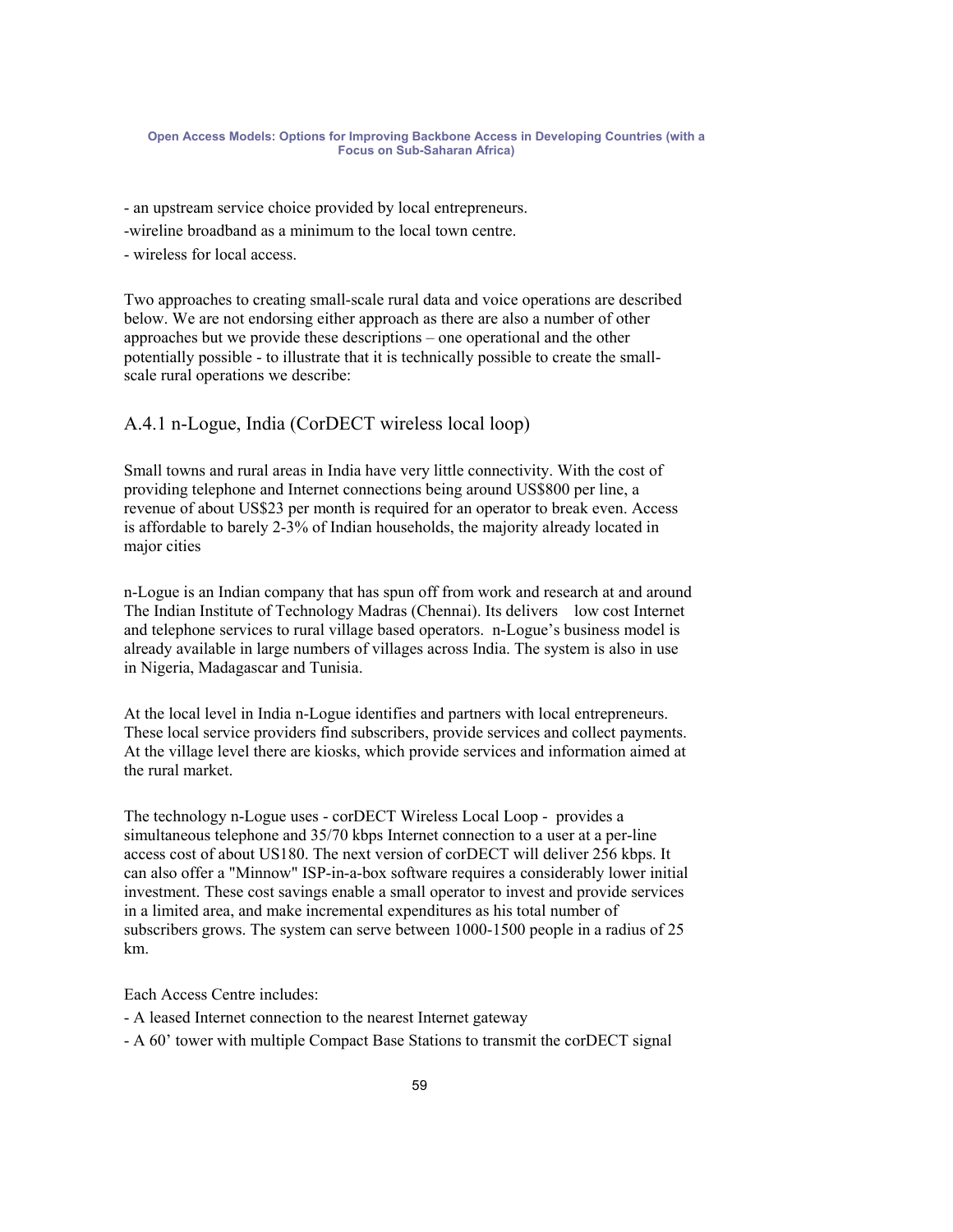- an upstream service choice provided by local entrepreneurs.

-wireline broadband as a minimum to the local town centre.

- wireless for local access.

Two approaches to creating small-scale rural data and voice operations are described below. We are not endorsing either approach as there are also a number of other approaches but we provide these descriptions – one operational and the other potentially possible - to illustrate that it is technically possible to create the small-scale rural operations we describe:

## A.4.1 n-Logue, India (CorDECT wireless local loop)

Small towns and rural areas in India have very little connectivity. With the cost of providing telephone and Internet connections being around US$800 per line, a revenue of about US$23 per month is required for an operator to break even. Access is affordable to barely 2-3% of Indian households, the majority already located in major cities

n-Logue is an Indian company that has spun off from work and research at and around The Indian Institute of Technology Madras (Chennai). Its delivers low cost Internet and telephone services to rural village based operators. n-Logue's business model is already available in large numbers of villages across India. The system is also in use in Nigeria, Madagascar and Tunisia.

At the local level in India n-Logue identifies and partners with local entrepreneurs. These local service providers find subscribers, provide services and collect payments. At the village level there are kiosks, which provide services and information aimed at the rural market.

The technology n-Logue uses - corDECT Wireless Local Loop - provides a simultaneous telephone and 35/70 kbps Internet connection to a user at a per-line access cost of about US180. The next version of corDECT will deliver 256 kbps. It can also offer a "Minnow" ISP-in-a-box software requires a considerably lower initial investment. These cost savings enable a small operator to invest and provide services in a limited area, and make incremental expenditures as his total number of subscribers grows. The system can serve between 1000-1500 people in a radius of 25 km.

Each Access Centre includes:

- A leased Internet connection to the nearest Internet gateway
- A 60' tower with multiple Compact Base Stations to transmit the corDECT signal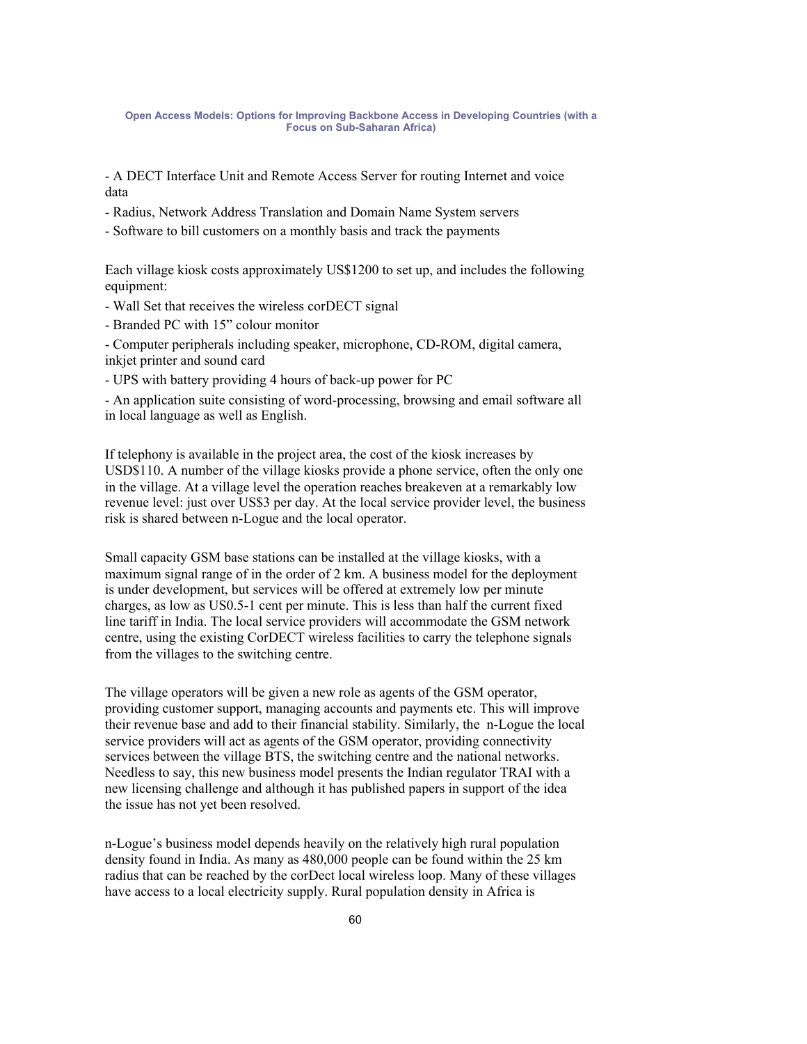- A DECT Interface Unit and Remote Access Server for routing Internet and voice data

- Radius, Network Address Translation and Domain Name System servers

- Software to bill customers on a monthly basis and track the payments

Each village kiosk costs approximately US$1200 to set up, and includes the following equipment:

- Wall Set that receives the wireless corDECT signal

- Branded PC with 15" colour monitor

- Computer peripherals including speaker, microphone, CD-ROM, digital camera, inkjet printer and sound card

- UPS with battery providing 4 hours of back-up power for PC

- An application suite consisting of word-processing, browsing and email software all in local language as well as English.

If telephony is available in the project area, the cost of the kiosk increases by USD$110. A number of the village kiosks provide a phone service, often the only one in the village. At a village level the operation reaches breakeven at a remarkably low revenue level: just over US$3 per day. At the local service provider level, the business risk is shared between n-Logue and the local operator.

Small capacity GSM base stations can be installed at the village kiosks, with a maximum signal range of in the order of 2 km. A business model for the deployment is under development, but services will be offered at extremely low per minute charges, as low as US0.5-1 cent per minute. This is less than half the current fixed line tariff in India. The local service providers will accommodate the GSM network centre, using the existing CorDECT wireless facilities to carry the telephone signals from the villages to the switching centre.

The village operators will be given a new role as agents of the GSM operator, providing customer support, managing accounts and payments etc. This will improve their revenue base and add to their financial stability. Similarly, the n-Logue the local service providers will act as agents of the GSM operator, providing connectivity services between the village BTS, the switching centre and the national networks. Needless to say, this new business model presents the Indian regulator TRAI with a new licensing challenge and although it has published papers in support of the idea the issue has not yet been resolved.

n-Logue's business model depends heavily on the relatively high rural population density found in India. As many as 480,000 people can be found within the 25 km radius that can be reached by the corDect local wireless loop. Many of these villages have access to a local electricity supply. Rural population density in Africa is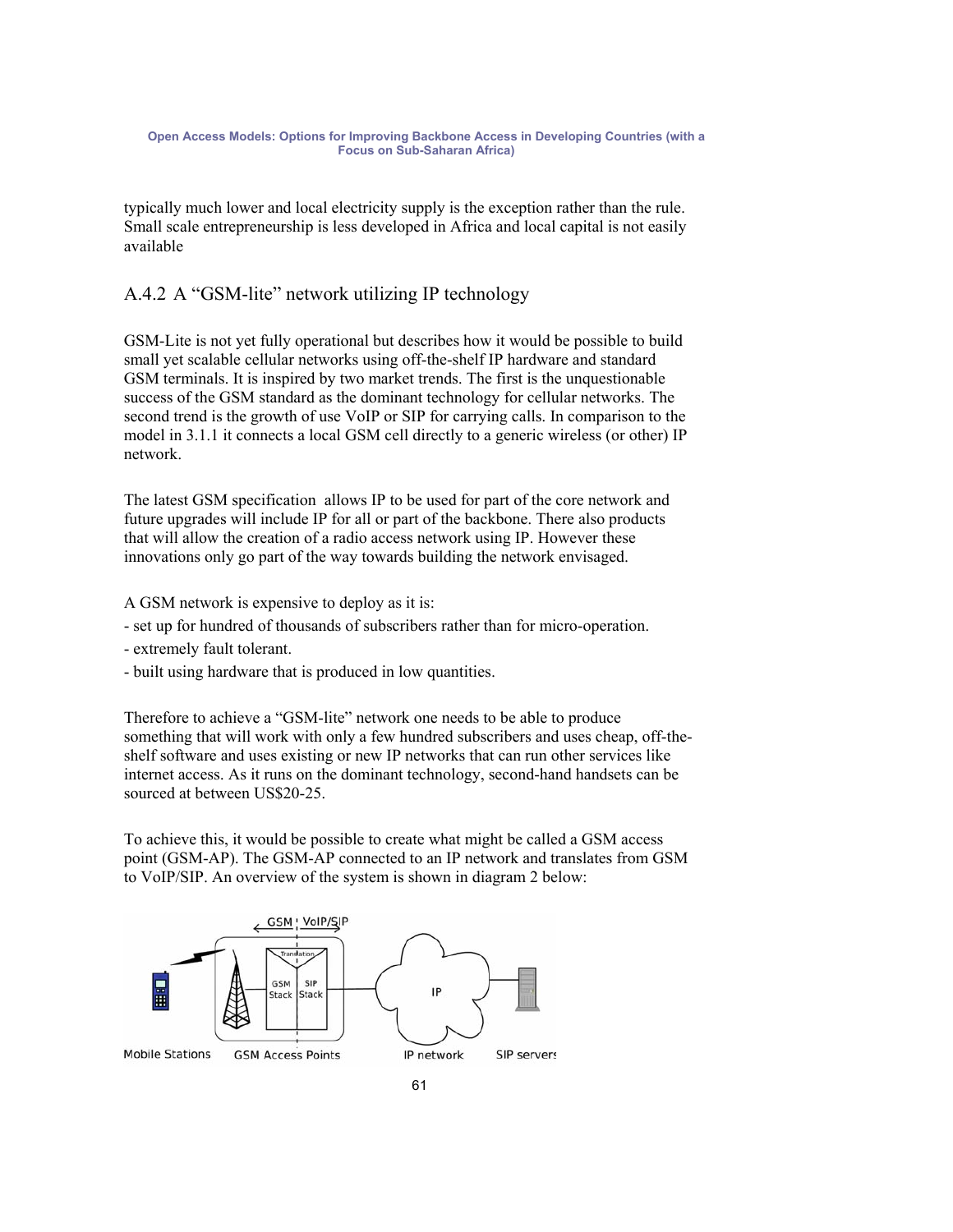typically much lower and local electricity supply is the exception rather than the rule. Small scale entrepreneurship is less developed in Africa and local capital is not easily available

### A.4.2 A "GSM-lite" network utilizing IP technology

GSM-Lite is not yet fully operational but describes how it would be possible to build small yet scalable cellular networks using off-the-shelf IP hardware and standard GSM terminals. It is inspired by two market trends. The first is the unquestionable success of the GSM standard as the dominant technology for cellular networks. The second trend is the growth of use VoIP or SIP for carrying calls. In comparison to the model in 3.1.1 it connects a local GSM cell directly to a generic wireless (or other) IP network.

The latest GSM specification allows IP to be used for part of the core network and future upgrades will include IP for all or part of the backbone. There also products that will allow the creation of a radio access network using IP. However these innovations only go part of the way towards building the network envisaged.

A GSM network is expensive to deploy as it is:

- set up for hundred of thousands of subscribers rather than for micro-operation.
- extremely fault tolerant.
- built using hardware that is produced in low quantities.

Therefore to achieve a "GSM-lite" network one needs to be able to produce something that will work with only a few hundred subscribers and uses cheap, off-the-shelf software and uses existing or new IP networks that can run other services like internet access. As it runs on the dominant technology, second-hand handsets can be sourced at between US$20-25.

To achieve this, it would be possible to create what might be called a GSM access point (GSM-AP). The GSM-AP connected to an IP network and translates from GSM to VoIP/SIP. An overview of the system is shown in diagram 2 below:

GSM | VoIP/SIP — Translation — GSM Stack | SIP Stack — IP

Mobile Stations — GSM Access Points — IP network — SIP servers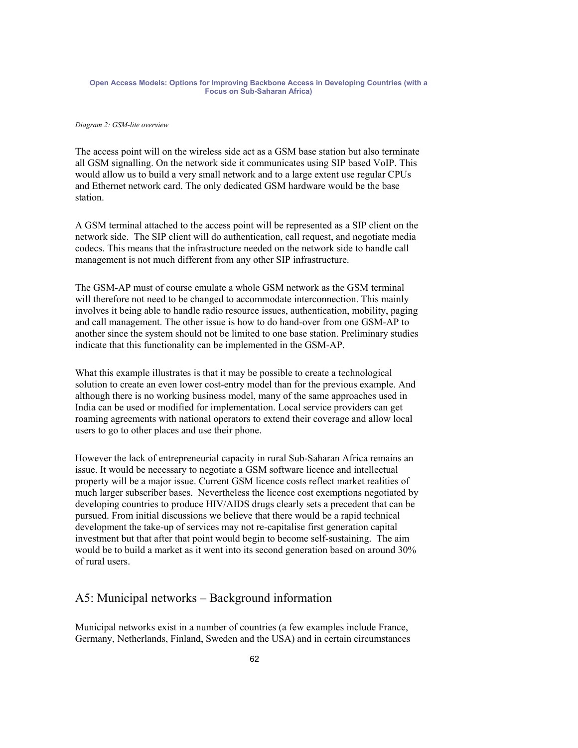*Diagram 2: GSM-lite overview*

The access point will on the wireless side act as a GSM base station but also terminate all GSM signalling. On the network side it communicates using SIP based VoIP. This would allow us to build a very small network and to a large extent use regular CPUs and Ethernet network card. The only dedicated GSM hardware would be the base station.

A GSM terminal attached to the access point will be represented as a SIP client on the network side. The SIP client will do authentication, call request, and negotiate media codecs. This means that the infrastructure needed on the network side to handle call management is not much different from any other SIP infrastructure.

The GSM-AP must of course emulate a whole GSM network as the GSM terminal will therefore not need to be changed to accommodate interconnection. This mainly involves it being able to handle radio resource issues, authentication, mobility, paging and call management. The other issue is how to do hand-over from one GSM-AP to another since the system should not be limited to one base station. Preliminary studies indicate that this functionality can be implemented in the GSM-AP.

What this example illustrates is that it may be possible to create a technological solution to create an even lower cost-entry model than for the previous example. And although there is no working business model, many of the same approaches used in India can be used or modified for implementation. Local service providers can get roaming agreements with national operators to extend their coverage and allow local users to go to other places and use their phone.

However the lack of entrepreneurial capacity in rural Sub-Saharan Africa remains an issue. It would be necessary to negotiate a GSM software licence and intellectual property will be a major issue. Current GSM licence costs reflect market realities of much larger subscriber bases. Nevertheless the licence cost exemptions negotiated by developing countries to produce HIV/AIDS drugs clearly sets a precedent that can be pursued. From initial discussions we believe that there would be a rapid technical development the take-up of services may not re-capitalise first generation capital investment but that after that point would begin to become self-sustaining. The aim would be to build a market as it went into its second generation based on around 30% of rural users.

## A5: Municipal networks – Background information

Municipal networks exist in a number of countries (a few examples include France, Germany, Netherlands, Finland, Sweden and the USA) and in certain circumstances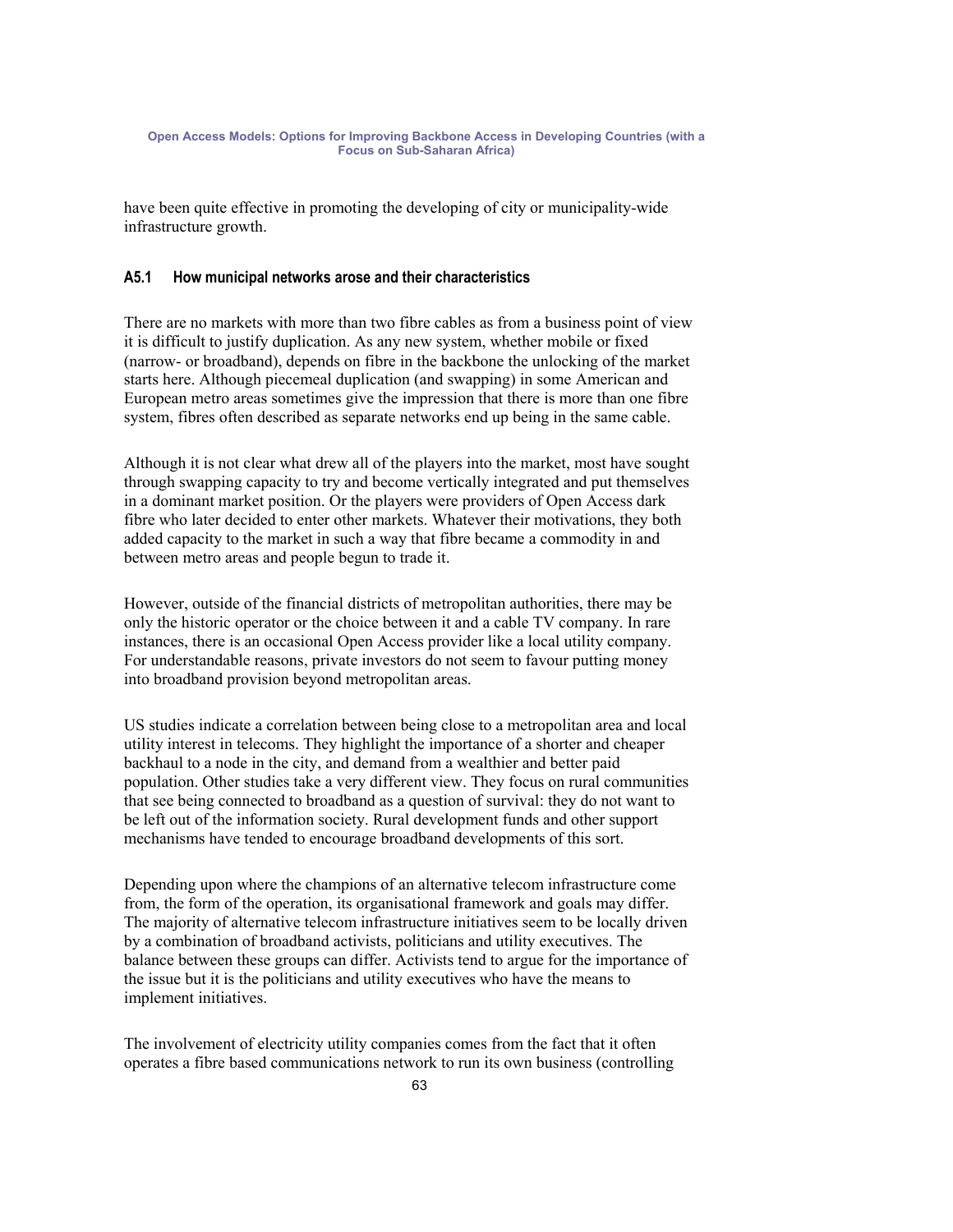have been quite effective in promoting the developing of city or municipality-wide infrastructure growth.

### A5.1 How municipal networks arose and their characteristics

There are no markets with more than two fibre cables as from a business point of view it is difficult to justify duplication. As any new system, whether mobile or fixed (narrow- or broadband), depends on fibre in the backbone the unlocking of the market starts here. Although piecemeal duplication (and swapping) in some American and European metro areas sometimes give the impression that there is more than one fibre system, fibres often described as separate networks end up being in the same cable.

Although it is not clear what drew all of the players into the market, most have sought through swapping capacity to try and become vertically integrated and put themselves in a dominant market position. Or the players were providers of Open Access dark fibre who later decided to enter other markets. Whatever their motivations, they both added capacity to the market in such a way that fibre became a commodity in and between metro areas and people begun to trade it.

However, outside of the financial districts of metropolitan authorities, there may be only the historic operator or the choice between it and a cable TV company. In rare instances, there is an occasional Open Access provider like a local utility company. For understandable reasons, private investors do not seem to favour putting money into broadband provision beyond metropolitan areas.

US studies indicate a correlation between being close to a metropolitan area and local utility interest in telecoms. They highlight the importance of a shorter and cheaper backhaul to a node in the city, and demand from a wealthier and better paid population. Other studies take a very different view. They focus on rural communities that see being connected to broadband as a question of survival: they do not want to be left out of the information society. Rural development funds and other support mechanisms have tended to encourage broadband developments of this sort.

Depending upon where the champions of an alternative telecom infrastructure come from, the form of the operation, its organisational framework and goals may differ. The majority of alternative telecom infrastructure initiatives seem to be locally driven by a combination of broadband activists, politicians and utility executives. The balance between these groups can differ. Activists tend to argue for the importance of the issue but it is the politicians and utility executives who have the means to implement initiatives.

The involvement of electricity utility companies comes from the fact that it often operates a fibre based communications network to run its own business (controlling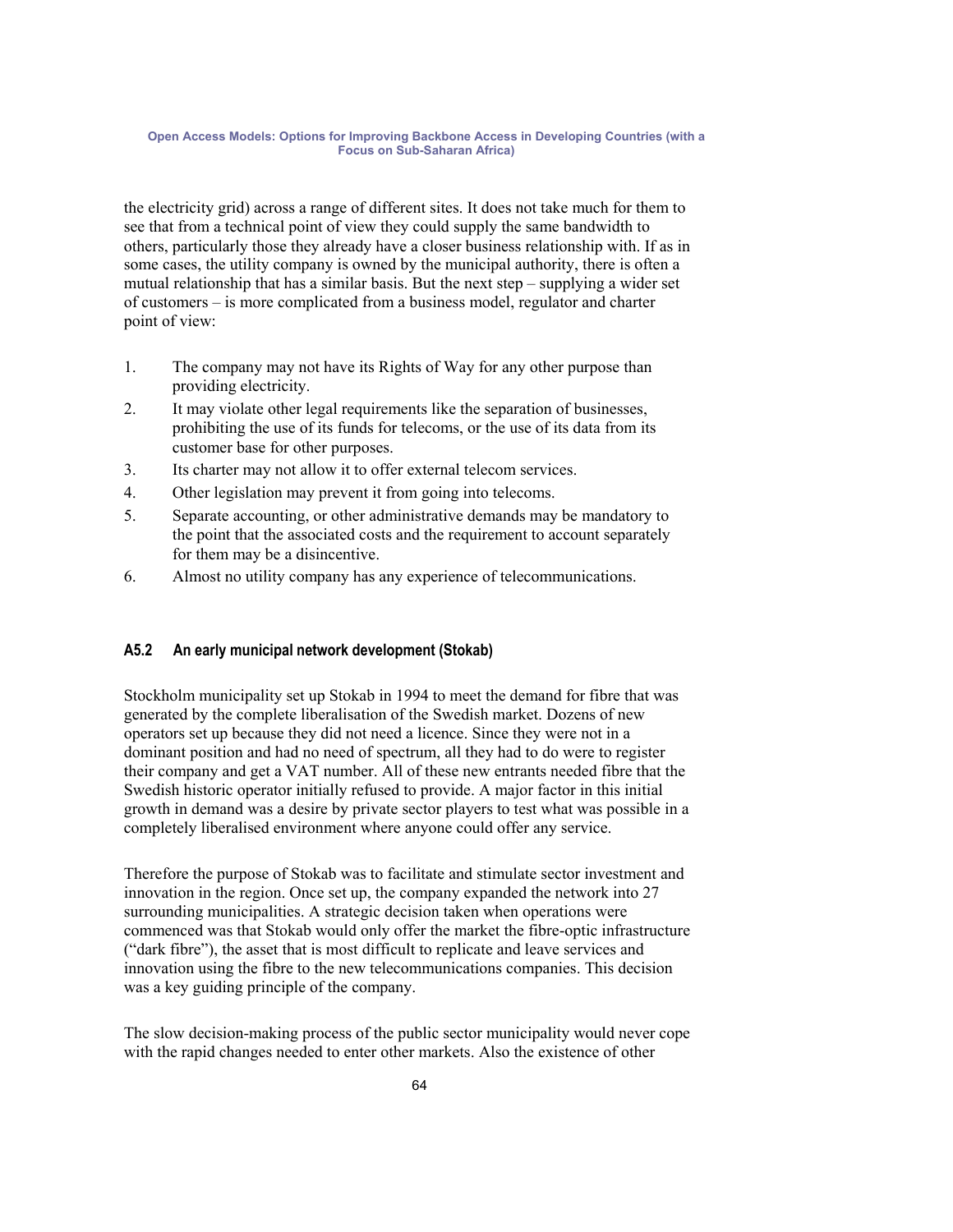the electricity grid) across a range of different sites. It does not take much for them to see that from a technical point of view they could supply the same bandwidth to others, particularly those they already have a closer business relationship with. If as in some cases, the utility company is owned by the municipal authority, there is often a mutual relationship that has a similar basis. But the next step – supplying a wider set of customers – is more complicated from a business model, regulator and charter point of view:

1. The company may not have its Rights of Way for any other purpose than providing electricity.
2. It may violate other legal requirements like the separation of businesses, prohibiting the use of its funds for telecoms, or the use of its data from its customer base for other purposes.
3. Its charter may not allow it to offer external telecom services.
4. Other legislation may prevent it from going into telecoms.
5. Separate accounting, or other administrative demands may be mandatory to the point that the associated costs and the requirement to account separately for them may be a disincentive.
6. Almost no utility company has any experience of telecommunications.

### A5.2 An early municipal network development (Stokab)

Stockholm municipality set up Stokab in 1994 to meet the demand for fibre that was generated by the complete liberalisation of the Swedish market. Dozens of new operators set up because they did not need a licence. Since they were not in a dominant position and had no need of spectrum, all they had to do were to register their company and get a VAT number. All of these new entrants needed fibre that the Swedish historic operator initially refused to provide. A major factor in this initial growth in demand was a desire by private sector players to test what was possible in a completely liberalised environment where anyone could offer any service.

Therefore the purpose of Stokab was to facilitate and stimulate sector investment and innovation in the region. Once set up, the company expanded the network into 27 surrounding municipalities. A strategic decision taken when operations were commenced was that Stokab would only offer the market the fibre-optic infrastructure ("dark fibre"), the asset that is most difficult to replicate and leave services and innovation using the fibre to the new telecommunications companies. This decision was a key guiding principle of the company.

The slow decision-making process of the public sector municipality would never cope with the rapid changes needed to enter other markets. Also the existence of other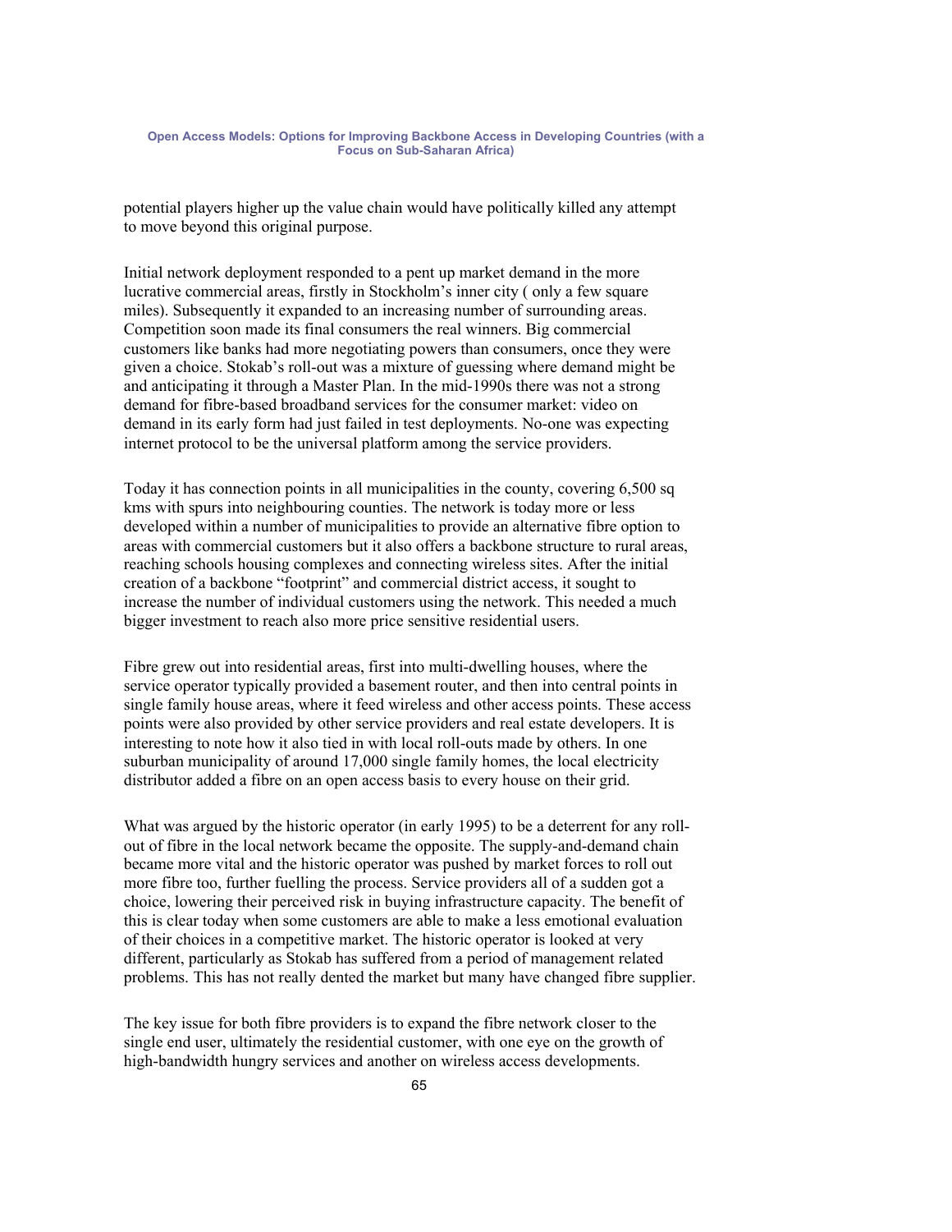potential players higher up the value chain would have politically killed any attempt to move beyond this original purpose.

Initial network deployment responded to a pent up market demand in the more lucrative commercial areas, firstly in Stockholm's inner city ( only a few square miles). Subsequently it expanded to an increasing number of surrounding areas. Competition soon made its final consumers the real winners. Big commercial customers like banks had more negotiating powers than consumers, once they were given a choice. Stokab's roll-out was a mixture of guessing where demand might be and anticipating it through a Master Plan. In the mid-1990s there was not a strong demand for fibre-based broadband services for the consumer market: video on demand in its early form had just failed in test deployments. No-one was expecting internet protocol to be the universal platform among the service providers.

Today it has connection points in all municipalities in the county, covering 6,500 sq kms with spurs into neighbouring counties. The network is today more or less developed within a number of municipalities to provide an alternative fibre option to areas with commercial customers but it also offers a backbone structure to rural areas, reaching schools housing complexes and connecting wireless sites. After the initial creation of a backbone "footprint" and commercial district access, it sought to increase the number of individual customers using the network. This needed a much bigger investment to reach also more price sensitive residential users.

Fibre grew out into residential areas, first into multi-dwelling houses, where the service operator typically provided a basement router, and then into central points in single family house areas, where it feed wireless and other access points. These access points were also provided by other service providers and real estate developers. It is interesting to note how it also tied in with local roll-outs made by others. In one suburban municipality of around 17,000 single family homes, the local electricity distributor added a fibre on an open access basis to every house on their grid.

What was argued by the historic operator (in early 1995) to be a deterrent for any roll-out of fibre in the local network became the opposite. The supply-and-demand chain became more vital and the historic operator was pushed by market forces to roll out more fibre too, further fuelling the process. Service providers all of a sudden got a choice, lowering their perceived risk in buying infrastructure capacity. The benefit of this is clear today when some customers are able to make a less emotional evaluation of their choices in a competitive market. The historic operator is looked at very different, particularly as Stokab has suffered from a period of management related problems. This has not really dented the market but many have changed fibre supplier.

The key issue for both fibre providers is to expand the fibre network closer to the single end user, ultimately the residential customer, with one eye on the growth of high-bandwidth hungry services and another on wireless access developments.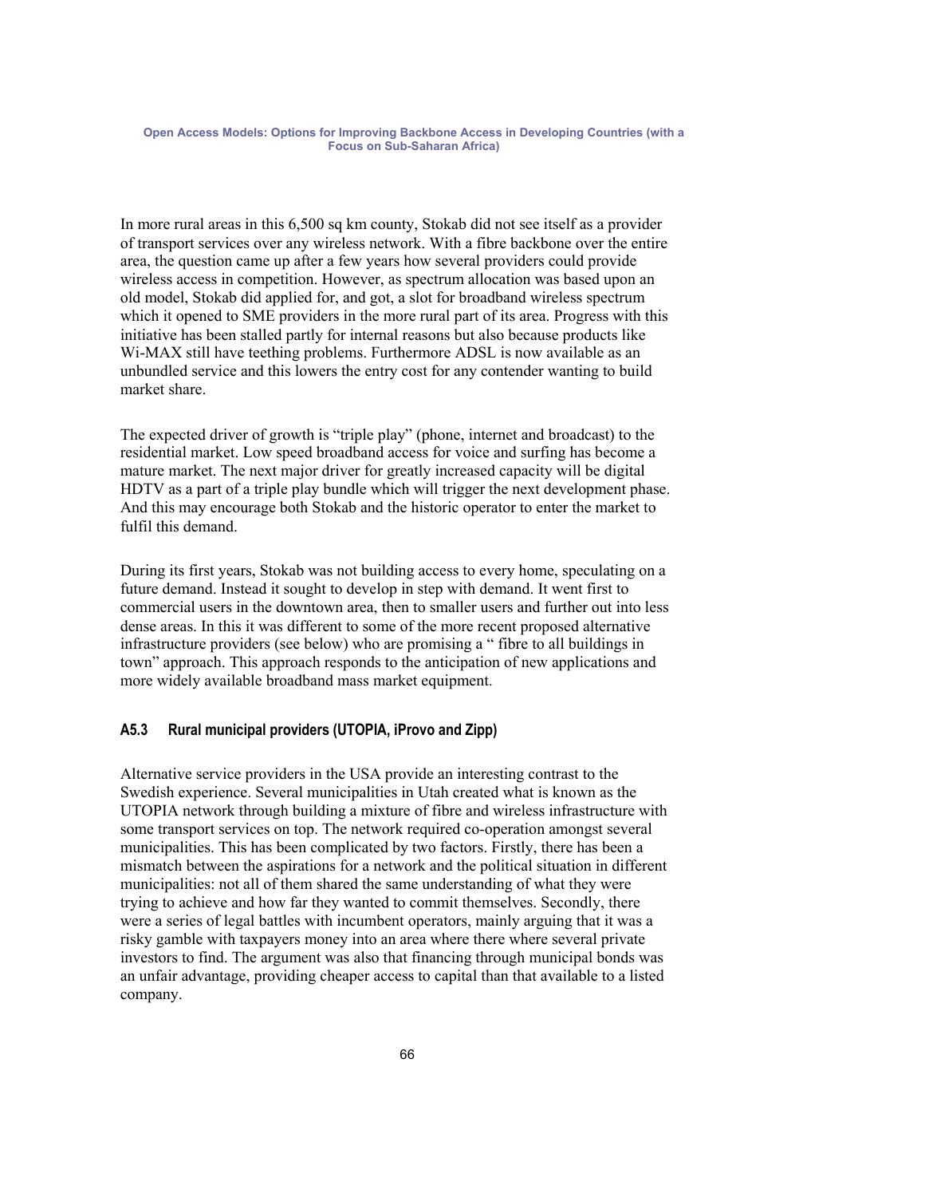In more rural areas in this 6,500 sq km county, Stokab did not see itself as a provider of transport services over any wireless network. With a fibre backbone over the entire area, the question came up after a few years how several providers could provide wireless access in competition. However, as spectrum allocation was based upon an old model, Stokab did applied for, and got, a slot for broadband wireless spectrum which it opened to SME providers in the more rural part of its area. Progress with this initiative has been stalled partly for internal reasons but also because products like Wi-MAX still have teething problems. Furthermore ADSL is now available as an unbundled service and this lowers the entry cost for any contender wanting to build market share.

The expected driver of growth is "triple play" (phone, internet and broadcast) to the residential market. Low speed broadband access for voice and surfing has become a mature market. The next major driver for greatly increased capacity will be digital HDTV as a part of a triple play bundle which will trigger the next development phase. And this may encourage both Stokab and the historic operator to enter the market to fulfil this demand.

During its first years, Stokab was not building access to every home, speculating on a future demand. Instead it sought to develop in step with demand. It went first to commercial users in the downtown area, then to smaller users and further out into less dense areas. In this it was different to some of the more recent proposed alternative infrastructure providers (see below) who are promising a " fibre to all buildings in town" approach. This approach responds to the anticipation of new applications and more widely available broadband mass market equipment.

### A5.3 Rural municipal providers (UTOPIA, iProvo and Zipp)

Alternative service providers in the USA provide an interesting contrast to the Swedish experience. Several municipalities in Utah created what is known as the UTOPIA network through building a mixture of fibre and wireless infrastructure with some transport services on top. The network required co-operation amongst several municipalities. This has been complicated by two factors. Firstly, there has been a mismatch between the aspirations for a network and the political situation in different municipalities: not all of them shared the same understanding of what they were trying to achieve and how far they wanted to commit themselves. Secondly, there were a series of legal battles with incumbent operators, mainly arguing that it was a risky gamble with taxpayers money into an area where there where several private investors to find. The argument was also that financing through municipal bonds was an unfair advantage, providing cheaper access to capital than that available to a listed company.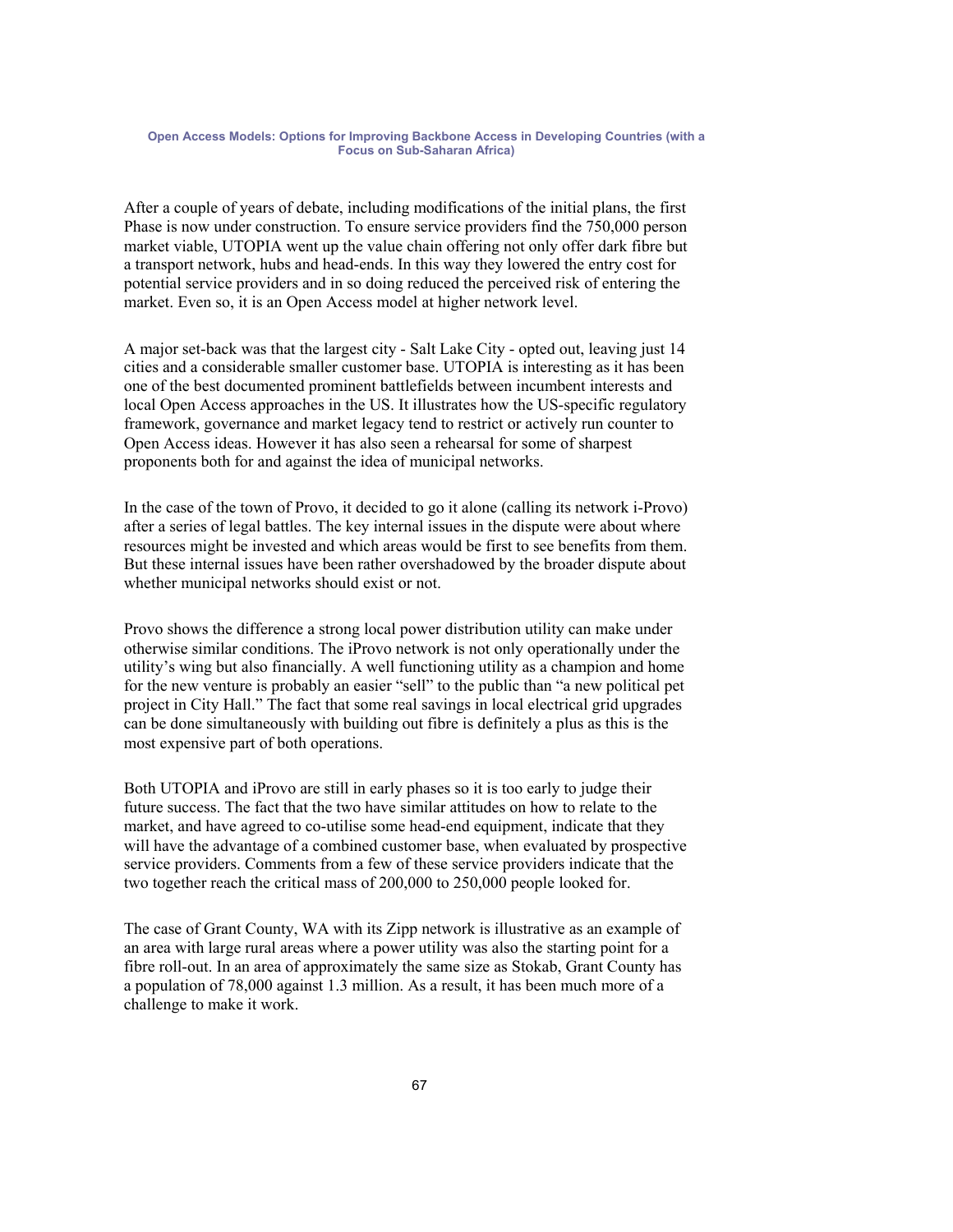After a couple of years of debate, including modifications of the initial plans, the first Phase is now under construction. To ensure service providers find the 750,000 person market viable, UTOPIA went up the value chain offering not only offer dark fibre but a transport network, hubs and head-ends. In this way they lowered the entry cost for potential service providers and in so doing reduced the perceived risk of entering the market. Even so, it is an Open Access model at higher network level.

A major set-back was that the largest city - Salt Lake City - opted out, leaving just 14 cities and a considerable smaller customer base. UTOPIA is interesting as it has been one of the best documented prominent battlefields between incumbent interests and local Open Access approaches in the US. It illustrates how the US-specific regulatory framework, governance and market legacy tend to restrict or actively run counter to Open Access ideas. However it has also seen a rehearsal for some of sharpest proponents both for and against the idea of municipal networks.

In the case of the town of Provo, it decided to go it alone (calling its network i-Provo) after a series of legal battles. The key internal issues in the dispute were about where resources might be invested and which areas would be first to see benefits from them. But these internal issues have been rather overshadowed by the broader dispute about whether municipal networks should exist or not.

Provo shows the difference a strong local power distribution utility can make under otherwise similar conditions. The iProvo network is not only operationally under the utility's wing but also financially. A well functioning utility as a champion and home for the new venture is probably an easier "sell" to the public than "a new political pet project in City Hall." The fact that some real savings in local electrical grid upgrades can be done simultaneously with building out fibre is definitely a plus as this is the most expensive part of both operations.

Both UTOPIA and iProvo are still in early phases so it is too early to judge their future success. The fact that the two have similar attitudes on how to relate to the market, and have agreed to co-utilise some head-end equipment, indicate that they will have the advantage of a combined customer base, when evaluated by prospective service providers. Comments from a few of these service providers indicate that the two together reach the critical mass of 200,000 to 250,000 people looked for.

The case of Grant County, WA with its Zipp network is illustrative as an example of an area with large rural areas where a power utility was also the starting point for a fibre roll-out. In an area of approximately the same size as Stokab, Grant County has a population of 78,000 against 1.3 million. As a result, it has been much more of a challenge to make it work.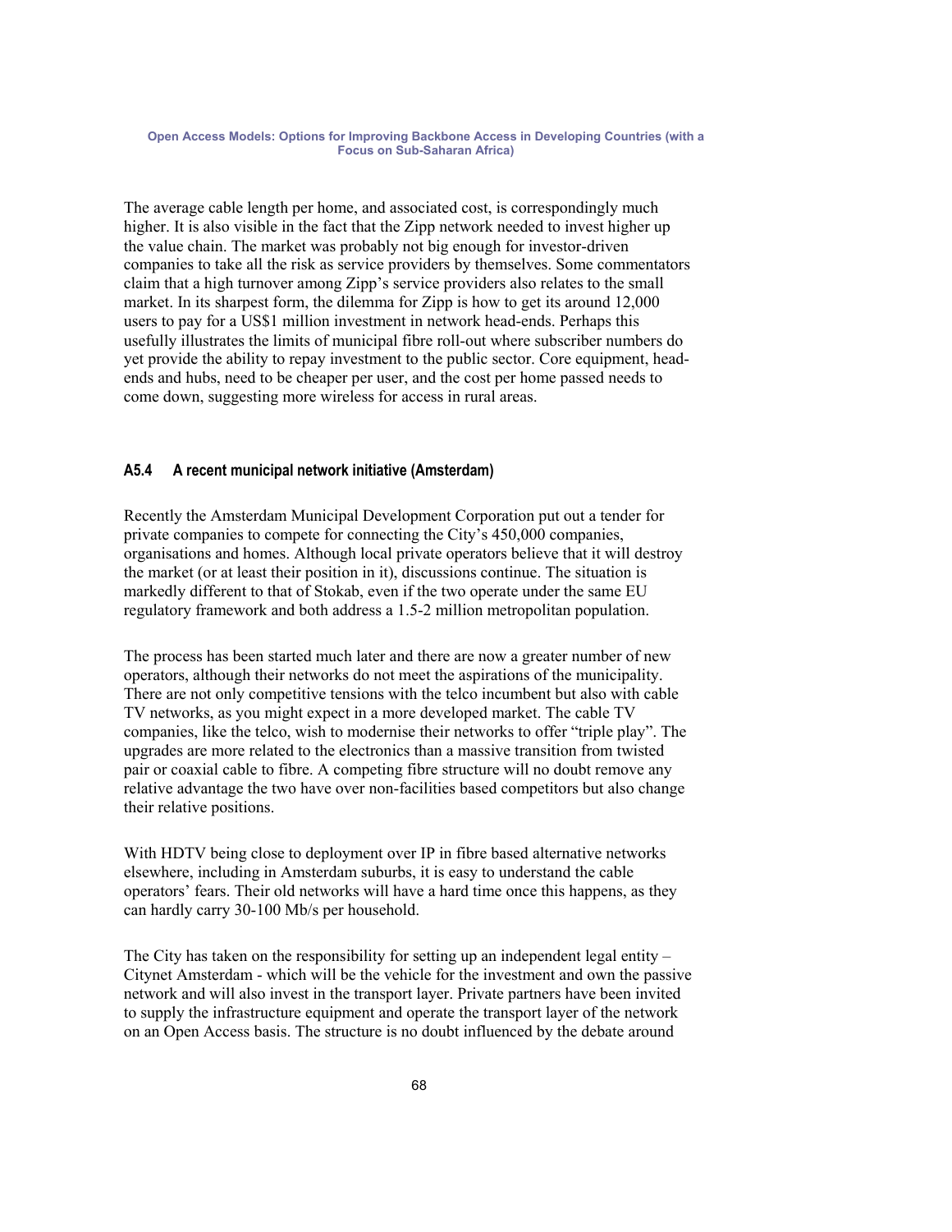The average cable length per home, and associated cost, is correspondingly much higher. It is also visible in the fact that the Zipp network needed to invest higher up the value chain. The market was probably not big enough for investor-driven companies to take all the risk as service providers by themselves. Some commentators claim that a high turnover among Zipp's service providers also relates to the small market. In its sharpest form, the dilemma for Zipp is how to get its around 12,000 users to pay for a US$1 million investment in network head-ends. Perhaps this usefully illustrates the limits of municipal fibre roll-out where subscriber numbers do yet provide the ability to repay investment to the public sector. Core equipment, head-ends and hubs, need to be cheaper per user, and the cost per home passed needs to come down, suggesting more wireless for access in rural areas.

### A5.4 A recent municipal network initiative (Amsterdam)

Recently the Amsterdam Municipal Development Corporation put out a tender for private companies to compete for connecting the City's 450,000 companies, organisations and homes. Although local private operators believe that it will destroy the market (or at least their position in it), discussions continue. The situation is markedly different to that of Stokab, even if the two operate under the same EU regulatory framework and both address a 1.5-2 million metropolitan population.

The process has been started much later and there are now a greater number of new operators, although their networks do not meet the aspirations of the municipality. There are not only competitive tensions with the telco incumbent but also with cable TV networks, as you might expect in a more developed market. The cable TV companies, like the telco, wish to modernise their networks to offer "triple play". The upgrades are more related to the electronics than a massive transition from twisted pair or coaxial cable to fibre. A competing fibre structure will no doubt remove any relative advantage the two have over non-facilities based competitors but also change their relative positions.

With HDTV being close to deployment over IP in fibre based alternative networks elsewhere, including in Amsterdam suburbs, it is easy to understand the cable operators' fears. Their old networks will have a hard time once this happens, as they can hardly carry 30-100 Mb/s per household.

The City has taken on the responsibility for setting up an independent legal entity – Citynet Amsterdam - which will be the vehicle for the investment and own the passive network and will also invest in the transport layer. Private partners have been invited to supply the infrastructure equipment and operate the transport layer of the network on an Open Access basis. The structure is no doubt influenced by the debate around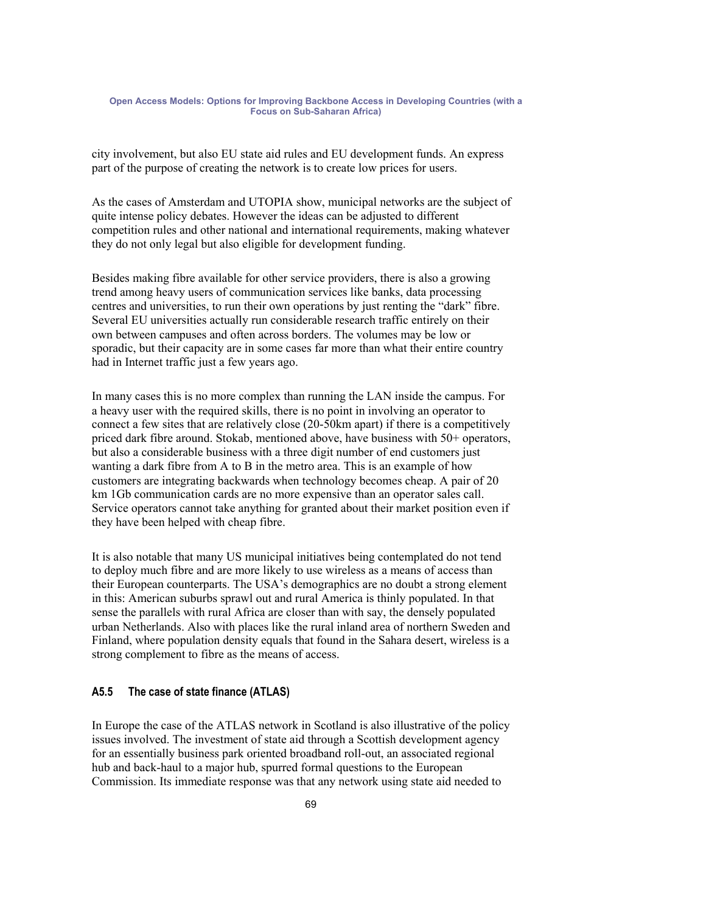city involvement, but also EU state aid rules and EU development funds. An express part of the purpose of creating the network is to create low prices for users.

As the cases of Amsterdam and UTOPIA show, municipal networks are the subject of quite intense policy debates. However the ideas can be adjusted to different competition rules and other national and international requirements, making whatever they do not only legal but also eligible for development funding.

Besides making fibre available for other service providers, there is also a growing trend among heavy users of communication services like banks, data processing centres and universities, to run their own operations by just renting the "dark" fibre. Several EU universities actually run considerable research traffic entirely on their own between campuses and often across borders. The volumes may be low or sporadic, but their capacity are in some cases far more than what their entire country had in Internet traffic just a few years ago.

In many cases this is no more complex than running the LAN inside the campus. For a heavy user with the required skills, there is no point in involving an operator to connect a few sites that are relatively close (20-50km apart) if there is a competitively priced dark fibre around. Stokab, mentioned above, have business with 50+ operators, but also a considerable business with a three digit number of end customers just wanting a dark fibre from A to B in the metro area. This is an example of how customers are integrating backwards when technology becomes cheap. A pair of 20 km 1Gb communication cards are no more expensive than an operator sales call. Service operators cannot take anything for granted about their market position even if they have been helped with cheap fibre.

It is also notable that many US municipal initiatives being contemplated do not tend to deploy much fibre and are more likely to use wireless as a means of access than their European counterparts. The USA's demographics are no doubt a strong element in this: American suburbs sprawl out and rural America is thinly populated. In that sense the parallels with rural Africa are closer than with say, the densely populated urban Netherlands. Also with places like the rural inland area of northern Sweden and Finland, where population density equals that found in the Sahara desert, wireless is a strong complement to fibre as the means of access.

### A5.5 The case of state finance (ATLAS)

In Europe the case of the ATLAS network in Scotland is also illustrative of the policy issues involved. The investment of state aid through a Scottish development agency for an essentially business park oriented broadband roll-out, an associated regional hub and back-haul to a major hub, spurred formal questions to the European Commission. Its immediate response was that any network using state aid needed to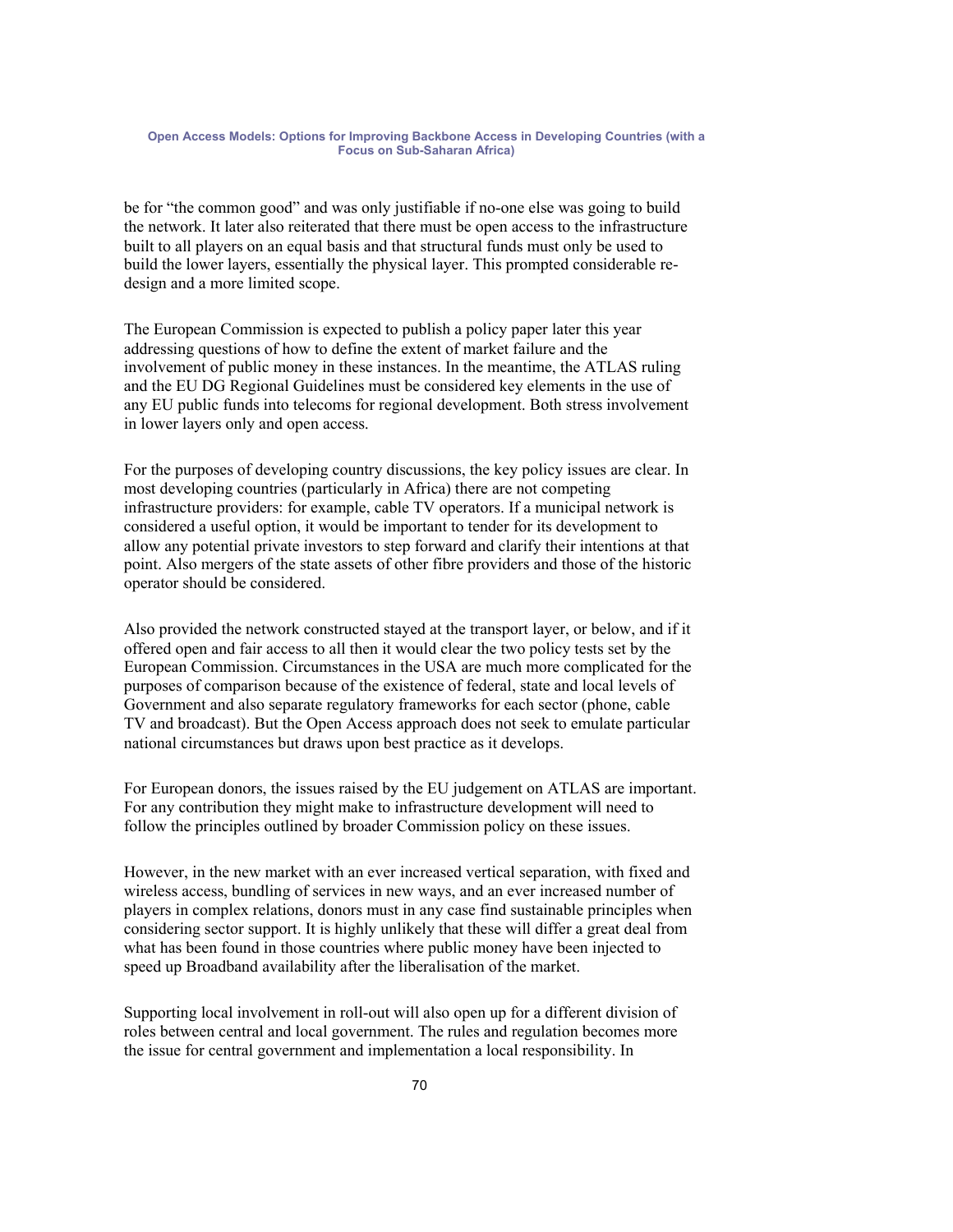be for "the common good" and was only justifiable if no-one else was going to build the network. It later also reiterated that there must be open access to the infrastructure built to all players on an equal basis and that structural funds must only be used to build the lower layers, essentially the physical layer. This prompted considerable re-design and a more limited scope.

The European Commission is expected to publish a policy paper later this year addressing questions of how to define the extent of market failure and the involvement of public money in these instances. In the meantime, the ATLAS ruling and the EU DG Regional Guidelines must be considered key elements in the use of any EU public funds into telecoms for regional development. Both stress involvement in lower layers only and open access.

For the purposes of developing country discussions, the key policy issues are clear. In most developing countries (particularly in Africa) there are not competing infrastructure providers: for example, cable TV operators. If a municipal network is considered a useful option, it would be important to tender for its development to allow any potential private investors to step forward and clarify their intentions at that point. Also mergers of the state assets of other fibre providers and those of the historic operator should be considered.

Also provided the network constructed stayed at the transport layer, or below, and if it offered open and fair access to all then it would clear the two policy tests set by the European Commission. Circumstances in the USA are much more complicated for the purposes of comparison because of the existence of federal, state and local levels of Government and also separate regulatory frameworks for each sector (phone, cable TV and broadcast). But the Open Access approach does not seek to emulate particular national circumstances but draws upon best practice as it develops.

For European donors, the issues raised by the EU judgement on ATLAS are important. For any contribution they might make to infrastructure development will need to follow the principles outlined by broader Commission policy on these issues.

However, in the new market with an ever increased vertical separation, with fixed and wireless access, bundling of services in new ways, and an ever increased number of players in complex relations, donors must in any case find sustainable principles when considering sector support. It is highly unlikely that these will differ a great deal from what has been found in those countries where public money have been injected to speed up Broadband availability after the liberalisation of the market.

Supporting local involvement in roll-out will also open up for a different division of roles between central and local government. The rules and regulation becomes more the issue for central government and implementation a local responsibility. In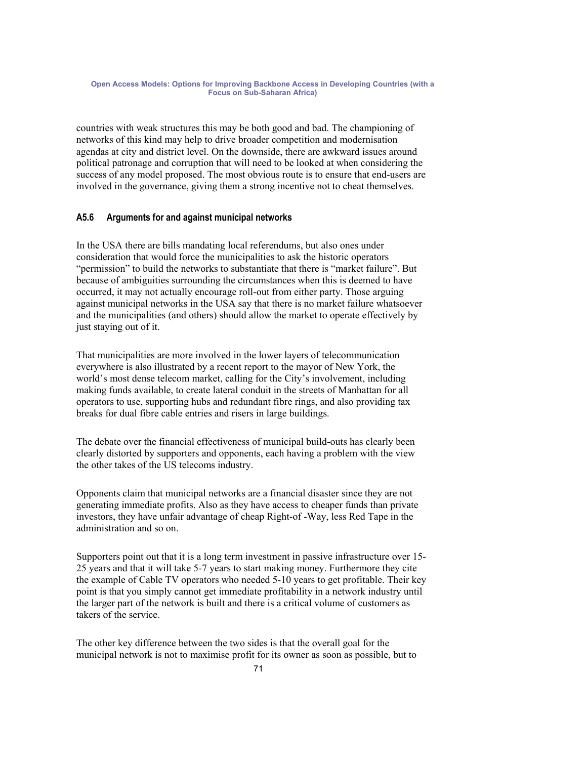countries with weak structures this may be both good and bad. The championing of networks of this kind may help to drive broader competition and modernisation agendas at city and district level. On the downside, there are awkward issues around political patronage and corruption that will need to be looked at when considering the success of any model proposed. The most obvious route is to ensure that end-users are involved in the governance, giving them a strong incentive not to cheat themselves.

### A5.6 Arguments for and against municipal networks

In the USA there are bills mandating local referendums, but also ones under consideration that would force the municipalities to ask the historic operators "permission" to build the networks to substantiate that there is "market failure". But because of ambiguities surrounding the circumstances when this is deemed to have occurred, it may not actually encourage roll-out from either party. Those arguing against municipal networks in the USA say that there is no market failure whatsoever and the municipalities (and others) should allow the market to operate effectively by just staying out of it.

That municipalities are more involved in the lower layers of telecommunication everywhere is also illustrated by a recent report to the mayor of New York, the world's most dense telecom market, calling for the City's involvement, including making funds available, to create lateral conduit in the streets of Manhattan for all operators to use, supporting hubs and redundant fibre rings, and also providing tax breaks for dual fibre cable entries and risers in large buildings.

The debate over the financial effectiveness of municipal build-outs has clearly been clearly distorted by supporters and opponents, each having a problem with the view the other takes of the US telecoms industry.

Opponents claim that municipal networks are a financial disaster since they are not generating immediate profits. Also as they have access to cheaper funds than private investors, they have unfair advantage of cheap Right-of -Way, less Red Tape in the administration and so on.

Supporters point out that it is a long term investment in passive infrastructure over 15-25 years and that it will take 5-7 years to start making money. Furthermore they cite the example of Cable TV operators who needed 5-10 years to get profitable. Their key point is that you simply cannot get immediate profitability in a network industry until the larger part of the network is built and there is a critical volume of customers as takers of the service.

The other key difference between the two sides is that the overall goal for the municipal network is not to maximise profit for its owner as soon as possible, but to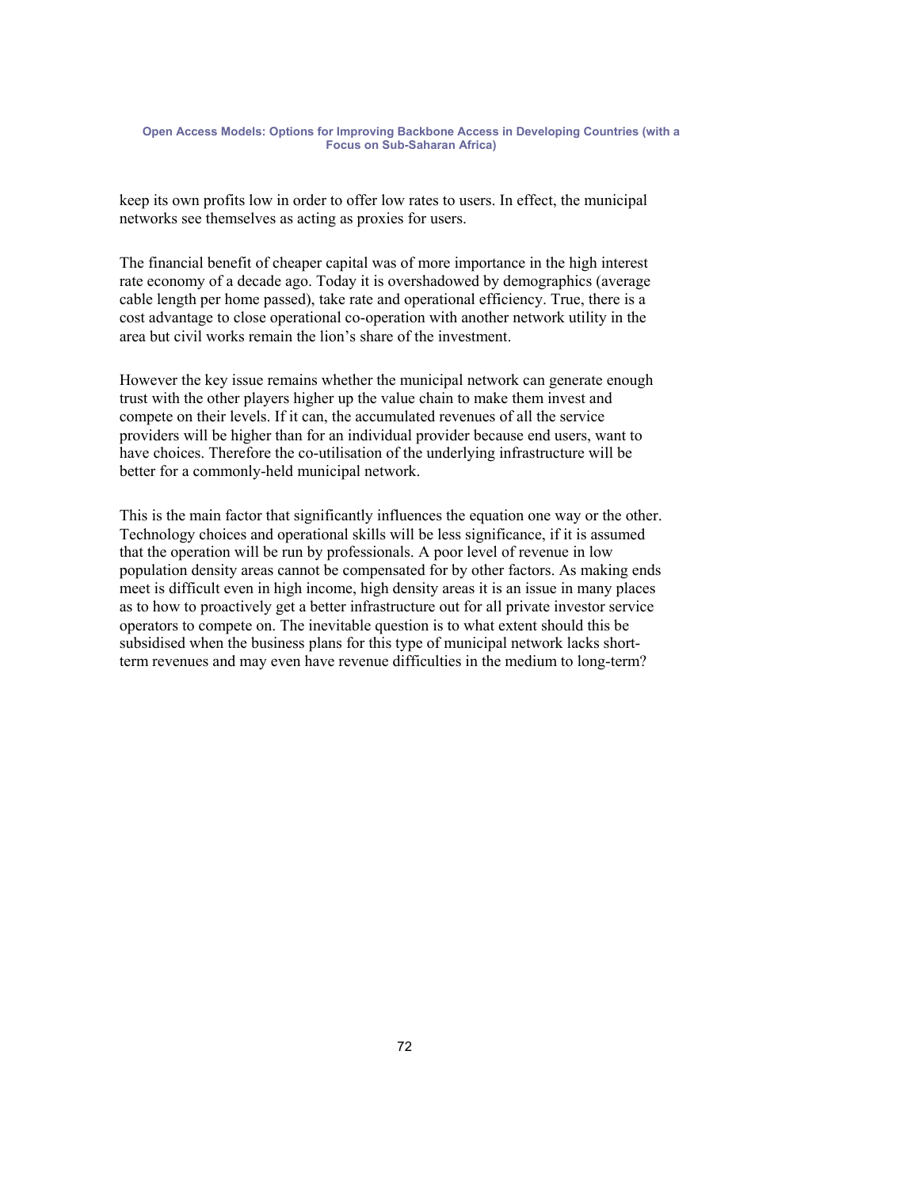keep its own profits low in order to offer low rates to users. In effect, the municipal networks see themselves as acting as proxies for users.

The financial benefit of cheaper capital was of more importance in the high interest rate economy of a decade ago. Today it is overshadowed by demographics (average cable length per home passed), take rate and operational efficiency. True, there is a cost advantage to close operational co-operation with another network utility in the area but civil works remain the lion's share of the investment.

However the key issue remains whether the municipal network can generate enough trust with the other players higher up the value chain to make them invest and compete on their levels. If it can, the accumulated revenues of all the service providers will be higher than for an individual provider because end users, want to have choices. Therefore the co-utilisation of the underlying infrastructure will be better for a commonly-held municipal network.

This is the main factor that significantly influences the equation one way or the other. Technology choices and operational skills will be less significance, if it is assumed that the operation will be run by professionals. A poor level of revenue in low population density areas cannot be compensated for by other factors. As making ends meet is difficult even in high income, high density areas it is an issue in many places as to how to proactively get a better infrastructure out for all private investor service operators to compete on. The inevitable question is to what extent should this be subsidised when the business plans for this type of municipal network lacks short-term revenues and may even have revenue difficulties in the medium to long-term?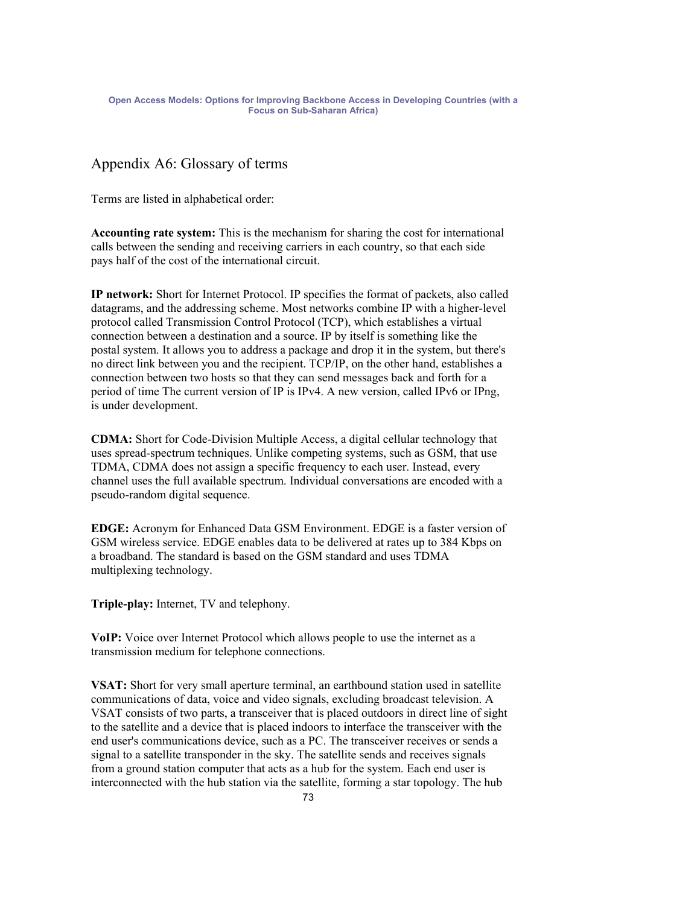## Appendix A6: Glossary of terms

Terms are listed in alphabetical order:

**Accounting rate system:** This is the mechanism for sharing the cost for international calls between the sending and receiving carriers in each country, so that each side pays half of the cost of the international circuit.

**IP network:** Short for Internet Protocol. IP specifies the format of packets, also called datagrams, and the addressing scheme. Most networks combine IP with a higher-level protocol called Transmission Control Protocol (TCP), which establishes a virtual connection between a destination and a source. IP by itself is something like the postal system. It allows you to address a package and drop it in the system, but there's no direct link between you and the recipient. TCP/IP, on the other hand, establishes a connection between two hosts so that they can send messages back and forth for a period of time The current version of IP is IPv4. A new version, called IPv6 or IPng, is under development.

**CDMA:** Short for Code-Division Multiple Access, a digital cellular technology that uses spread-spectrum techniques. Unlike competing systems, such as GSM, that use TDMA, CDMA does not assign a specific frequency to each user. Instead, every channel uses the full available spectrum. Individual conversations are encoded with a pseudo-random digital sequence.

**EDGE:** Acronym for Enhanced Data GSM Environment. EDGE is a faster version of GSM wireless service. EDGE enables data to be delivered at rates up to 384 Kbps on a broadband. The standard is based on the GSM standard and uses TDMA multiplexing technology.

**Triple-play:** Internet, TV and telephony.

**VoIP:** Voice over Internet Protocol which allows people to use the internet as a transmission medium for telephone connections.

**VSAT:** Short for very small aperture terminal, an earthbound station used in satellite communications of data, voice and video signals, excluding broadcast television. A VSAT consists of two parts, a transceiver that is placed outdoors in direct line of sight to the satellite and a device that is placed indoors to interface the transceiver with the end user's communications device, such as a PC. The transceiver receives or sends a signal to a satellite transponder in the sky. The satellite sends and receives signals from a ground station computer that acts as a hub for the system. Each end user is interconnected with the hub station via the satellite, forming a star topology. The hub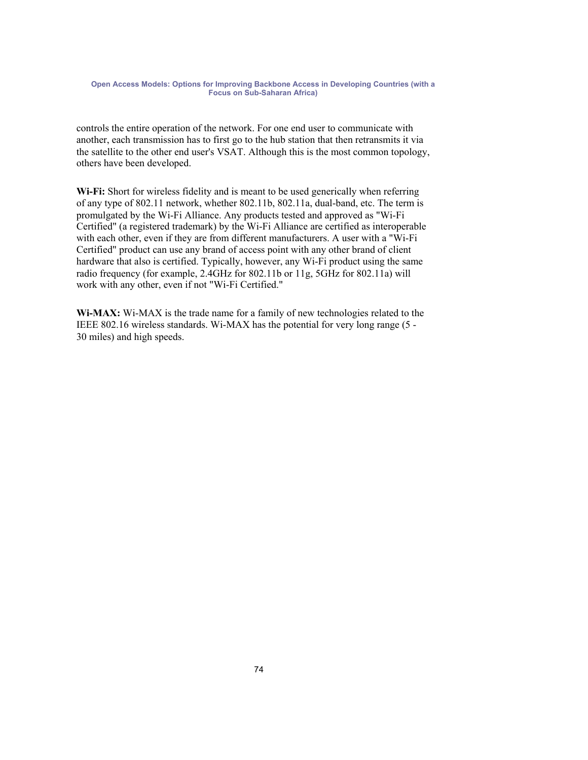controls the entire operation of the network. For one end user to communicate with another, each transmission has to first go to the hub station that then retransmits it via the satellite to the other end user's VSAT. Although this is the most common topology, others have been developed.

**Wi-Fi:** Short for wireless fidelity and is meant to be used generically when referring of any type of 802.11 network, whether 802.11b, 802.11a, dual-band, etc. The term is promulgated by the Wi-Fi Alliance. Any products tested and approved as "Wi-Fi Certified" (a registered trademark) by the Wi-Fi Alliance are certified as interoperable with each other, even if they are from different manufacturers. A user with a "Wi-Fi Certified" product can use any brand of access point with any other brand of client hardware that also is certified. Typically, however, any Wi-Fi product using the same radio frequency (for example, 2.4GHz for 802.11b or 11g, 5GHz for 802.11a) will work with any other, even if not "Wi-Fi Certified."

**Wi-MAX:** Wi-MAX is the trade name for a family of new technologies related to the IEEE 802.16 wireless standards. Wi-MAX has the potential for very long range (5 - 30 miles) and high speeds.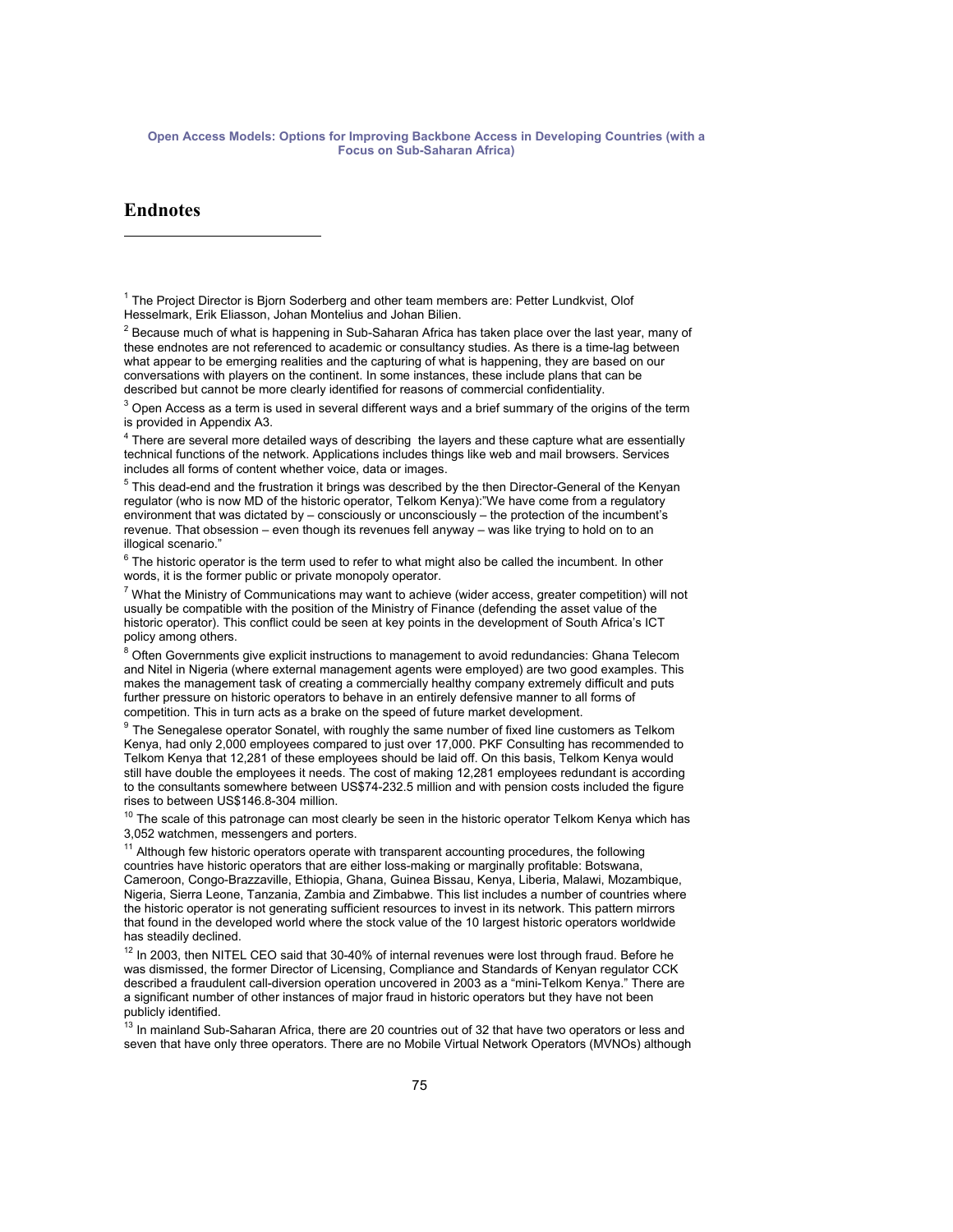## Endnotes

[1] The Project Director is Bjorn Soderberg and other team members are: Petter Lundkvist, Olof Hesselmark, Erik Eliasson, Johan Montelius and Johan Bilien.

[2] Because much of what is happening in Sub-Saharan Africa has taken place over the last year, many of these endnotes are not referenced to academic or consultancy studies. As there is a time-lag between what appear to be emerging realities and the capturing of what is happening, they are based on our conversations with players on the continent. In some instances, these include plans that can be described but cannot be more clearly identified for reasons of commercial confidentiality.

[3] Open Access as a term is used in several different ways and a brief summary of the origins of the term is provided in Appendix A3.

[4] There are several more detailed ways of describing the layers and these capture what are essentially technical functions of the network. Applications includes things like web and mail browsers. Services includes all forms of content whether voice, data or images.

[5] This dead-end and the frustration it brings was described by the then Director-General of the Kenyan regulator (who is now MD of the historic operator, Telkom Kenya):"We have come from a regulatory environment that was dictated by – consciously or unconsciously – the protection of the incumbent's revenue. That obsession – even though its revenues fell anyway – was like trying to hold on to an illogical scenario."

[6] The historic operator is the term used to refer to what might also be called the incumbent. In other words, it is the former public or private monopoly operator.

[7] What the Ministry of Communications may want to achieve (wider access, greater competition) will not usually be compatible with the position of the Ministry of Finance (defending the asset value of the historic operator). This conflict could be seen at key points in the development of South Africa's ICT policy among others.

[8] Often Governments give explicit instructions to management to avoid redundancies: Ghana Telecom and Nitel in Nigeria (where external management agents were employed) are two good examples. This makes the management task of creating a commercially healthy company extremely difficult and puts further pressure on historic operators to behave in an entirely defensive manner to all forms of competition. This in turn acts as a brake on the speed of future market development.

[9] The Senegalese operator Sonatel, with roughly the same number of fixed line customers as Telkom Kenya, had only 2,000 employees compared to just over 17,000. PKF Consulting has recommended to Telkom Kenya that 12,281 of these employees should be laid off. On this basis, Telkom Kenya would still have double the employees it needs. The cost of making 12,281 employees redundant is according to the consultants somewhere between US$74-232.5 million and with pension costs included the figure rises to between US$146.8-304 million.

[10] The scale of this patronage can most clearly be seen in the historic operator Telkom Kenya which has 3,052 watchmen, messengers and porters.

[11] Although few historic operators operate with transparent accounting procedures, the following countries have historic operators that are either loss-making or marginally profitable: Botswana, Cameroon, Congo-Brazzaville, Ethiopia, Ghana, Guinea Bissau, Kenya, Liberia, Malawi, Mozambique, Nigeria, Sierra Leone, Tanzania, Zambia and Zimbabwe. This list includes a number of countries where the historic operator is not generating sufficient resources to invest in its network. This pattern mirrors that found in the developed world where the stock value of the 10 largest historic operators worldwide has steadily declined.

[12] In 2003, then NITEL CEO said that 30-40% of internal revenues were lost through fraud. Before he was dismissed, the former Director of Licensing, Compliance and Standards of Kenyan regulator CCK described a fraudulent call-diversion operation uncovered in 2003 as a "mini-Telkom Kenya." There are a significant number of other instances of major fraud in historic operators but they have not been publicly identified.

[13] In mainland Sub-Saharan Africa, there are 20 countries out of 32 that have two operators or less and seven that have only three operators. There are no Mobile Virtual Network Operators (MVNOs) although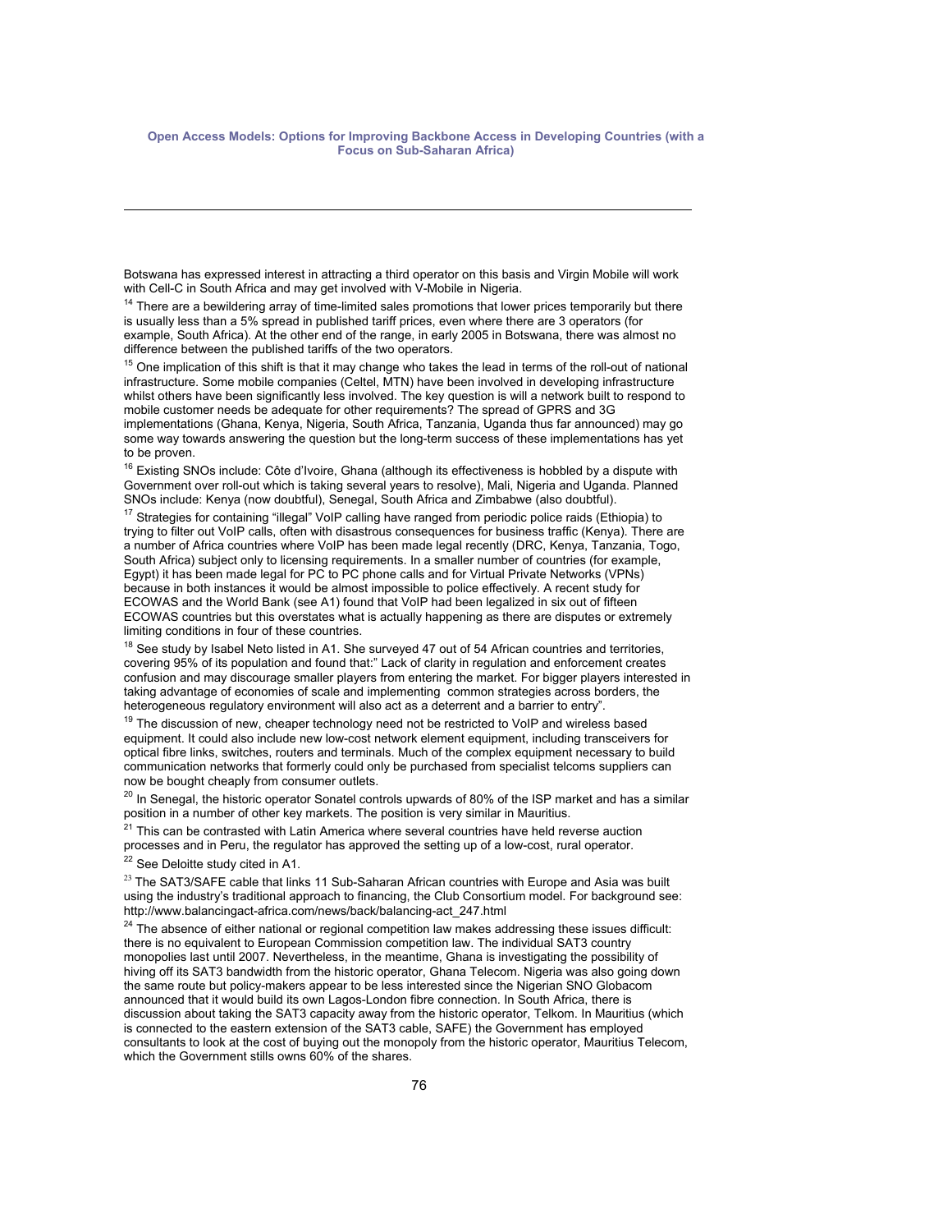Botswana has expressed interest in attracting a third operator on this basis and Virgin Mobile will work with Cell-C in South Africa and may get involved with V-Mobile in Nigeria.

[14] There are a bewildering array of time-limited sales promotions that lower prices temporarily but there is usually less than a 5% spread in published tariff prices, even where there are 3 operators (for example, South Africa). At the other end of the range, in early 2005 in Botswana, there was almost no difference between the published tariffs of the two operators.

[15] One implication of this shift is that it may change who takes the lead in terms of the roll-out of national infrastructure. Some mobile companies (Celtel, MTN) have been involved in developing infrastructure whilst others have been significantly less involved. The key question is will a network built to respond to mobile customer needs be adequate for other requirements? The spread of GPRS and 3G implementations (Ghana, Kenya, Nigeria, South Africa, Tanzania, Uganda thus far announced) may go some way towards answering the question but the long-term success of these implementations has yet to be proven.

[16] Existing SNOs include: Côte d'Ivoire, Ghana (although its effectiveness is hobbled by a dispute with Government over roll-out which is taking several years to resolve), Mali, Nigeria and Uganda. Planned SNOs include: Kenya (now doubtful), Senegal, South Africa and Zimbabwe (also doubtful).

[17] Strategies for containing "illegal" VoIP calling have ranged from periodic police raids (Ethiopia) to trying to filter out VoIP calls, often with disastrous consequences for business traffic (Kenya). There are a number of Africa countries where VoIP has been made legal recently (DRC, Kenya, Tanzania, Togo, South Africa) subject only to licensing requirements. In a smaller number of countries (for example, Egypt) it has been made legal for PC to PC phone calls and for Virtual Private Networks (VPNs) because in both instances it would be almost impossible to police effectively. A recent study for ECOWAS and the World Bank (see A1) found that VoIP had been legalized in six out of fifteen ECOWAS countries but this overstates what is actually happening as there are disputes or extremely limiting conditions in four of these countries.

[18] See study by Isabel Neto listed in A1. She surveyed 47 out of 54 African countries and territories, covering 95% of its population and found that:" Lack of clarity in regulation and enforcement creates confusion and may discourage smaller players from entering the market. For bigger players interested in taking advantage of economies of scale and implementing common strategies across borders, the heterogeneous regulatory environment will also act as a deterrent and a barrier to entry".

[19] The discussion of new, cheaper technology need not be restricted to VoIP and wireless based equipment. It could also include new low-cost network element equipment, including transceivers for optical fibre links, switches, routers and terminals. Much of the complex equipment necessary to build communication networks that formerly could only be purchased from specialist telcoms suppliers can now be bought cheaply from consumer outlets.

[20] In Senegal, the historic operator Sonatel controls upwards of 80% of the ISP market and has a similar position in a number of other key markets. The position is very similar in Mauritius.

[21] This can be contrasted with Latin America where several countries have held reverse auction processes and in Peru, the regulator has approved the setting up of a low-cost, rural operator.

[22] See Deloitte study cited in A1.

[23] The SAT3/SAFE cable that links 11 Sub-Saharan African countries with Europe and Asia was built using the industry's traditional approach to financing, the Club Consortium model. For background see: http://www.balancingact-africa.com/news/back/balancing-act_247.html

[24] The absence of either national or regional competition law makes addressing these issues difficult: there is no equivalent to European Commission competition law. The individual SAT3 country monopolies last until 2007. Nevertheless, in the meantime, Ghana is investigating the possibility of hiving off its SAT3 bandwidth from the historic operator, Ghana Telecom. Nigeria was also going down the same route but policy-makers appear to be less interested since the Nigerian SNO Globacom announced that it would build its own Lagos-London fibre connection. In South Africa, there is discussion about taking the SAT3 capacity away from the historic operator, Telkom. In Mauritius (which is connected to the eastern extension of the SAT3 cable, SAFE) the Government has employed consultants to look at the cost of buying out the monopoly from the historic operator, Mauritius Telecom, which the Government stills owns 60% of the shares.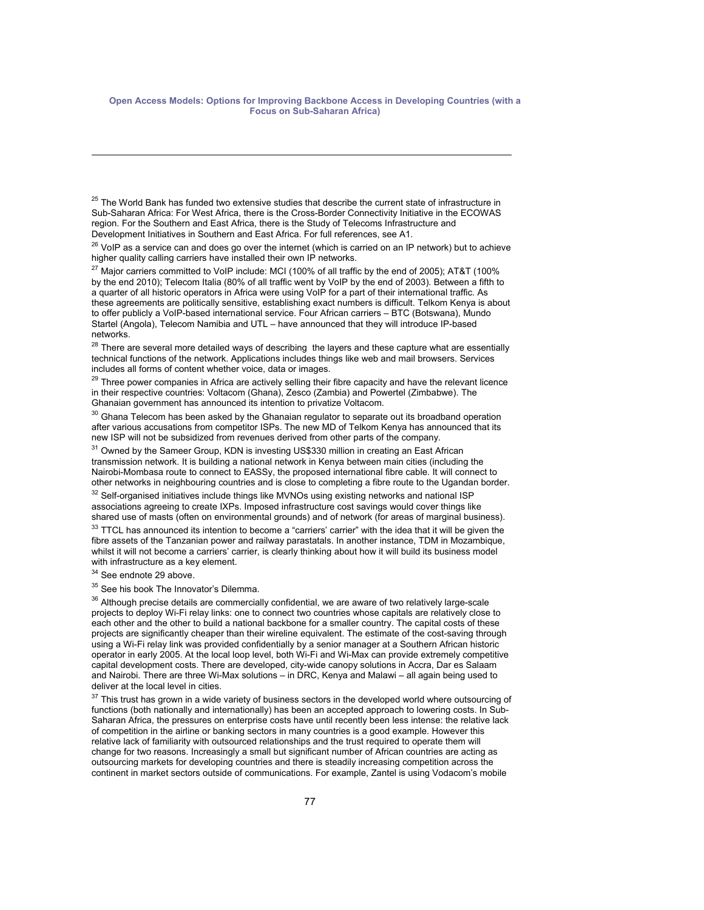[25] The World Bank has funded two extensive studies that describe the current state of infrastructure in Sub-Saharan Africa: For West Africa, there is the Cross-Border Connectivity Initiative in the ECOWAS region. For the Southern and East Africa, there is the Study of Telecoms Infrastructure and Development Initiatives in Southern and East Africa. For full references, see A1.

[26] VoIP as a service can and does go over the internet (which is carried on an IP network) but to achieve higher quality calling carriers have installed their own IP networks.

[27] Major carriers committed to VoIP include: MCI (100% of all traffic by the end of 2005); AT&T (100% by the end 2010); Telecom Italia (80% of all traffic went by VoIP by the end of 2003). Between a fifth to a quarter of all historic operators in Africa were using VoIP for a part of their international traffic. As these agreements are politically sensitive, establishing exact numbers is difficult. Telkom Kenya is about to offer publicly a VoIP-based international service. Four African carriers – BTC (Botswana), Mundo Startel (Angola), Telecom Namibia and UTL – have announced that they will introduce IP-based networks.

[28] There are several more detailed ways of describing the layers and these capture what are essentially technical functions of the network. Applications includes things like web and mail browsers. Services includes all forms of content whether voice, data or images.

[29] Three power companies in Africa are actively selling their fibre capacity and have the relevant licence in their respective countries: Voltacom (Ghana), Zesco (Zambia) and Powertel (Zimbabwe). The Ghanaian government has announced its intention to privatize Voltacom.

[30] Ghana Telecom has been asked by the Ghanaian regulator to separate out its broadband operation after various accusations from competitor ISPs. The new MD of Telkom Kenya has announced that its new ISP will not be subsidized from revenues derived from other parts of the company.

[31] Owned by the Sameer Group, KDN is investing US$330 million in creating an East African transmission network. It is building a national network in Kenya between main cities (including the Nairobi-Mombasa route to connect to EASSy, the proposed international fibre cable. It will connect to other networks in neighbouring countries and is close to completing a fibre route to the Ugandan border.

[32] Self-organised initiatives include things like MVNOs using existing networks and national ISP associations agreeing to create IXPs. Imposed infrastructure cost savings would cover things like shared use of masts (often on environmental grounds) and of network (for areas of marginal business).

[33] TTCL has announced its intention to become a "carriers' carrier" with the idea that it will be given the fibre assets of the Tanzanian power and railway parastatals. In another instance, TDM in Mozambique, whilst it will not become a carriers' carrier, is clearly thinking about how it will build its business model with infrastructure as a key element.

[34] See endnote 29 above.

[35] See his book The Innovator's Dilemma.

[36] Although precise details are commercially confidential, we are aware of two relatively large-scale projects to deploy Wi-Fi relay links: one to connect two countries whose capitals are relatively close to each other and the other to build a national backbone for a smaller country. The capital costs of these projects are significantly cheaper than their wireline equivalent. The estimate of the cost-saving through using a Wi-Fi relay link was provided confidentially by a senior manager at a Southern African historic operator in early 2005. At the local loop level, both Wi-Fi and Wi-Max can provide extremely competitive capital development costs. There are developed, city-wide canopy solutions in Accra, Dar es Salaam and Nairobi. There are three Wi-Max solutions – in DRC, Kenya and Malawi – all again being used to deliver at the local level in cities.

[37] This trust has grown in a wide variety of business sectors in the developed world where outsourcing of functions (both nationally and internationally) has been an accepted approach to lowering costs. In Sub-Saharan Africa, the pressures on enterprise costs have until recently been less intense: the relative lack of competition in the airline or banking sectors in many countries is a good example. However this relative lack of familiarity with outsourced relationships and the trust required to operate them will change for two reasons. Increasingly a small but significant number of African countries are acting as outsourcing markets for developing countries and there is steadily increasing competition across the continent in market sectors outside of communications. For example, Zantel is using Vodacom's mobile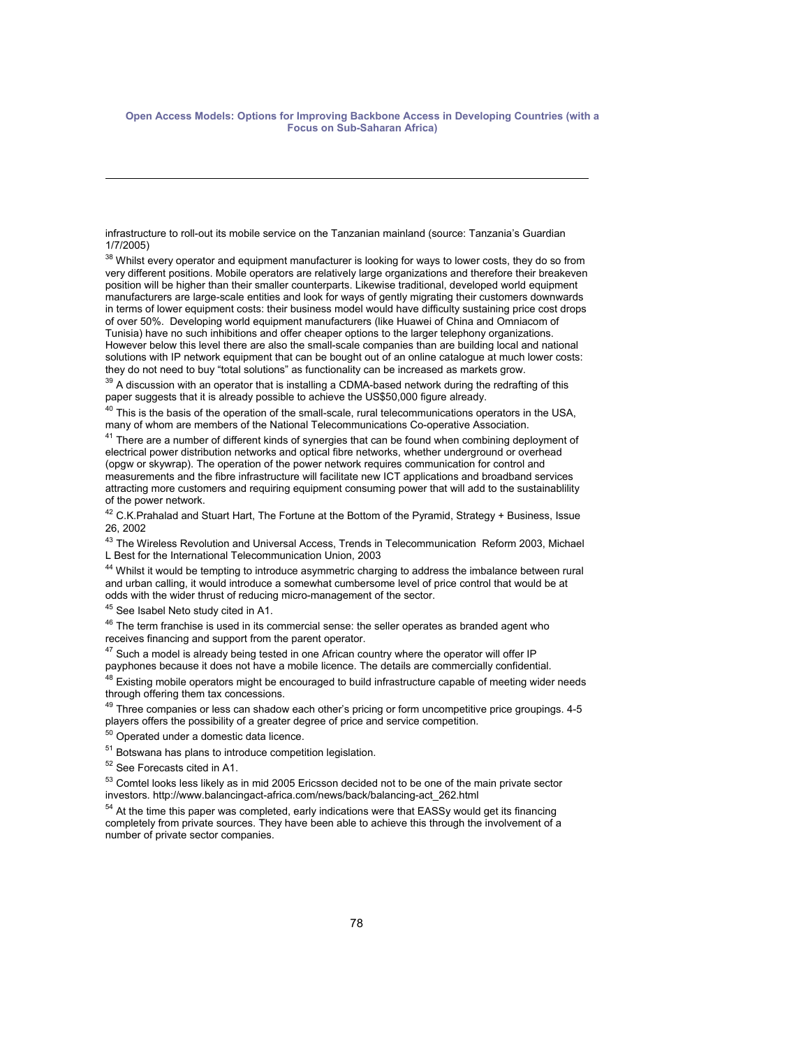infrastructure to roll-out its mobile service on the Tanzanian mainland (source: Tanzania's Guardian 1/7/2005)

[38] Whilst every operator and equipment manufacturer is looking for ways to lower costs, they do so from very different positions. Mobile operators are relatively large organizations and therefore their breakeven position will be higher than their smaller counterparts. Likewise traditional, developed world equipment manufacturers are large-scale entities and look for ways of gently migrating their customers downwards in terms of lower equipment costs: their business model would have difficulty sustaining price cost drops of over 50%. Developing world equipment manufacturers (like Huawei of China and Omniacom of Tunisia) have no such inhibitions and offer cheaper options to the larger telephony organizations. However below this level there are also the small-scale companies than are building local and national solutions with IP network equipment that can be bought out of an online catalogue at much lower costs: they do not need to buy "total solutions" as functionality can be increased as markets grow.

[39] A discussion with an operator that is installing a CDMA-based network during the redrafting of this paper suggests that it is already possible to achieve the US$50,000 figure already.

[40] This is the basis of the operation of the small-scale, rural telecommunications operators in the USA, many of whom are members of the National Telecommunications Co-operative Association.

[41] There are a number of different kinds of synergies that can be found when combining deployment of electrical power distribution networks and optical fibre networks, whether underground or overhead (opgw or skywrap). The operation of the power network requires communication for control and measurements and the fibre infrastructure will facilitate new ICT applications and broadband services attracting more customers and requiring equipment consuming power that will add to the sustainablility of the power network.

[42] C.K.Prahalad and Stuart Hart, The Fortune at the Bottom of the Pyramid, Strategy + Business, Issue 26, 2002

[43] The Wireless Revolution and Universal Access, Trends in Telecommunication Reform 2003, Michael L Best for the International Telecommunication Union, 2003

[44] Whilst it would be tempting to introduce asymmetric charging to address the imbalance between rural and urban calling, it would introduce a somewhat cumbersome level of price control that would be at odds with the wider thrust of reducing micro-management of the sector.

[45] See Isabel Neto study cited in A1.

[46] The term franchise is used in its commercial sense: the seller operates as branded agent who receives financing and support from the parent operator.

[47] Such a model is already being tested in one African country where the operator will offer IP payphones because it does not have a mobile licence. The details are commercially confidential.

[48] Existing mobile operators might be encouraged to build infrastructure capable of meeting wider needs through offering them tax concessions.

[49] Three companies or less can shadow each other's pricing or form uncompetitive price groupings. 4-5 players offers the possibility of a greater degree of price and service competition.

[50] Operated under a domestic data licence.

[51] Botswana has plans to introduce competition legislation.

[52] See Forecasts cited in A1.

[53] Comtel looks less likely as in mid 2005 Ericsson decided not to be one of the main private sector investors. http://www.balancingact-africa.com/news/back/balancing-act_262.html

[54] At the time this paper was completed, early indications were that EASSy would get its financing completely from private sources. They have been able to achieve this through the involvement of a number of private sector companies.